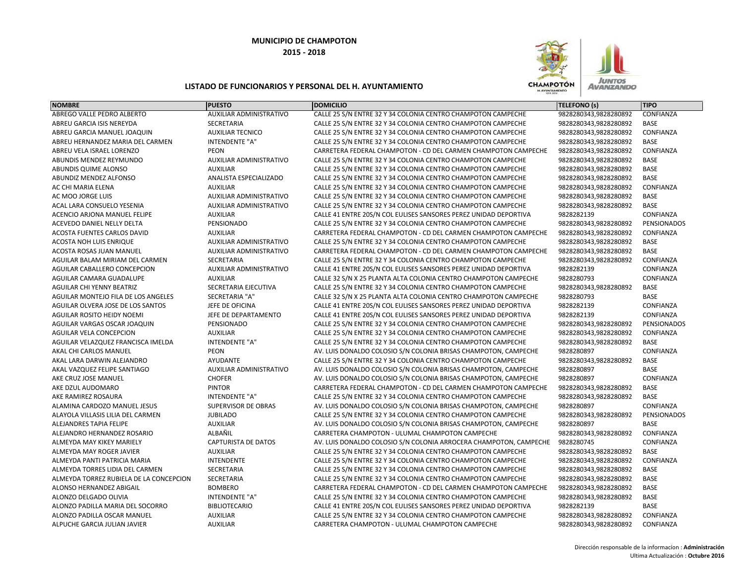**MUNICIPIO DE CHAMPOTON**

**2015 - 2018**

**LISTADO DE FUNCIONARIOS Y PERSONAL DEL H. AYUNTAMIENTO**

| NOMBRE | PUESTO | DOMICILIO | TELEFONO (s) | TIPO |
|---|---|---|---|---|
| ABREGO VALLE PEDRO ALBERTO | AUXILIAR ADMINISTRATIVO | CALLE 25 S/N ENTRE 32 Y 34 COLONIA CENTRO CHAMPOTON CAMPECHE | 9828280343,9828280892 | CONFIANZA |
| ABREU GARCIA ISIS NEREYDA | SECRETARIA | CALLE 25 S/N ENTRE 32 Y 34 COLONIA CENTRO CHAMPOTON CAMPECHE | 9828280343,9828280892 | BASE |
| ABREU GARCIA MANUEL JOAQUIN | AUXILIAR TECNICO | CALLE 25 S/N ENTRE 32 Y 34 COLONIA CENTRO CHAMPOTON CAMPECHE | 9828280343,9828280892 | CONFIANZA |
| ABREU HERNANDEZ MARIA DEL CARMEN | INTENDENTE "A" | CALLE 25 S/N ENTRE 32 Y 34 COLONIA CENTRO CHAMPOTON CAMPECHE | 9828280343,9828280892 | BASE |
| ABREU VELA ISRAEL LORENZO | PEON | CARRETERA FEDERAL CHAMPOTON - CD DEL CARMEN CHAMPOTON CAMPECHE | 9828280343,9828280892 | CONFIANZA |
| ABUNDIS MENDEZ REYMUNDO | AUXILIAR ADMINISTRATIVO | CALLE 25 S/N ENTRE 32 Y 34 COLONIA CENTRO CHAMPOTON CAMPECHE | 9828280343,9828280892 | BASE |
| ABUNDIS QUIME ALONSO | AUXILIAR | CALLE 25 S/N ENTRE 32 Y 34 COLONIA CENTRO CHAMPOTON CAMPECHE | 9828280343,9828280892 | BASE |
| ABUNDIZ MENDEZ ALFONSO | ANALISTA ESPECIALIZADO | CALLE 25 S/N ENTRE 32 Y 34 COLONIA CENTRO CHAMPOTON CAMPECHE | 9828280343,9828280892 | BASE |
| AC CHI MARIA ELENA | AUXILIAR | CALLE 25 S/N ENTRE 32 Y 34 COLONIA CENTRO CHAMPOTON CAMPECHE | 9828280343,9828280892 | CONFIANZA |
| AC MOO JORGE LUIS | AUXILIAR ADMINISTRATIVO | CALLE 25 S/N ENTRE 32 Y 34 COLONIA CENTRO CHAMPOTON CAMPECHE | 9828280343,9828280892 | BASE |
| ACAL LARA CONSUELO YESENIA | AUXILIAR ADMINISTRATIVO | CALLE 25 S/N ENTRE 32 Y 34 COLONIA CENTRO CHAMPOTON CAMPECHE | 9828280343,9828280892 | BASE |
| ACENCIO ARJONA MANUEL FELIPE | AUXILIAR | CALLE 41 ENTRE 20S/N COL EULISES SANSORES PEREZ UNIDAD DEPORTIVA | 9828282139 | CONFIANZA |
| ACEVEDO DANIEL NELLY DELTA | PENSIONADO | CALLE 25 S/N ENTRE 32 Y 34 COLONIA CENTRO CHAMPOTON CAMPECHE | 9828280343,9828280892 | PENSIONADOS |
| ACOSTA FUENTES CARLOS DAVID | AUXILIAR | CARRETERA FEDERAL CHAMPOTON - CD DEL CARMEN CHAMPOTON CAMPECHE | 9828280343,9828280892 | CONFIANZA |
| ACOSTA NOH LUIS ENRIQUE | AUXILIAR ADMINISTRATIVO | CALLE 25 S/N ENTRE 32 Y 34 COLONIA CENTRO CHAMPOTON CAMPECHE | 9828280343,9828280892 | BASE |
| ACOSTA ROSAS JUAN MANUEL | AUXILIAR ADMINISTRATIVO | CARRETERA FEDERAL CHAMPOTON - CD DEL CARMEN CHAMPOTON CAMPECHE | 9828280343,9828280892 | BASE |
| AGUILAR BALAM MIRIAM DEL CARMEN | SECRETARIA | CALLE 25 S/N ENTRE 32 Y 34 COLONIA CENTRO CHAMPOTON CAMPECHE | 9828280343,9828280892 | CONFIANZA |
| AGUILAR CABALLERO CONCEPCION | AUXILIAR ADMINISTRATIVO | CALLE 41 ENTRE 20S/N COL EULISES SANSORES PEREZ UNIDAD DEPORTIVA | 9828282139 | CONFIANZA |
| AGUILAR CAMARA GUADALUPE | AUXILIAR | CALLE 32 S/N X 25 PLANTA ALTA COLONIA CENTRO CHAMPOTON CAMPECHE | 9828280793 | CONFIANZA |
| AGUILAR CHI YENNY BEATRIZ | SECRETARIA EJECUTIVA | CALLE 25 S/N ENTRE 32 Y 34 COLONIA CENTRO CHAMPOTON CAMPECHE | 9828280343,9828280892 | BASE |
| AGUILAR MONTEJO FILA DE LOS ANGELES | SECRETARIA "A" | CALLE 32 S/N X 25 PLANTA ALTA COLONIA CENTRO CHAMPOTON CAMPECHE | 9828280793 | BASE |
| AGUILAR OLVERA JOSE DE LOS SANTOS | JEFE DE OFICINA | CALLE 41 ENTRE 20S/N COL EULISES SANSORES PEREZ UNIDAD DEPORTIVA | 9828282139 | CONFIANZA |
| AGUILAR ROSITO HEIDY NOEMI | JEFE DE DEPARTAMENTO | CALLE 41 ENTRE 20S/N COL EULISES SANSORES PEREZ UNIDAD DEPORTIVA | 9828282139 | CONFIANZA |
| AGUILAR VARGAS OSCAR JOAQUIN | PENSIONADO | CALLE 25 S/N ENTRE 32 Y 34 COLONIA CENTRO CHAMPOTON CAMPECHE | 9828280343,9828280892 | PENSIONADOS |
| AGUILAR VELA CONCEPCION | AUXILIAR | CALLE 25 S/N ENTRE 32 Y 34 COLONIA CENTRO CHAMPOTON CAMPECHE | 9828280343,9828280892 | CONFIANZA |
| AGUILAR VELAZQUEZ FRANCISCA IMELDA | INTENDENTE "A" | CALLE 25 S/N ENTRE 32 Y 34 COLONIA CENTRO CHAMPOTON CAMPECHE | 9828280343,9828280892 | BASE |
| AKAL CHI CARLOS MANUEL | PEON | AV. LUIS DONALDO COLOSIO S/N COLONIA BRISAS CHAMPOTON, CAMPECHE | 9828280897 | CONFIANZA |
| AKAL LARA DARWIN ALEJANDRO | AYUDANTE | CALLE 25 S/N ENTRE 32 Y 34 COLONIA CENTRO CHAMPOTON CAMPECHE | 9828280343,9828280892 | BASE |
| AKAL VAZQUEZ FELIPE SANTIAGO | AUXILIAR ADMINISTRATIVO | AV. LUIS DONALDO COLOSIO S/N COLONIA BRISAS CHAMPOTON, CAMPECHE | 9828280897 | BASE |
| AKE CRUZ JOSE MANUEL | CHOFER | AV. LUIS DONALDO COLOSIO S/N COLONIA BRISAS CHAMPOTON, CAMPECHE | 9828280897 | CONFIANZA |
| AKE DZUL AUDOMARO | PINTOR | CARRETERA FEDERAL CHAMPOTON - CD DEL CARMEN CHAMPOTON CAMPECHE | 9828280343,9828280892 | BASE |
| AKE RAMIREZ ROSAURA | INTENDENTE "A" | CALLE 25 S/N ENTRE 32 Y 34 COLONIA CENTRO CHAMPOTON CAMPECHE | 9828280343,9828280892 | BASE |
| ALAMINA CARDOZO MANUEL JESUS | SUPERVISOR DE OBRAS | AV. LUIS DONALDO COLOSIO S/N COLONIA BRISAS CHAMPOTON, CAMPECHE | 9828280897 | CONFIANZA |
| ALAYOLA VILLASIS LILIA DEL CARMEN | JUBILADO | CALLE 25 S/N ENTRE 32 Y 34 COLONIA CENTRO CHAMPOTON CAMPECHE | 9828280343,9828280892 | PENSIONADOS |
| ALEJANDRES TAPIA FELIPE | AUXILIAR | AV. LUIS DONALDO COLOSIO S/N COLONIA BRISAS CHAMPOTON, CAMPECHE | 9828280897 | BASE |
| ALEJANDRO HERNANDEZ ROSARIO | ALBAÑIL | CARRETERA CHAMPOTON - ULUMAL CHAMPOTON CAMPECHE | 9828280343,9828280892 | CONFIANZA |
| ALMEYDA MAY KIKEY MARIELY | CAPTURISTA DE DATOS | AV. LUIS DONALDO COLOSIO S/N COLONIA ARROCERA CHAMPOTON, CAMPECHE | 9828280745 | CONFIANZA |
| ALMEYDA MAY ROGER JAVIER | AUXILIAR | CALLE 25 S/N ENTRE 32 Y 34 COLONIA CENTRO CHAMPOTON CAMPECHE | 9828280343,9828280892 | BASE |
| ALMEYDA PANTI PATRICIA MARIA | INTENDENTE | CALLE 25 S/N ENTRE 32 Y 34 COLONIA CENTRO CHAMPOTON CAMPECHE | 9828280343,9828280892 | CONFIANZA |
| ALMEYDA TORRES LIDIA DEL CARMEN | SECRETARIA | CALLE 25 S/N ENTRE 32 Y 34 COLONIA CENTRO CHAMPOTON CAMPECHE | 9828280343,9828280892 | BASE |
| ALMEYDA TORREZ RUBIELA DE LA CONCEPCION | SECRETARIA | CALLE 25 S/N ENTRE 32 Y 34 COLONIA CENTRO CHAMPOTON CAMPECHE | 9828280343,9828280892 | BASE |
| ALONSO HERNANDEZ ABIGAIL | BOMBERO | CARRETERA FEDERAL CHAMPOTON - CD DEL CARMEN CHAMPOTON CAMPECHE | 9828280343,9828280892 | BASE |
| ALONZO DELGADO OLIVIA | INTENDENTE "A" | CALLE 25 S/N ENTRE 32 Y 34 COLONIA CENTRO CHAMPOTON CAMPECHE | 9828280343,9828280892 | BASE |
| ALONZO PADILLA MARIA DEL SOCORRO | BIBLIOTECARIO | CALLE 41 ENTRE 20S/N COL EULISES SANSORES PEREZ UNIDAD DEPORTIVA | 9828282139 | BASE |
| ALONZO PADILLA OSCAR MANUEL | AUXILIAR | CALLE 25 S/N ENTRE 32 Y 34 COLONIA CENTRO CHAMPOTON CAMPECHE | 9828280343,9828280892 | CONFIANZA |
| ALPUCHE GARCIA JULIAN JAVIER | AUXILIAR | CARRETERA CHAMPOTON - ULUMAL CHAMPOTON CAMPECHE | 9828280343,9828280892 | CONFIANZA |

Dirección responsable de la informacion : **Administración**

Ultima Actualización : **Octubre 2016**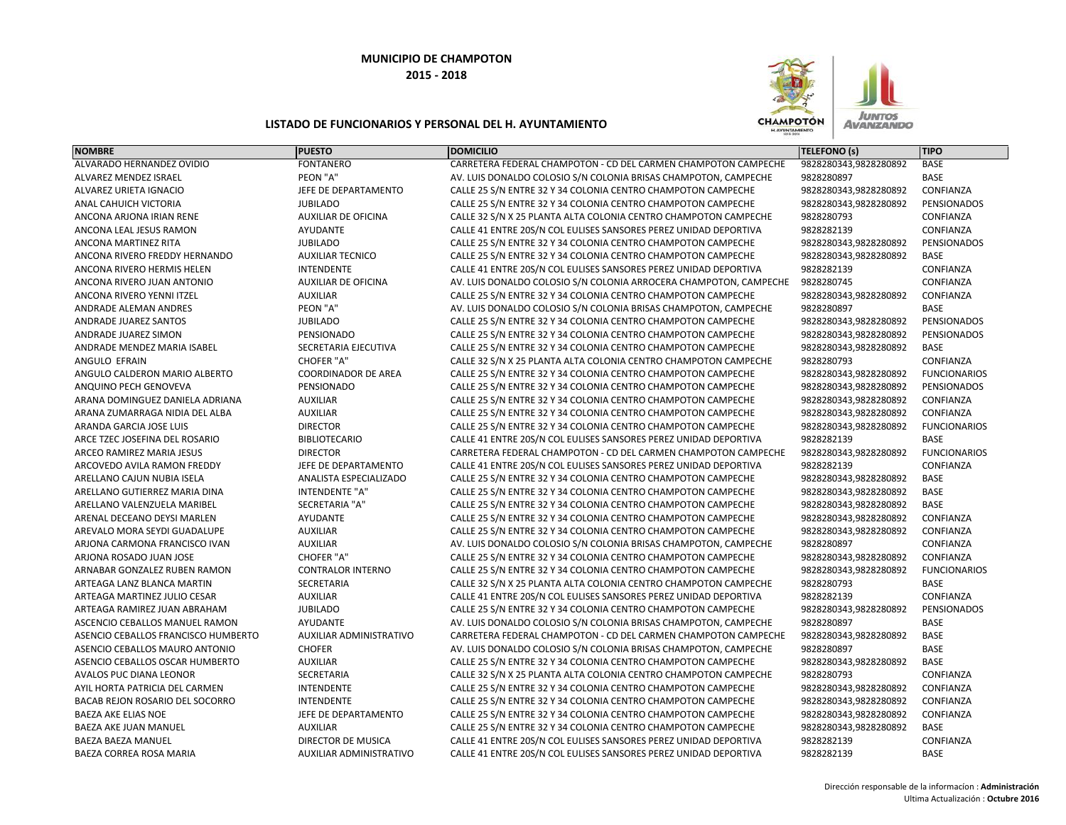**MUNICIPIO DE CHAMPOTON**

**2015 - 2018**

**LISTADO DE FUNCIONARIOS Y PERSONAL DEL H. AYUNTAMIENTO**

| NOMBRE | PUESTO | DOMICILIO | TELEFONO (s) | TIPO |
|---|---|---|---|---|
| ALVARADO HERNANDEZ OVIDIO | FONTANERO | CARRETERA FEDERAL CHAMPOTON - CD DEL CARMEN CHAMPOTON CAMPECHE | 9828280343,9828280892 | BASE |
| ALVAREZ MENDEZ ISRAEL | PEON "A" | AV. LUIS DONALDO COLOSIO S/N COLONIA BRISAS CHAMPOTON, CAMPECHE | 9828280897 | BASE |
| ALVAREZ URIETA IGNACIO | JEFE DE DEPARTAMENTO | CALLE 25 S/N ENTRE 32 Y 34 COLONIA CENTRO CHAMPOTON CAMPECHE | 9828280343,9828280892 | CONFIANZA |
| ANAL CAHUICH VICTORIA | JUBILADO | CALLE 25 S/N ENTRE 32 Y 34 COLONIA CENTRO CHAMPOTON CAMPECHE | 9828280343,9828280892 | PENSIONADOS |
| ANCONA ARJONA IRIAN RENE | AUXILIAR DE OFICINA | CALLE 32 S/N X 25 PLANTA ALTA COLONIA CENTRO CHAMPOTON CAMPECHE | 9828280793 | CONFIANZA |
| ANCONA LEAL JESUS RAMON | AYUDANTE | CALLE 41 ENTRE 20S/N COL EULISES SANSORES PEREZ UNIDAD DEPORTIVA | 9828282139 | CONFIANZA |
| ANCONA MARTINEZ RITA | JUBILADO | CALLE 25 S/N ENTRE 32 Y 34 COLONIA CENTRO CHAMPOTON CAMPECHE | 9828280343,9828280892 | PENSIONADOS |
| ANCONA RIVERO FREDDY HERNANDO | AUXILIAR TECNICO | CALLE 25 S/N ENTRE 32 Y 34 COLONIA CENTRO CHAMPOTON CAMPECHE | 9828280343,9828280892 | BASE |
| ANCONA RIVERO HERMIS HELEN | INTENDENTE | CALLE 41 ENTRE 20S/N COL EULISES SANSORES PEREZ UNIDAD DEPORTIVA | 9828282139 | CONFIANZA |
| ANCONA RIVERO JUAN ANTONIO | AUXILIAR DE OFICINA | AV. LUIS DONALDO COLOSIO S/N COLONIA ARROCERA CHAMPOTON, CAMPECHE | 9828280745 | CONFIANZA |
| ANCONA RIVERO YENNI ITZEL | AUXILIAR | CALLE 25 S/N ENTRE 32 Y 34 COLONIA CENTRO CHAMPOTON CAMPECHE | 9828280343,9828280892 | CONFIANZA |
| ANDRADE ALEMAN ANDRES | PEON "A" | AV. LUIS DONALDO COLOSIO S/N COLONIA BRISAS CHAMPOTON, CAMPECHE | 9828280897 | BASE |
| ANDRADE JUAREZ SANTOS | JUBILADO | CALLE 25 S/N ENTRE 32 Y 34 COLONIA CENTRO CHAMPOTON CAMPECHE | 9828280343,9828280892 | PENSIONADOS |
| ANDRADE JUAREZ SIMON | PENSIONADO | CALLE 25 S/N ENTRE 32 Y 34 COLONIA CENTRO CHAMPOTON CAMPECHE | 9828280343,9828280892 | PENSIONADOS |
| ANDRADE MENDEZ MARIA ISABEL | SECRETARIA EJECUTIVA | CALLE 25 S/N ENTRE 32 Y 34 COLONIA CENTRO CHAMPOTON CAMPECHE | 9828280343,9828280892 | BASE |
| ANGULO EFRAIN | CHOFER "A" | CALLE 32 S/N X 25 PLANTA ALTA COLONIA CENTRO CHAMPOTON CAMPECHE | 9828280793 | CONFIANZA |
| ANGULO CALDERON MARIO ALBERTO | COORDINADOR DE AREA | CALLE 25 S/N ENTRE 32 Y 34 COLONIA CENTRO CHAMPOTON CAMPECHE | 9828280343,9828280892 | FUNCIONARIOS |
| ANQUINO PECH GENOVEVA | PENSIONADO | CALLE 25 S/N ENTRE 32 Y 34 COLONIA CENTRO CHAMPOTON CAMPECHE | 9828280343,9828280892 | PENSIONADOS |
| ARANA DOMINGUEZ DANIELA ADRIANA | AUXILIAR | CALLE 25 S/N ENTRE 32 Y 34 COLONIA CENTRO CHAMPOTON CAMPECHE | 9828280343,9828280892 | CONFIANZA |
| ARANA ZUMARRAGA NIDIA DEL ALBA | AUXILIAR | CALLE 25 S/N ENTRE 32 Y 34 COLONIA CENTRO CHAMPOTON CAMPECHE | 9828280343,9828280892 | CONFIANZA |
| ARANDA GARCIA JOSE LUIS | DIRECTOR | CALLE 25 S/N ENTRE 32 Y 34 COLONIA CENTRO CHAMPOTON CAMPECHE | 9828280343,9828280892 | FUNCIONARIOS |
| ARCE TZEC JOSEFINA DEL ROSARIO | BIBLIOTECARIO | CALLE 41 ENTRE 20S/N COL EULISES SANSORES PEREZ UNIDAD DEPORTIVA | 9828282139 | BASE |
| ARCEO RAMIREZ MARIA JESUS | DIRECTOR | CARRETERA FEDERAL CHAMPOTON - CD DEL CARMEN CHAMPOTON CAMPECHE | 9828280343,9828280892 | FUNCIONARIOS |
| ARCOVEDO AVILA RAMON FREDDY | JEFE DE DEPARTAMENTO | CALLE 41 ENTRE 20S/N COL EULISES SANSORES PEREZ UNIDAD DEPORTIVA | 9828282139 | CONFIANZA |
| ARELLANO CAJUN NUBIA ISELA | ANALISTA ESPECIALIZADO | CALLE 25 S/N ENTRE 32 Y 34 COLONIA CENTRO CHAMPOTON CAMPECHE | 9828280343,9828280892 | BASE |
| ARELLANO GUTIERREZ MARIA DINA | INTENDENTE "A" | CALLE 25 S/N ENTRE 32 Y 34 COLONIA CENTRO CHAMPOTON CAMPECHE | 9828280343,9828280892 | BASE |
| ARELLANO VALENZUELA MARIBEL | SECRETARIA "A" | CALLE 25 S/N ENTRE 32 Y 34 COLONIA CENTRO CHAMPOTON CAMPECHE | 9828280343,9828280892 | BASE |
| ARENAL DECEANO DEYSI MARLEN | AYUDANTE | CALLE 25 S/N ENTRE 32 Y 34 COLONIA CENTRO CHAMPOTON CAMPECHE | 9828280343,9828280892 | CONFIANZA |
| AREVALO MORA SEYDI GUADALUPE | AUXILIAR | CALLE 25 S/N ENTRE 32 Y 34 COLONIA CENTRO CHAMPOTON CAMPECHE | 9828280343,9828280892 | CONFIANZA |
| ARJONA CARMONA FRANCISCO IVAN | AUXILIAR | AV. LUIS DONALDO COLOSIO S/N COLONIA BRISAS CHAMPOTON, CAMPECHE | 9828280897 | CONFIANZA |
| ARJONA ROSADO JUAN JOSE | CHOFER "A" | CALLE 25 S/N ENTRE 32 Y 34 COLONIA CENTRO CHAMPOTON CAMPECHE | 9828280343,9828280892 | CONFIANZA |
| ARNABAR GONZALEZ RUBEN RAMON | CONTRALOR INTERNO | CALLE 25 S/N ENTRE 32 Y 34 COLONIA CENTRO CHAMPOTON CAMPECHE | 9828280343,9828280892 | FUNCIONARIOS |
| ARTEAGA LANZ BLANCA MARTIN | SECRETARIA | CALLE 32 S/N X 25 PLANTA ALTA COLONIA CENTRO CHAMPOTON CAMPECHE | 9828280793 | BASE |
| ARTEAGA MARTINEZ JULIO CESAR | AUXILIAR | CALLE 41 ENTRE 20S/N COL EULISES SANSORES PEREZ UNIDAD DEPORTIVA | 9828282139 | CONFIANZA |
| ARTEAGA RAMIREZ JUAN ABRAHAM | JUBILADO | CALLE 25 S/N ENTRE 32 Y 34 COLONIA CENTRO CHAMPOTON CAMPECHE | 9828280343,9828280892 | PENSIONADOS |
| ASCENCIO CEBALLOS MANUEL RAMON | AYUDANTE | AV. LUIS DONALDO COLOSIO S/N COLONIA BRISAS CHAMPOTON, CAMPECHE | 9828280897 | BASE |
| ASENCIO CEBALLOS FRANCISCO HUMBERTO | AUXILIAR ADMINISTRATIVO | CARRETERA FEDERAL CHAMPOTON - CD DEL CARMEN CHAMPOTON CAMPECHE | 9828280343,9828280892 | BASE |
| ASENCIO CEBALLOS MAURO ANTONIO | CHOFER | AV. LUIS DONALDO COLOSIO S/N COLONIA BRISAS CHAMPOTON, CAMPECHE | 9828280897 | BASE |
| ASENCIO CEBALLOS OSCAR HUMBERTO | AUXILIAR | CALLE 25 S/N ENTRE 32 Y 34 COLONIA CENTRO CHAMPOTON CAMPECHE | 9828280343,9828280892 | BASE |
| AVALOS PUC DIANA LEONOR | SECRETARIA | CALLE 32 S/N X 25 PLANTA ALTA COLONIA CENTRO CHAMPOTON CAMPECHE | 9828280793 | CONFIANZA |
| AYIL HORTA PATRICIA DEL CARMEN | INTENDENTE | CALLE 25 S/N ENTRE 32 Y 34 COLONIA CENTRO CHAMPOTON CAMPECHE | 9828280343,9828280892 | CONFIANZA |
| BACAB REJON ROSARIO DEL SOCORRO | INTENDENTE | CALLE 25 S/N ENTRE 32 Y 34 COLONIA CENTRO CHAMPOTON CAMPECHE | 9828280343,9828280892 | CONFIANZA |
| BAEZA AKE ELIAS NOE | JEFE DE DEPARTAMENTO | CALLE 25 S/N ENTRE 32 Y 34 COLONIA CENTRO CHAMPOTON CAMPECHE | 9828280343,9828280892 | CONFIANZA |
| BAEZA AKE JUAN MANUEL | AUXILIAR | CALLE 25 S/N ENTRE 32 Y 34 COLONIA CENTRO CHAMPOTON CAMPECHE | 9828280343,9828280892 | BASE |
| BAEZA BAEZA MANUEL | DIRECTOR DE MUSICA | CALLE 41 ENTRE 20S/N COL EULISES SANSORES PEREZ UNIDAD DEPORTIVA | 9828282139 | CONFIANZA |
| BAEZA CORREA ROSA MARIA | AUXILIAR ADMINISTRATIVO | CALLE 41 ENTRE 20S/N COL EULISES SANSORES PEREZ UNIDAD DEPORTIVA | 9828282139 | BASE |

Dirección responsable de la informacion : **Administración**
Ultima Actualización : **Octubre 2016**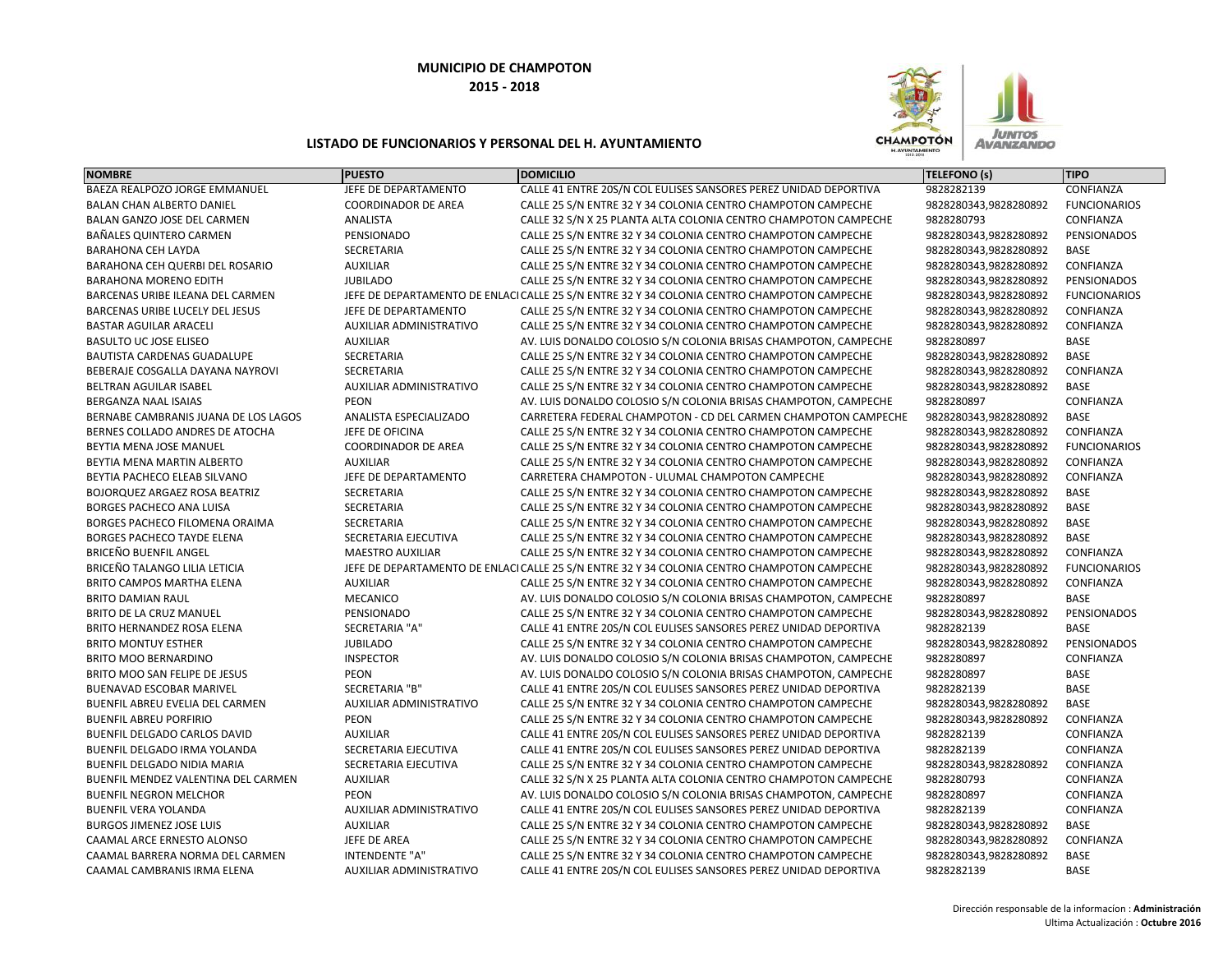**MUNICIPIO DE CHAMPOTON**

**2015 - 2018**

**LISTADO DE FUNCIONARIOS Y PERSONAL DEL H. AYUNTAMIENTO**

| NOMBRE | PUESTO | DOMICILIO | TELEFONO (s) | TIPO |
|---|---|---|---|---|
| BAEZA REALPOZO JORGE EMMANUEL | JEFE DE DEPARTAMENTO | CALLE 41 ENTRE 20S/N COL EULISES SANSORES PEREZ UNIDAD DEPORTIVA | 9828282139 | CONFIANZA |
| BALAN CHAN ALBERTO DANIEL | COORDINADOR DE AREA | CALLE 25 S/N ENTRE 32 Y 34 COLONIA CENTRO CHAMPOTON CAMPECHE | 9828280343,9828280892 | FUNCIONARIOS |
| BALAN GANZO JOSE DEL CARMEN | ANALISTA | CALLE 32 S/N X 25 PLANTA ALTA COLONIA CENTRO CHAMPOTON CAMPECHE | 9828280793 | CONFIANZA |
| BAÑALES QUINTERO CARMEN | PENSIONADO | CALLE 25 S/N ENTRE 32 Y 34 COLONIA CENTRO CHAMPOTON CAMPECHE | 9828280343,9828280892 | PENSIONADOS |
| BARAHONA CEH LAYDA | SECRETARIA | CALLE 25 S/N ENTRE 32 Y 34 COLONIA CENTRO CHAMPOTON CAMPECHE | 9828280343,9828280892 | BASE |
| BARAHONA CEH QUERBI DEL ROSARIO | AUXILIAR | CALLE 25 S/N ENTRE 32 Y 34 COLONIA CENTRO CHAMPOTON CAMPECHE | 9828280343,9828280892 | CONFIANZA |
| BARAHONA MORENO EDITH | JUBILADO | CALLE 25 S/N ENTRE 32 Y 34 COLONIA CENTRO CHAMPOTON CAMPECHE | 9828280343,9828280892 | PENSIONADOS |
| BARCENAS URIBE ILEANA DEL CARMEN | JEFE DE DEPARTAMENTO DE ENLACI | CALLE 25 S/N ENTRE 32 Y 34 COLONIA CENTRO CHAMPOTON CAMPECHE | 9828280343,9828280892 | FUNCIONARIOS |
| BARCENAS URIBE LUCELY DEL JESUS | JEFE DE DEPARTAMENTO | CALLE 25 S/N ENTRE 32 Y 34 COLONIA CENTRO CHAMPOTON CAMPECHE | 9828280343,9828280892 | CONFIANZA |
| BASTAR AGUILAR ARACELI | AUXILIAR ADMINISTRATIVO | CALLE 25 S/N ENTRE 32 Y 34 COLONIA CENTRO CHAMPOTON CAMPECHE | 9828280343,9828280892 | CONFIANZA |
| BASULTO UC JOSE ELISEO | AUXILIAR | AV. LUIS DONALDO COLOSIO S/N COLONIA BRISAS CHAMPOTON, CAMPECHE | 9828280897 | BASE |
| BAUTISTA CARDENAS GUADALUPE | SECRETARIA | CALLE 25 S/N ENTRE 32 Y 34 COLONIA CENTRO CHAMPOTON CAMPECHE | 9828280343,9828280892 | BASE |
| BEBERAJE COSGALLA DAYANA NAYROVI | SECRETARIA | CALLE 25 S/N ENTRE 32 Y 34 COLONIA CENTRO CHAMPOTON CAMPECHE | 9828280343,9828280892 | CONFIANZA |
| BELTRAN AGUILAR ISABEL | AUXILIAR ADMINISTRATIVO | CALLE 25 S/N ENTRE 32 Y 34 COLONIA CENTRO CHAMPOTON CAMPECHE | 9828280343,9828280892 | BASE |
| BERGANZA NAAL ISAIAS | PEON | AV. LUIS DONALDO COLOSIO S/N COLONIA BRISAS CHAMPOTON, CAMPECHE | 9828280897 | CONFIANZA |
| BERNABE CAMBRANIS JUANA DE LOS LAGOS | ANALISTA ESPECIALIZADO | CARRETERA FEDERAL CHAMPOTON - CD DEL CARMEN CHAMPOTON CAMPECHE | 9828280343,9828280892 | BASE |
| BERNES COLLADO ANDRES DE ATOCHA | JEFE DE OFICINA | CALLE 25 S/N ENTRE 32 Y 34 COLONIA CENTRO CHAMPOTON CAMPECHE | 9828280343,9828280892 | CONFIANZA |
| BEYTIA MENA JOSE MANUEL | COORDINADOR DE AREA | CALLE 25 S/N ENTRE 32 Y 34 COLONIA CENTRO CHAMPOTON CAMPECHE | 9828280343,9828280892 | FUNCIONARIOS |
| BEYTIA MENA MARTIN ALBERTO | AUXILIAR | CALLE 25 S/N ENTRE 32 Y 34 COLONIA CENTRO CHAMPOTON CAMPECHE | 9828280343,9828280892 | CONFIANZA |
| BEYTIA PACHECO ELEAB SILVANO | JEFE DE DEPARTAMENTO | CARRETERA CHAMPOTON - ULUMAL CHAMPOTON CAMPECHE | 9828280343,9828280892 | CONFIANZA |
| BOJORQUEZ ARGAEZ ROSA BEATRIZ | SECRETARIA | CALLE 25 S/N ENTRE 32 Y 34 COLONIA CENTRO CHAMPOTON CAMPECHE | 9828280343,9828280892 | BASE |
| BORGES PACHECO ANA LUISA | SECRETARIA | CALLE 25 S/N ENTRE 32 Y 34 COLONIA CENTRO CHAMPOTON CAMPECHE | 9828280343,9828280892 | BASE |
| BORGES PACHECO FILOMENA ORAIMA | SECRETARIA | CALLE 25 S/N ENTRE 32 Y 34 COLONIA CENTRO CHAMPOTON CAMPECHE | 9828280343,9828280892 | BASE |
| BORGES PACHECO TAYDE ELENA | SECRETARIA EJECUTIVA | CALLE 25 S/N ENTRE 32 Y 34 COLONIA CENTRO CHAMPOTON CAMPECHE | 9828280343,9828280892 | BASE |
| BRICEÑO BUENFIL ANGEL | MAESTRO AUXILIAR | CALLE 25 S/N ENTRE 32 Y 34 COLONIA CENTRO CHAMPOTON CAMPECHE | 9828280343,9828280892 | CONFIANZA |
| BRICEÑO TALANGO LILIA LETICIA | JEFE DE DEPARTAMENTO DE ENLACI | CALLE 25 S/N ENTRE 32 Y 34 COLONIA CENTRO CHAMPOTON CAMPECHE | 9828280343,9828280892 | FUNCIONARIOS |
| BRITO CAMPOS MARTHA ELENA | AUXILIAR | CALLE 25 S/N ENTRE 32 Y 34 COLONIA CENTRO CHAMPOTON CAMPECHE | 9828280343,9828280892 | CONFIANZA |
| BRITO DAMIAN RAUL | MECANICO | AV. LUIS DONALDO COLOSIO S/N COLONIA BRISAS CHAMPOTON, CAMPECHE | 9828280897 | BASE |
| BRITO DE LA CRUZ MANUEL | PENSIONADO | CALLE 25 S/N ENTRE 32 Y 34 COLONIA CENTRO CHAMPOTON CAMPECHE | 9828280343,9828280892 | PENSIONADOS |
| BRITO HERNANDEZ ROSA ELENA | SECRETARIA "A" | CALLE 41 ENTRE 20S/N COL EULISES SANSORES PEREZ UNIDAD DEPORTIVA | 9828282139 | BASE |
| BRITO MONTUY ESTHER | JUBILADO | CALLE 25 S/N ENTRE 32 Y 34 COLONIA CENTRO CHAMPOTON CAMPECHE | 9828280343,9828280892 | PENSIONADOS |
| BRITO MOO BERNARDINO | INSPECTOR | AV. LUIS DONALDO COLOSIO S/N COLONIA BRISAS CHAMPOTON, CAMPECHE | 9828280897 | CONFIANZA |
| BRITO MOO SAN FELIPE DE JESUS | PEON | AV. LUIS DONALDO COLOSIO S/N COLONIA BRISAS CHAMPOTON, CAMPECHE | 9828280897 | BASE |
| BUENAVAD ESCOBAR MARIVEL | SECRETARIA "B" | CALLE 41 ENTRE 20S/N COL EULISES SANSORES PEREZ UNIDAD DEPORTIVA | 9828282139 | BASE |
| BUENFIL ABREU EVELIA DEL CARMEN | AUXILIAR ADMINISTRATIVO | CALLE 25 S/N ENTRE 32 Y 34 COLONIA CENTRO CHAMPOTON CAMPECHE | 9828280343,9828280892 | BASE |
| BUENFIL ABREU PORFIRIO | PEON | CALLE 25 S/N ENTRE 32 Y 34 COLONIA CENTRO CHAMPOTON CAMPECHE | 9828280343,9828280892 | CONFIANZA |
| BUENFIL DELGADO CARLOS DAVID | AUXILIAR | CALLE 41 ENTRE 20S/N COL EULISES SANSORES PEREZ UNIDAD DEPORTIVA | 9828282139 | CONFIANZA |
| BUENFIL DELGADO IRMA YOLANDA | SECRETARIA EJECUTIVA | CALLE 41 ENTRE 20S/N COL EULISES SANSORES PEREZ UNIDAD DEPORTIVA | 9828282139 | CONFIANZA |
| BUENFIL DELGADO NIDIA MARIA | SECRETARIA EJECUTIVA | CALLE 25 S/N ENTRE 32 Y 34 COLONIA CENTRO CHAMPOTON CAMPECHE | 9828280343,9828280892 | CONFIANZA |
| BUENFIL MENDEZ VALENTINA DEL CARMEN | AUXILIAR | CALLE 32 S/N X 25 PLANTA ALTA COLONIA CENTRO CHAMPOTON CAMPECHE | 9828280793 | CONFIANZA |
| BUENFIL NEGRON MELCHOR | PEON | AV. LUIS DONALDO COLOSIO S/N COLONIA BRISAS CHAMPOTON, CAMPECHE | 9828280897 | CONFIANZA |
| BUENFIL VERA YOLANDA | AUXILIAR ADMINISTRATIVO | CALLE 41 ENTRE 20S/N COL EULISES SANSORES PEREZ UNIDAD DEPORTIVA | 9828282139 | CONFIANZA |
| BURGOS JIMENEZ JOSE LUIS | AUXILIAR | CALLE 25 S/N ENTRE 32 Y 34 COLONIA CENTRO CHAMPOTON CAMPECHE | 9828280343,9828280892 | BASE |
| CAAMAL ARCE ERNESTO ALONSO | JEFE DE AREA | CALLE 25 S/N ENTRE 32 Y 34 COLONIA CENTRO CHAMPOTON CAMPECHE | 9828280343,9828280892 | CONFIANZA |
| CAAMAL BARRERA NORMA DEL CARMEN | INTENDENTE "A" | CALLE 25 S/N ENTRE 32 Y 34 COLONIA CENTRO CHAMPOTON CAMPECHE | 9828280343,9828280892 | BASE |
| CAAMAL CAMBRANIS IRMA ELENA | AUXILIAR ADMINISTRATIVO | CALLE 41 ENTRE 20S/N COL EULISES SANSORES PEREZ UNIDAD DEPORTIVA | 9828282139 | BASE |

Dirección responsable de la informacion : **Administración**
Ultima Actualización : **Octubre 2016**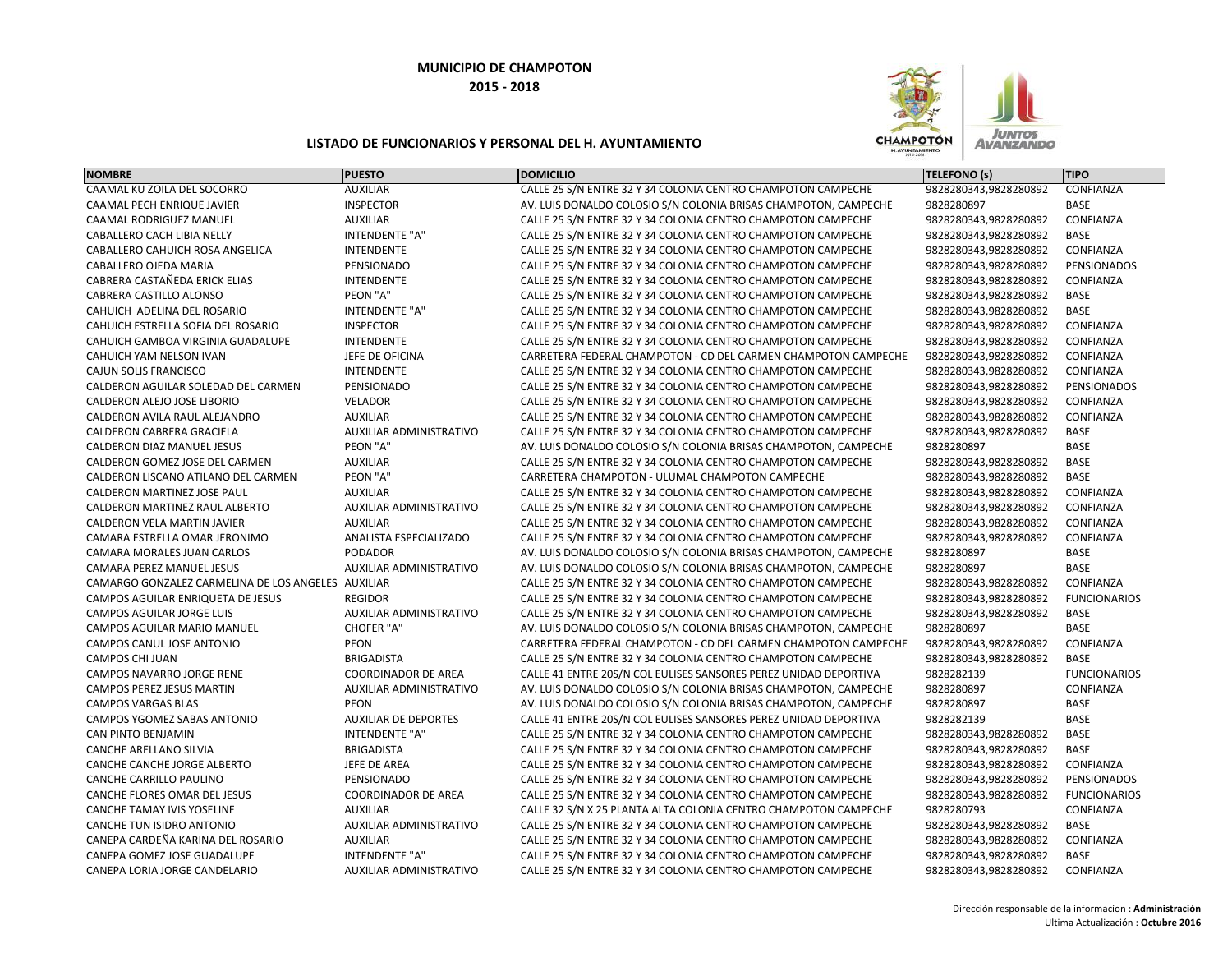**MUNICIPIO DE CHAMPOTON**

**2015 - 2018**

**LISTADO DE FUNCIONARIOS Y PERSONAL DEL H. AYUNTAMIENTO**

| NOMBRE | PUESTO | DOMICILIO | TELEFONO (s) | TIPO |
|---|---|---|---|---|
| CAAMAL KU ZOILA DEL SOCORRO | AUXILIAR | CALLE 25 S/N ENTRE 32 Y 34 COLONIA CENTRO CHAMPOTON CAMPECHE | 9828280343,9828280892 | CONFIANZA |
| CAAMAL PECH ENRIQUE JAVIER | INSPECTOR | AV. LUIS DONALDO COLOSIO S/N COLONIA BRISAS CHAMPOTON, CAMPECHE | 9828280897 | BASE |
| CAAMAL RODRIGUEZ MANUEL | AUXILIAR | CALLE 25 S/N ENTRE 32 Y 34 COLONIA CENTRO CHAMPOTON CAMPECHE | 9828280343,9828280892 | CONFIANZA |
| CABALLERO CACH LIBIA NELLY | INTENDENTE "A" | CALLE 25 S/N ENTRE 32 Y 34 COLONIA CENTRO CHAMPOTON CAMPECHE | 9828280343,9828280892 | BASE |
| CABALLERO CAHUICH ROSA ANGELICA | INTENDENTE | CALLE 25 S/N ENTRE 32 Y 34 COLONIA CENTRO CHAMPOTON CAMPECHE | 9828280343,9828280892 | CONFIANZA |
| CABALLERO OJEDA MARIA | PENSIONADO | CALLE 25 S/N ENTRE 32 Y 34 COLONIA CENTRO CHAMPOTON CAMPECHE | 9828280343,9828280892 | PENSIONADOS |
| CABRERA CASTAÑEDA ERICK ELIAS | INTENDENTE | CALLE 25 S/N ENTRE 32 Y 34 COLONIA CENTRO CHAMPOTON CAMPECHE | 9828280343,9828280892 | CONFIANZA |
| CABRERA CASTILLO ALONSO | PEON "A" | CALLE 25 S/N ENTRE 32 Y 34 COLONIA CENTRO CHAMPOTON CAMPECHE | 9828280343,9828280892 | BASE |
| CAHUICH ADELINA DEL ROSARIO | INTENDENTE "A" | CALLE 25 S/N ENTRE 32 Y 34 COLONIA CENTRO CHAMPOTON CAMPECHE | 9828280343,9828280892 | BASE |
| CAHUICH ESTRELLA SOFIA DEL ROSARIO | INSPECTOR | CALLE 25 S/N ENTRE 32 Y 34 COLONIA CENTRO CHAMPOTON CAMPECHE | 9828280343,9828280892 | CONFIANZA |
| CAHUICH GAMBOA VIRGINIA GUADALUPE | INTENDENTE | CALLE 25 S/N ENTRE 32 Y 34 COLONIA CENTRO CHAMPOTON CAMPECHE | 9828280343,9828280892 | CONFIANZA |
| CAHUICH YAM NELSON IVAN | JEFE DE OFICINA | CARRETERA FEDERAL CHAMPOTON - CD DEL CARMEN CHAMPOTON CAMPECHE | 9828280343,9828280892 | CONFIANZA |
| CAJUN SOLIS FRANCISCO | INTENDENTE | CALLE 25 S/N ENTRE 32 Y 34 COLONIA CENTRO CHAMPOTON CAMPECHE | 9828280343,9828280892 | CONFIANZA |
| CALDERON AGUILAR SOLEDAD DEL CARMEN | PENSIONADO | CALLE 25 S/N ENTRE 32 Y 34 COLONIA CENTRO CHAMPOTON CAMPECHE | 9828280343,9828280892 | PENSIONADOS |
| CALDERON ALEJO JOSE LIBORIO | VELADOR | CALLE 25 S/N ENTRE 32 Y 34 COLONIA CENTRO CHAMPOTON CAMPECHE | 9828280343,9828280892 | CONFIANZA |
| CALDERON AVILA RAUL ALEJANDRO | AUXILIAR | CALLE 25 S/N ENTRE 32 Y 34 COLONIA CENTRO CHAMPOTON CAMPECHE | 9828280343,9828280892 | CONFIANZA |
| CALDERON CABRERA GRACIELA | AUXILIAR ADMINISTRATIVO | CALLE 25 S/N ENTRE 32 Y 34 COLONIA CENTRO CHAMPOTON CAMPECHE | 9828280343,9828280892 | BASE |
| CALDERON DIAZ MANUEL JESUS | PEON "A" | AV. LUIS DONALDO COLOSIO S/N COLONIA BRISAS CHAMPOTON, CAMPECHE | 9828280897 | BASE |
| CALDERON GOMEZ JOSE DEL CARMEN | AUXILIAR | CALLE 25 S/N ENTRE 32 Y 34 COLONIA CENTRO CHAMPOTON CAMPECHE | 9828280343,9828280892 | BASE |
| CALDERON LISCANO ATILANO DEL CARMEN | PEON "A" | CARRETERA CHAMPOTON - ULUMAL CHAMPOTON CAMPECHE | 9828280343,9828280892 | BASE |
| CALDERON MARTINEZ JOSE PAUL | AUXILIAR | CALLE 25 S/N ENTRE 32 Y 34 COLONIA CENTRO CHAMPOTON CAMPECHE | 9828280343,9828280892 | CONFIANZA |
| CALDERON MARTINEZ RAUL ALBERTO | AUXILIAR ADMINISTRATIVO | CALLE 25 S/N ENTRE 32 Y 34 COLONIA CENTRO CHAMPOTON CAMPECHE | 9828280343,9828280892 | CONFIANZA |
| CALDERON VELA MARTIN JAVIER | AUXILIAR | CALLE 25 S/N ENTRE 32 Y 34 COLONIA CENTRO CHAMPOTON CAMPECHE | 9828280343,9828280892 | CONFIANZA |
| CAMARA ESTRELLA OMAR JERONIMO | ANALISTA ESPECIALIZADO | CALLE 25 S/N ENTRE 32 Y 34 COLONIA CENTRO CHAMPOTON CAMPECHE | 9828280343,9828280892 | CONFIANZA |
| CAMARA MORALES JUAN CARLOS | PODADOR | AV. LUIS DONALDO COLOSIO S/N COLONIA BRISAS CHAMPOTON, CAMPECHE | 9828280897 | BASE |
| CAMARA PEREZ MANUEL JESUS | AUXILIAR ADMINISTRATIVO | AV. LUIS DONALDO COLOSIO S/N COLONIA BRISAS CHAMPOTON, CAMPECHE | 9828280897 | BASE |
| CAMARGO GONZALEZ CARMELINA DE LOS ANGELES | AUXILIAR | CALLE 25 S/N ENTRE 32 Y 34 COLONIA CENTRO CHAMPOTON CAMPECHE | 9828280343,9828280892 | CONFIANZA |
| CAMPOS AGUILAR ENRIQUETA DE JESUS | REGIDOR | CALLE 25 S/N ENTRE 32 Y 34 COLONIA CENTRO CHAMPOTON CAMPECHE | 9828280343,9828280892 | FUNCIONARIOS |
| CAMPOS AGUILAR JORGE LUIS | AUXILIAR ADMINISTRATIVO | CALLE 25 S/N ENTRE 32 Y 34 COLONIA CENTRO CHAMPOTON CAMPECHE | 9828280343,9828280892 | BASE |
| CAMPOS AGUILAR MARIO MANUEL | CHOFER "A" | AV. LUIS DONALDO COLOSIO S/N COLONIA BRISAS CHAMPOTON, CAMPECHE | 9828280897 | BASE |
| CAMPOS CANUL JOSE ANTONIO | PEON | CARRETERA FEDERAL CHAMPOTON - CD DEL CARMEN CHAMPOTON CAMPECHE | 9828280343,9828280892 | CONFIANZA |
| CAMPOS CHI JUAN | BRIGADISTA | CALLE 25 S/N ENTRE 32 Y 34 COLONIA CENTRO CHAMPOTON CAMPECHE | 9828280343,9828280892 | BASE |
| CAMPOS NAVARRO JORGE RENE | COORDINADOR DE AREA | CALLE 41 ENTRE 20S/N COL EULISES SANSORES PEREZ UNIDAD DEPORTIVA | 9828282139 | FUNCIONARIOS |
| CAMPOS PEREZ JESUS MARTIN | AUXILIAR ADMINISTRATIVO | AV. LUIS DONALDO COLOSIO S/N COLONIA BRISAS CHAMPOTON, CAMPECHE | 9828280897 | CONFIANZA |
| CAMPOS VARGAS BLAS | PEON | AV. LUIS DONALDO COLOSIO S/N COLONIA BRISAS CHAMPOTON, CAMPECHE | 9828280897 | BASE |
| CAMPOS YGOMEZ SABAS ANTONIO | AUXILIAR DE DEPORTES | CALLE 41 ENTRE 20S/N COL EULISES SANSORES PEREZ UNIDAD DEPORTIVA | 9828282139 | BASE |
| CAN PINTO BENJAMIN | INTENDENTE "A" | CALLE 25 S/N ENTRE 32 Y 34 COLONIA CENTRO CHAMPOTON CAMPECHE | 9828280343,9828280892 | BASE |
| CANCHE ARELLANO SILVIA | BRIGADISTA | CALLE 25 S/N ENTRE 32 Y 34 COLONIA CENTRO CHAMPOTON CAMPECHE | 9828280343,9828280892 | BASE |
| CANCHE CANCHE JORGE ALBERTO | JEFE DE AREA | CALLE 25 S/N ENTRE 32 Y 34 COLONIA CENTRO CHAMPOTON CAMPECHE | 9828280343,9828280892 | CONFIANZA |
| CANCHE CARRILLO PAULINO | PENSIONADO | CALLE 25 S/N ENTRE 32 Y 34 COLONIA CENTRO CHAMPOTON CAMPECHE | 9828280343,9828280892 | PENSIONADOS |
| CANCHE FLORES OMAR DEL JESUS | COORDINADOR DE AREA | CALLE 25 S/N ENTRE 32 Y 34 COLONIA CENTRO CHAMPOTON CAMPECHE | 9828280343,9828280892 | FUNCIONARIOS |
| CANCHE TAMAY IVIS YOSELINE | AUXILIAR | CALLE 32 S/N X 25 PLANTA ALTA COLONIA CENTRO CHAMPOTON CAMPECHE | 9828280793 | CONFIANZA |
| CANCHE TUN ISIDRO ANTONIO | AUXILIAR ADMINISTRATIVO | CALLE 25 S/N ENTRE 32 Y 34 COLONIA CENTRO CHAMPOTON CAMPECHE | 9828280343,9828280892 | BASE |
| CANEPA CARDEÑA KARINA DEL ROSARIO | AUXILIAR | CALLE 25 S/N ENTRE 32 Y 34 COLONIA CENTRO CHAMPOTON CAMPECHE | 9828280343,9828280892 | CONFIANZA |
| CANEPA GOMEZ JOSE GUADALUPE | INTENDENTE "A" | CALLE 25 S/N ENTRE 32 Y 34 COLONIA CENTRO CHAMPOTON CAMPECHE | 9828280343,9828280892 | BASE |
| CANEPA LORIA JORGE CANDELARIO | AUXILIAR ADMINISTRATIVO | CALLE 25 S/N ENTRE 32 Y 34 COLONIA CENTRO CHAMPOTON CAMPECHE | 9828280343,9828280892 | CONFIANZA |

Dirección responsable de la informacion : **Administración**

Ultima Actualización : **Octubre 2016**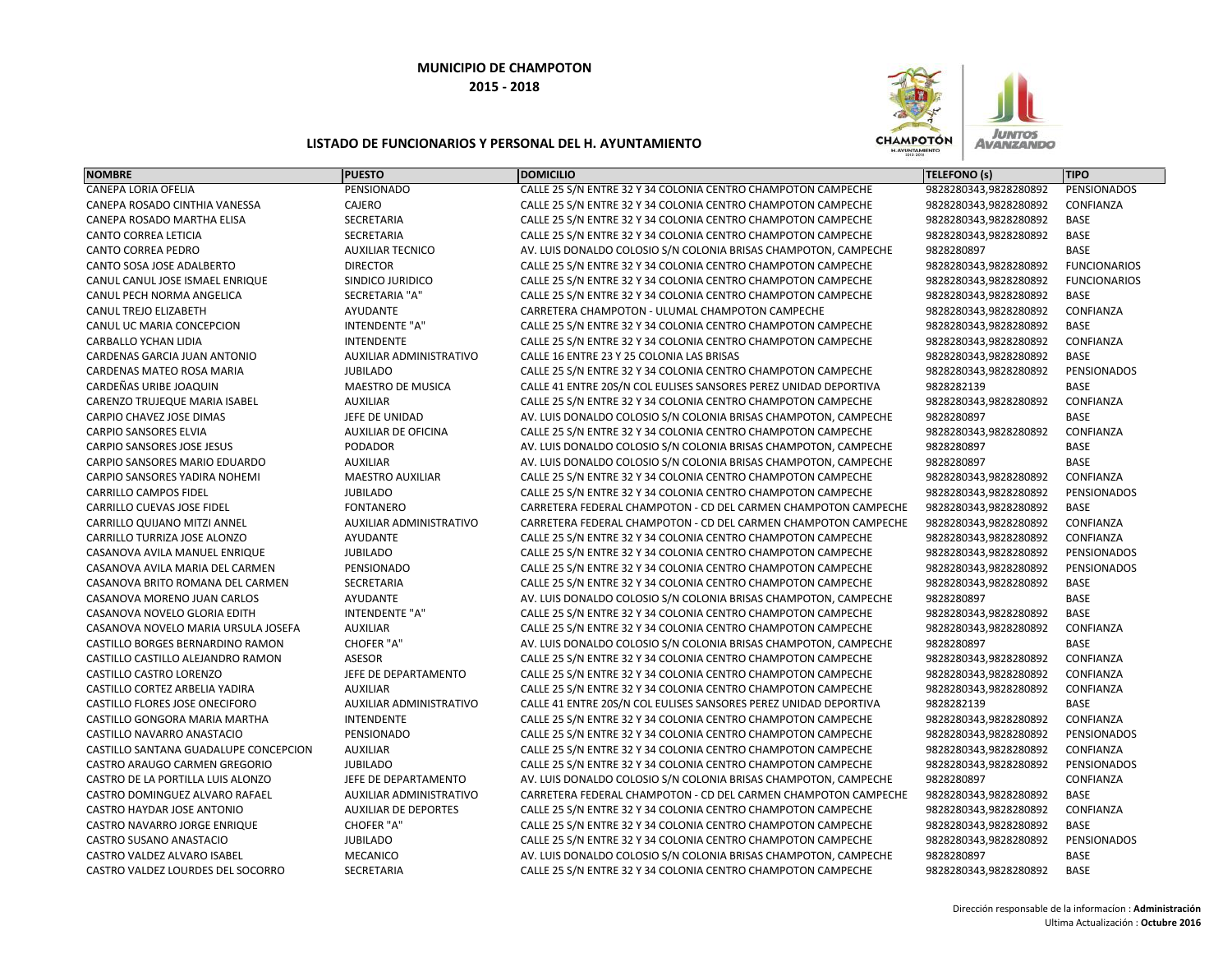**MUNICIPIO DE CHAMPOTON**

**2015 - 2018**

**LISTADO DE FUNCIONARIOS Y PERSONAL DEL H. AYUNTAMIENTO**

| NOMBRE | PUESTO | DOMICILIO | TELEFONO (s) | TIPO |
|---|---|---|---|---|
| CANEPA LORIA OFELIA | PENSIONADO | CALLE 25 S/N ENTRE 32 Y 34 COLONIA CENTRO CHAMPOTON CAMPECHE | 9828280343,9828280892 | PENSIONADOS |
| CANEPA ROSADO CINTHIA VANESSA | CAJERO | CALLE 25 S/N ENTRE 32 Y 34 COLONIA CENTRO CHAMPOTON CAMPECHE | 9828280343,9828280892 | CONFIANZA |
| CANEPA ROSADO MARTHA ELISA | SECRETARIA | CALLE 25 S/N ENTRE 32 Y 34 COLONIA CENTRO CHAMPOTON CAMPECHE | 9828280343,9828280892 | BASE |
| CANTO CORREA LETICIA | SECRETARIA | CALLE 25 S/N ENTRE 32 Y 34 COLONIA CENTRO CHAMPOTON CAMPECHE | 9828280343,9828280892 | BASE |
| CANTO CORREA PEDRO | AUXILIAR TECNICO | AV. LUIS DONALDO COLOSIO S/N COLONIA BRISAS CHAMPOTON, CAMPECHE | 9828280897 | BASE |
| CANTO SOSA JOSE ADALBERTO | DIRECTOR | CALLE 25 S/N ENTRE 32 Y 34 COLONIA CENTRO CHAMPOTON CAMPECHE | 9828280343,9828280892 | FUNCIONARIOS |
| CANUL CANUL JOSE ISMAEL ENRIQUE | SINDICO JURIDICO | CALLE 25 S/N ENTRE 32 Y 34 COLONIA CENTRO CHAMPOTON CAMPECHE | 9828280343,9828280892 | FUNCIONARIOS |
| CANUL PECH NORMA ANGELICA | SECRETARIA "A" | CALLE 25 S/N ENTRE 32 Y 34 COLONIA CENTRO CHAMPOTON CAMPECHE | 9828280343,9828280892 | BASE |
| CANUL TREJO ELIZABETH | AYUDANTE | CARRETERA CHAMPOTON - ULUMAL CHAMPOTON CAMPECHE | 9828280343,9828280892 | CONFIANZA |
| CANUL UC MARIA CONCEPCION | INTENDENTE "A" | CALLE 25 S/N ENTRE 32 Y 34 COLONIA CENTRO CHAMPOTON CAMPECHE | 9828280343,9828280892 | BASE |
| CARBALLO YCHAN LIDIA | INTENDENTE | CALLE 25 S/N ENTRE 32 Y 34 COLONIA CENTRO CHAMPOTON CAMPECHE | 9828280343,9828280892 | CONFIANZA |
| CARDENAS GARCIA JUAN ANTONIO | AUXILIAR ADMINISTRATIVO | CALLE 16 ENTRE 23 Y 25 COLONIA LAS BRISAS | 9828280343,9828280892 | BASE |
| CARDENAS MATEO ROSA MARIA | JUBILADO | CALLE 25 S/N ENTRE 32 Y 34 COLONIA CENTRO CHAMPOTON CAMPECHE | 9828280343,9828280892 | PENSIONADOS |
| CARDEÑAS URIBE JOAQUIN | MAESTRO DE MUSICA | CALLE 41 ENTRE 20S/N COL EULISES SANSORES PEREZ UNIDAD DEPORTIVA | 9828282139 | BASE |
| CARENZO TRUJEQUE MARIA ISABEL | AUXILIAR | CALLE 25 S/N ENTRE 32 Y 34 COLONIA CENTRO CHAMPOTON CAMPECHE | 9828280343,9828280892 | CONFIANZA |
| CARPIO CHAVEZ JOSE DIMAS | JEFE DE UNIDAD | AV. LUIS DONALDO COLOSIO S/N COLONIA BRISAS CHAMPOTON, CAMPECHE | 9828280897 | BASE |
| CARPIO SANSORES ELVIA | AUXILIAR DE OFICINA | CALLE 25 S/N ENTRE 32 Y 34 COLONIA CENTRO CHAMPOTON CAMPECHE | 9828280343,9828280892 | CONFIANZA |
| CARPIO SANSORES JOSE JESUS | PODADOR | AV. LUIS DONALDO COLOSIO S/N COLONIA BRISAS CHAMPOTON, CAMPECHE | 9828280897 | BASE |
| CARPIO SANSORES MARIO EDUARDO | AUXILIAR | AV. LUIS DONALDO COLOSIO S/N COLONIA BRISAS CHAMPOTON, CAMPECHE | 9828280897 | BASE |
| CARPIO SANSORES YADIRA NOHEMI | MAESTRO AUXILIAR | CALLE 25 S/N ENTRE 32 Y 34 COLONIA CENTRO CHAMPOTON CAMPECHE | 9828280343,9828280892 | CONFIANZA |
| CARRILLO CAMPOS FIDEL | JUBILADO | CALLE 25 S/N ENTRE 32 Y 34 COLONIA CENTRO CHAMPOTON CAMPECHE | 9828280343,9828280892 | PENSIONADOS |
| CARRILLO CUEVAS JOSE FIDEL | FONTANERO | CARRETERA FEDERAL CHAMPOTON - CD DEL CARMEN CHAMPOTON CAMPECHE | 9828280343,9828280892 | BASE |
| CARRILLO QUIJANO MITZI ANNEL | AUXILIAR ADMINISTRATIVO | CARRETERA FEDERAL CHAMPOTON - CD DEL CARMEN CHAMPOTON CAMPECHE | 9828280343,9828280892 | CONFIANZA |
| CARRILLO TURRIZA JOSE ALONZO | AYUDANTE | CALLE 25 S/N ENTRE 32 Y 34 COLONIA CENTRO CHAMPOTON CAMPECHE | 9828280343,9828280892 | CONFIANZA |
| CASANOVA AVILA MANUEL ENRIQUE | JUBILADO | CALLE 25 S/N ENTRE 32 Y 34 COLONIA CENTRO CHAMPOTON CAMPECHE | 9828280343,9828280892 | PENSIONADOS |
| CASANOVA AVILA MARIA DEL CARMEN | PENSIONADO | CALLE 25 S/N ENTRE 32 Y 34 COLONIA CENTRO CHAMPOTON CAMPECHE | 9828280343,9828280892 | PENSIONADOS |
| CASANOVA BRITO ROMANA DEL CARMEN | SECRETARIA | CALLE 25 S/N ENTRE 32 Y 34 COLONIA CENTRO CHAMPOTON CAMPECHE | 9828280343,9828280892 | BASE |
| CASANOVA MORENO JUAN CARLOS | AYUDANTE | AV. LUIS DONALDO COLOSIO S/N COLONIA BRISAS CHAMPOTON, CAMPECHE | 9828280897 | BASE |
| CASANOVA NOVELO GLORIA EDITH | INTENDENTE "A" | CALLE 25 S/N ENTRE 32 Y 34 COLONIA CENTRO CHAMPOTON CAMPECHE | 9828280343,9828280892 | BASE |
| CASANOVA NOVELO MARIA URSULA JOSEFA | AUXILIAR | CALLE 25 S/N ENTRE 32 Y 34 COLONIA CENTRO CHAMPOTON CAMPECHE | 9828280343,9828280892 | CONFIANZA |
| CASTILLO BORGES BERNARDINO RAMON | CHOFER "A" | AV. LUIS DONALDO COLOSIO S/N COLONIA BRISAS CHAMPOTON, CAMPECHE | 9828280897 | BASE |
| CASTILLO CASTILLO ALEJANDRO RAMON | ASESOR | CALLE 25 S/N ENTRE 32 Y 34 COLONIA CENTRO CHAMPOTON CAMPECHE | 9828280343,9828280892 | CONFIANZA |
| CASTILLO CASTRO LORENZO | JEFE DE DEPARTAMENTO | CALLE 25 S/N ENTRE 32 Y 34 COLONIA CENTRO CHAMPOTON CAMPECHE | 9828280343,9828280892 | CONFIANZA |
| CASTILLO CORTEZ ARBELIA YADIRA | AUXILIAR | CALLE 25 S/N ENTRE 32 Y 34 COLONIA CENTRO CHAMPOTON CAMPECHE | 9828280343,9828280892 | CONFIANZA |
| CASTILLO FLORES JOSE ONECIFORO | AUXILIAR ADMINISTRATIVO | CALLE 41 ENTRE 20S/N COL EULISES SANSORES PEREZ UNIDAD DEPORTIVA | 9828282139 | BASE |
| CASTILLO GONGORA MARIA MARTHA | INTENDENTE | CALLE 25 S/N ENTRE 32 Y 34 COLONIA CENTRO CHAMPOTON CAMPECHE | 9828280343,9828280892 | CONFIANZA |
| CASTILLO NAVARRO ANASTACIO | PENSIONADO | CALLE 25 S/N ENTRE 32 Y 34 COLONIA CENTRO CHAMPOTON CAMPECHE | 9828280343,9828280892 | PENSIONADOS |
| CASTILLO SANTANA GUADALUPE CONCEPCION | AUXILIAR | CALLE 25 S/N ENTRE 32 Y 34 COLONIA CENTRO CHAMPOTON CAMPECHE | 9828280343,9828280892 | CONFIANZA |
| CASTRO ARAUGO CARMEN GREGORIO | JUBILADO | CALLE 25 S/N ENTRE 32 Y 34 COLONIA CENTRO CHAMPOTON CAMPECHE | 9828280343,9828280892 | PENSIONADOS |
| CASTRO DE LA PORTILLA LUIS ALONZO | JEFE DE DEPARTAMENTO | AV. LUIS DONALDO COLOSIO S/N COLONIA BRISAS CHAMPOTON, CAMPECHE | 9828280897 | CONFIANZA |
| CASTRO DOMINGUEZ ALVARO RAFAEL | AUXILIAR ADMINISTRATIVO | CARRETERA FEDERAL CHAMPOTON - CD DEL CARMEN CHAMPOTON CAMPECHE | 9828280343,9828280892 | BASE |
| CASTRO HAYDAR JOSE ANTONIO | AUXILIAR DE DEPORTES | CALLE 25 S/N ENTRE 32 Y 34 COLONIA CENTRO CHAMPOTON CAMPECHE | 9828280343,9828280892 | CONFIANZA |
| CASTRO NAVARRO JORGE ENRIQUE | CHOFER "A" | CALLE 25 S/N ENTRE 32 Y 34 COLONIA CENTRO CHAMPOTON CAMPECHE | 9828280343,9828280892 | BASE |
| CASTRO SUSANO ANASTACIO | JUBILADO | CALLE 25 S/N ENTRE 32 Y 34 COLONIA CENTRO CHAMPOTON CAMPECHE | 9828280343,9828280892 | PENSIONADOS |
| CASTRO VALDEZ ALVARO ISABEL | MECANICO | AV. LUIS DONALDO COLOSIO S/N COLONIA BRISAS CHAMPOTON, CAMPECHE | 9828280897 | BASE |
| CASTRO VALDEZ LOURDES DEL SOCORRO | SECRETARIA | CALLE 25 S/N ENTRE 32 Y 34 COLONIA CENTRO CHAMPOTON CAMPECHE | 9828280343,9828280892 | BASE |

Dirección responsable de la informacion : **Administración**

Ultima Actualización : **Octubre 2016**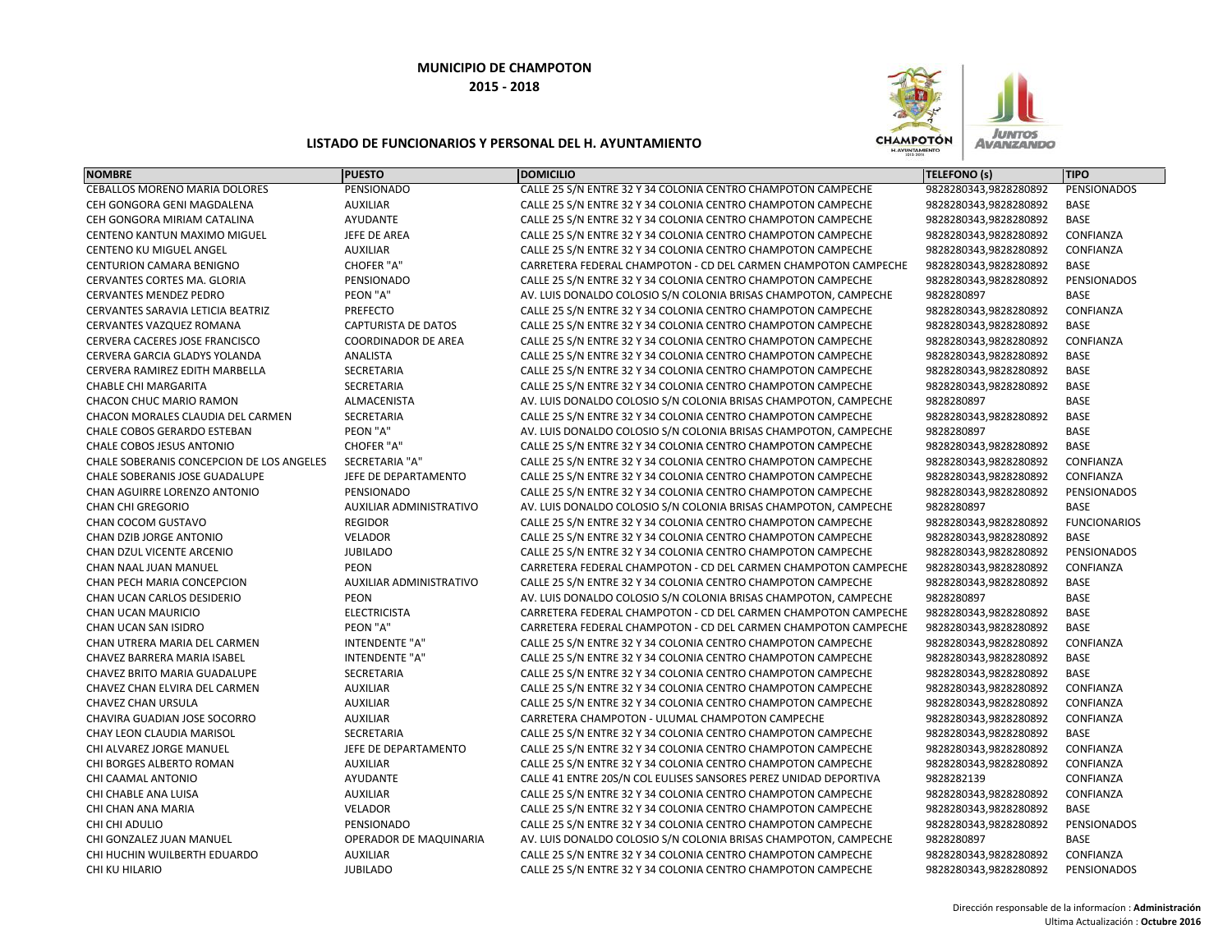**MUNICIPIO DE CHAMPOTON**

**2015 - 2018**

**LISTADO DE FUNCIONARIOS Y PERSONAL DEL H. AYUNTAMIENTO**

| NOMBRE | PUESTO | DOMICILIO | TELEFONO (s) | TIPO |
|---|---|---|---|---|
| CEBALLOS MORENO MARIA DOLORES | PENSIONADO | CALLE 25 S/N ENTRE 32 Y 34 COLONIA CENTRO CHAMPOTON CAMPECHE | 9828280343,9828280892 | PENSIONADOS |
| CEH GONGORA GENI MAGDALENA | AUXILIAR | CALLE 25 S/N ENTRE 32 Y 34 COLONIA CENTRO CHAMPOTON CAMPECHE | 9828280343,9828280892 | BASE |
| CEH GONGORA MIRIAM CATALINA | AYUDANTE | CALLE 25 S/N ENTRE 32 Y 34 COLONIA CENTRO CHAMPOTON CAMPECHE | 9828280343,9828280892 | BASE |
| CENTENO KANTUN MAXIMO MIGUEL | JEFE DE AREA | CALLE 25 S/N ENTRE 32 Y 34 COLONIA CENTRO CHAMPOTON CAMPECHE | 9828280343,9828280892 | CONFIANZA |
| CENTENO KU MIGUEL ANGEL | AUXILIAR | CALLE 25 S/N ENTRE 32 Y 34 COLONIA CENTRO CHAMPOTON CAMPECHE | 9828280343,9828280892 | CONFIANZA |
| CENTURION CAMARA BENIGNO | CHOFER "A" | CARRETERA FEDERAL CHAMPOTON - CD DEL CARMEN CHAMPOTON CAMPECHE | 9828280343,9828280892 | BASE |
| CERVANTES CORTES MA. GLORIA | PENSIONADO | CALLE 25 S/N ENTRE 32 Y 34 COLONIA CENTRO CHAMPOTON CAMPECHE | 9828280343,9828280892 | PENSIONADOS |
| CERVANTES MENDEZ PEDRO | PEON "A" | AV. LUIS DONALDO COLOSIO S/N COLONIA BRISAS CHAMPOTON, CAMPECHE | 9828280897 | BASE |
| CERVANTES SARAVIA LETICIA BEATRIZ | PREFECTO | CALLE 25 S/N ENTRE 32 Y 34 COLONIA CENTRO CHAMPOTON CAMPECHE | 9828280343,9828280892 | CONFIANZA |
| CERVANTES VAZQUEZ ROMANA | CAPTURISTA DE DATOS | CALLE 25 S/N ENTRE 32 Y 34 COLONIA CENTRO CHAMPOTON CAMPECHE | 9828280343,9828280892 | BASE |
| CERVERA CACERES JOSE FRANCISCO | COORDINADOR DE AREA | CALLE 25 S/N ENTRE 32 Y 34 COLONIA CENTRO CHAMPOTON CAMPECHE | 9828280343,9828280892 | CONFIANZA |
| CERVERA GARCIA GLADYS YOLANDA | ANALISTA | CALLE 25 S/N ENTRE 32 Y 34 COLONIA CENTRO CHAMPOTON CAMPECHE | 9828280343,9828280892 | BASE |
| CERVERA RAMIREZ EDITH MARBELLA | SECRETARIA | CALLE 25 S/N ENTRE 32 Y 34 COLONIA CENTRO CHAMPOTON CAMPECHE | 9828280343,9828280892 | BASE |
| CHABLE CHI MARGARITA | SECRETARIA | CALLE 25 S/N ENTRE 32 Y 34 COLONIA CENTRO CHAMPOTON CAMPECHE | 9828280343,9828280892 | BASE |
| CHACON CHUC MARIO RAMON | ALMACENISTA | AV. LUIS DONALDO COLOSIO S/N COLONIA BRISAS CHAMPOTON, CAMPECHE | 9828280897 | BASE |
| CHACON MORALES CLAUDIA DEL CARMEN | SECRETARIA | CALLE 25 S/N ENTRE 32 Y 34 COLONIA CENTRO CHAMPOTON CAMPECHE | 9828280343,9828280892 | BASE |
| CHALE COBOS GERARDO ESTEBAN | PEON "A" | AV. LUIS DONALDO COLOSIO S/N COLONIA BRISAS CHAMPOTON, CAMPECHE | 9828280897 | BASE |
| CHALE COBOS JESUS ANTONIO | CHOFER "A" | CALLE 25 S/N ENTRE 32 Y 34 COLONIA CENTRO CHAMPOTON CAMPECHE | 9828280343,9828280892 | BASE |
| CHALE SOBERANIS CONCEPCION DE LOS ANGELES | SECRETARIA "A" | CALLE 25 S/N ENTRE 32 Y 34 COLONIA CENTRO CHAMPOTON CAMPECHE | 9828280343,9828280892 | CONFIANZA |
| CHALE SOBERANIS JOSE GUADALUPE | JEFE DE DEPARTAMENTO | CALLE 25 S/N ENTRE 32 Y 34 COLONIA CENTRO CHAMPOTON CAMPECHE | 9828280343,9828280892 | CONFIANZA |
| CHAN AGUIRRE LORENZO ANTONIO | PENSIONADO | CALLE 25 S/N ENTRE 32 Y 34 COLONIA CENTRO CHAMPOTON CAMPECHE | 9828280343,9828280892 | PENSIONADOS |
| CHAN CHI GREGORIO | AUXILIAR ADMINISTRATIVO | AV. LUIS DONALDO COLOSIO S/N COLONIA BRISAS CHAMPOTON, CAMPECHE | 9828280897 | BASE |
| CHAN COCOM GUSTAVO | REGIDOR | CALLE 25 S/N ENTRE 32 Y 34 COLONIA CENTRO CHAMPOTON CAMPECHE | 9828280343,9828280892 | FUNCIONARIOS |
| CHAN DZIB JORGE ANTONIO | VELADOR | CALLE 25 S/N ENTRE 32 Y 34 COLONIA CENTRO CHAMPOTON CAMPECHE | 9828280343,9828280892 | BASE |
| CHAN DZUL VICENTE ARCENIO | JUBILADO | CALLE 25 S/N ENTRE 32 Y 34 COLONIA CENTRO CHAMPOTON CAMPECHE | 9828280343,9828280892 | PENSIONADOS |
| CHAN NAAL JUAN MANUEL | PEON | CARRETERA FEDERAL CHAMPOTON - CD DEL CARMEN CHAMPOTON CAMPECHE | 9828280343,9828280892 | CONFIANZA |
| CHAN PECH MARIA CONCEPCION | AUXILIAR ADMINISTRATIVO | CALLE 25 S/N ENTRE 32 Y 34 COLONIA CENTRO CHAMPOTON CAMPECHE | 9828280343,9828280892 | BASE |
| CHAN UCAN CARLOS DESIDERIO | PEON | AV. LUIS DONALDO COLOSIO S/N COLONIA BRISAS CHAMPOTON, CAMPECHE | 9828280897 | BASE |
| CHAN UCAN MAURICIO | ELECTRICISTA | CARRETERA FEDERAL CHAMPOTON - CD DEL CARMEN CHAMPOTON CAMPECHE | 9828280343,9828280892 | BASE |
| CHAN UCAN SAN ISIDRO | PEON "A" | CARRETERA FEDERAL CHAMPOTON - CD DEL CARMEN CHAMPOTON CAMPECHE | 9828280343,9828280892 | BASE |
| CHAN UTRERA MARIA DEL CARMEN | INTENDENTE "A" | CALLE 25 S/N ENTRE 32 Y 34 COLONIA CENTRO CHAMPOTON CAMPECHE | 9828280343,9828280892 | CONFIANZA |
| CHAVEZ BARRERA MARIA ISABEL | INTENDENTE "A" | CALLE 25 S/N ENTRE 32 Y 34 COLONIA CENTRO CHAMPOTON CAMPECHE | 9828280343,9828280892 | BASE |
| CHAVEZ BRITO MARIA GUADALUPE | SECRETARIA | CALLE 25 S/N ENTRE 32 Y 34 COLONIA CENTRO CHAMPOTON CAMPECHE | 9828280343,9828280892 | BASE |
| CHAVEZ CHAN ELVIRA DEL CARMEN | AUXILIAR | CALLE 25 S/N ENTRE 32 Y 34 COLONIA CENTRO CHAMPOTON CAMPECHE | 9828280343,9828280892 | CONFIANZA |
| CHAVEZ CHAN URSULA | AUXILIAR | CALLE 25 S/N ENTRE 32 Y 34 COLONIA CENTRO CHAMPOTON CAMPECHE | 9828280343,9828280892 | CONFIANZA |
| CHAVIRA GUADIAN JOSE SOCORRO | AUXILIAR | CARRETERA CHAMPOTON - ULUMAL CHAMPOTON CAMPECHE | 9828280343,9828280892 | CONFIANZA |
| CHAY LEON CLAUDIA MARISOL | SECRETARIA | CALLE 25 S/N ENTRE 32 Y 34 COLONIA CENTRO CHAMPOTON CAMPECHE | 9828280343,9828280892 | BASE |
| CHI ALVAREZ JORGE MANUEL | JEFE DE DEPARTAMENTO | CALLE 25 S/N ENTRE 32 Y 34 COLONIA CENTRO CHAMPOTON CAMPECHE | 9828280343,9828280892 | CONFIANZA |
| CHI BORGES ALBERTO ROMAN | AUXILIAR | CALLE 25 S/N ENTRE 32 Y 34 COLONIA CENTRO CHAMPOTON CAMPECHE | 9828280343,9828280892 | CONFIANZA |
| CHI CAAMAL ANTONIO | AYUDANTE | CALLE 41 ENTRE 20S/N COL EULISES SANSORES PEREZ UNIDAD DEPORTIVA | 9828282139 | CONFIANZA |
| CHI CHABLE ANA LUISA | AUXILIAR | CALLE 25 S/N ENTRE 32 Y 34 COLONIA CENTRO CHAMPOTON CAMPECHE | 9828280343,9828280892 | CONFIANZA |
| CHI CHAN ANA MARIA | VELADOR | CALLE 25 S/N ENTRE 32 Y 34 COLONIA CENTRO CHAMPOTON CAMPECHE | 9828280343,9828280892 | BASE |
| CHI CHI ADULIO | PENSIONADO | CALLE 25 S/N ENTRE 32 Y 34 COLONIA CENTRO CHAMPOTON CAMPECHE | 9828280343,9828280892 | PENSIONADOS |
| CHI GONZALEZ JUAN MANUEL | OPERADOR DE MAQUINARIA | AV. LUIS DONALDO COLOSIO S/N COLONIA BRISAS CHAMPOTON, CAMPECHE | 9828280897 | BASE |
| CHI HUCHIN WUILBERTH EDUARDO | AUXILIAR | CALLE 25 S/N ENTRE 32 Y 34 COLONIA CENTRO CHAMPOTON CAMPECHE | 9828280343,9828280892 | CONFIANZA |
| CHI KU HILARIO | JUBILADO | CALLE 25 S/N ENTRE 32 Y 34 COLONIA CENTRO CHAMPOTON CAMPECHE | 9828280343,9828280892 | PENSIONADOS |

Dirección responsable de la informacion : **Administración**

Ultima Actualización : **Octubre 2016**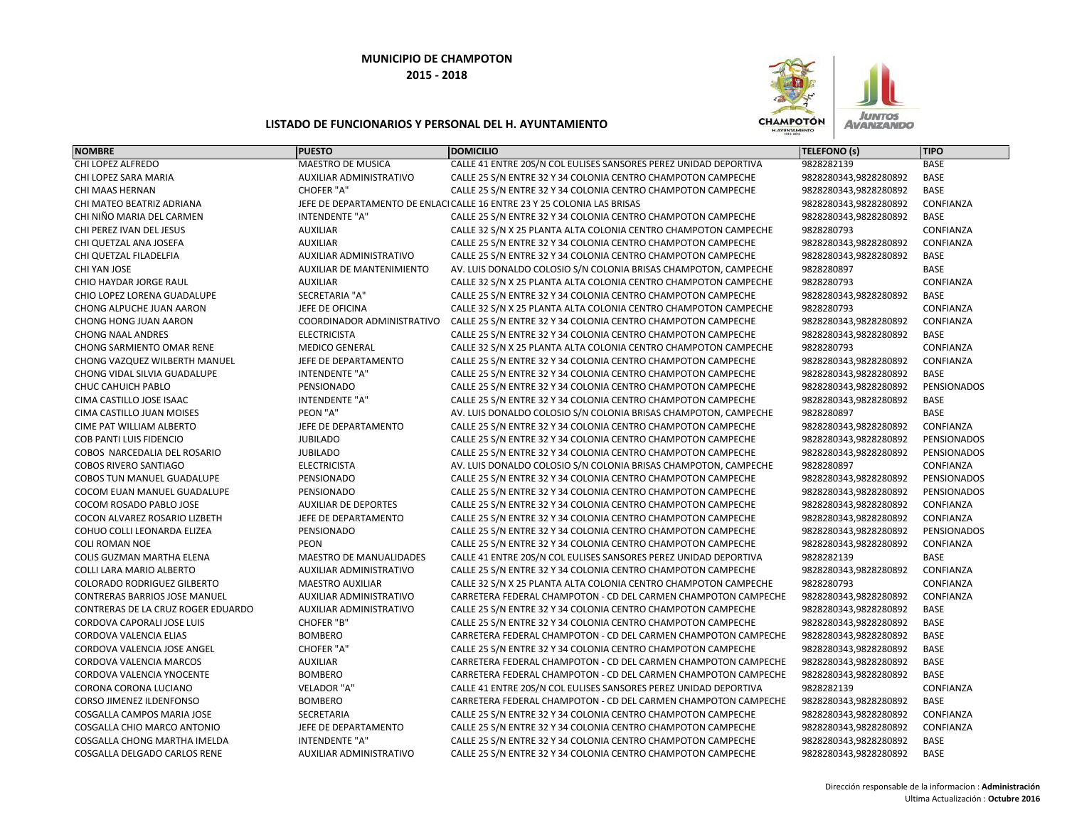**MUNICIPIO DE CHAMPOTON**

**2015 - 2018**

**LISTADO DE FUNCIONARIOS Y PERSONAL DEL H. AYUNTAMIENTO**

| NOMBRE | PUESTO | DOMICILIO | TELEFONO (s) | TIPO |
|---|---|---|---|---|
| CHI LOPEZ ALFREDO | MAESTRO DE MUSICA | CALLE 41 ENTRE 20S/N COL EULISES SANSORES PEREZ UNIDAD DEPORTIVA | 9828282139 | BASE |
| CHI LOPEZ SARA MARIA | AUXILIAR ADMINISTRATIVO | CALLE 25 S/N ENTRE 32 Y 34 COLONIA CENTRO CHAMPOTON CAMPECHE | 9828280343,9828280892 | BASE |
| CHI MAAS HERNAN | CHOFER "A" | CALLE 25 S/N ENTRE 32 Y 34 COLONIA CENTRO CHAMPOTON CAMPECHE | 9828280343,9828280892 | BASE |
| CHI MATEO BEATRIZ ADRIANA | JEFE DE DEPARTAMENTO DE ENLACI | CALLE 16 ENTRE 23 Y 25 COLONIA LAS BRISAS | 9828280343,9828280892 | CONFIANZA |
| CHI NIÑO MARIA DEL CARMEN | INTENDENTE "A" | CALLE 25 S/N ENTRE 32 Y 34 COLONIA CENTRO CHAMPOTON CAMPECHE | 9828280343,9828280892 | BASE |
| CHI PEREZ IVAN DEL JESUS | AUXILIAR | CALLE 32 S/N X 25 PLANTA ALTA COLONIA CENTRO CHAMPOTON CAMPECHE | 9828280793 | CONFIANZA |
| CHI QUETZAL ANA JOSEFA | AUXILIAR | CALLE 25 S/N ENTRE 32 Y 34 COLONIA CENTRO CHAMPOTON CAMPECHE | 9828280343,9828280892 | CONFIANZA |
| CHI QUETZAL FILADELFIA | AUXILIAR ADMINISTRATIVO | CALLE 25 S/N ENTRE 32 Y 34 COLONIA CENTRO CHAMPOTON CAMPECHE | 9828280343,9828280892 | BASE |
| CHI YAN JOSE | AUXILIAR DE MANTENIMIENTO | AV. LUIS DONALDO COLOSIO S/N COLONIA BRISAS CHAMPOTON, CAMPECHE | 9828280897 | BASE |
| CHIO HAYDAR JORGE RAUL | AUXILIAR | CALLE 32 S/N X 25 PLANTA ALTA COLONIA CENTRO CHAMPOTON CAMPECHE | 9828280793 | CONFIANZA |
| CHIO LOPEZ LORENA GUADALUPE | SECRETARIA "A" | CALLE 25 S/N ENTRE 32 Y 34 COLONIA CENTRO CHAMPOTON CAMPECHE | 9828280343,9828280892 | BASE |
| CHONG ALPUCHE JUAN AARON | JEFE DE OFICINA | CALLE 32 S/N X 25 PLANTA ALTA COLONIA CENTRO CHAMPOTON CAMPECHE | 9828280793 | CONFIANZA |
| CHONG HONG JUAN AARON | COORDINADOR ADMINISTRATIVO | CALLE 25 S/N ENTRE 32 Y 34 COLONIA CENTRO CHAMPOTON CAMPECHE | 9828280343,9828280892 | CONFIANZA |
| CHONG NAAL ANDRES | ELECTRICISTA | CALLE 25 S/N ENTRE 32 Y 34 COLONIA CENTRO CHAMPOTON CAMPECHE | 9828280343,9828280892 | BASE |
| CHONG SARMIENTO OMAR RENE | MEDICO GENERAL | CALLE 32 S/N X 25 PLANTA ALTA COLONIA CENTRO CHAMPOTON CAMPECHE | 9828280793 | CONFIANZA |
| CHONG VAZQUEZ WILBERTH MANUEL | JEFE DE DEPARTAMENTO | CALLE 25 S/N ENTRE 32 Y 34 COLONIA CENTRO CHAMPOTON CAMPECHE | 9828280343,9828280892 | CONFIANZA |
| CHONG VIDAL SILVIA GUADALUPE | INTENDENTE "A" | CALLE 25 S/N ENTRE 32 Y 34 COLONIA CENTRO CHAMPOTON CAMPECHE | 9828280343,9828280892 | BASE |
| CHUC CAHUICH PABLO | PENSIONADO | CALLE 25 S/N ENTRE 32 Y 34 COLONIA CENTRO CHAMPOTON CAMPECHE | 9828280343,9828280892 | PENSIONADOS |
| CIMA CASTILLO JOSE ISAAC | INTENDENTE "A" | CALLE 25 S/N ENTRE 32 Y 34 COLONIA CENTRO CHAMPOTON CAMPECHE | 9828280343,9828280892 | BASE |
| CIMA CASTILLO JUAN MOISES | PEON "A" | AV. LUIS DONALDO COLOSIO S/N COLONIA BRISAS CHAMPOTON, CAMPECHE | 9828280897 | BASE |
| CIME PAT WILLIAM ALBERTO | JEFE DE DEPARTAMENTO | CALLE 25 S/N ENTRE 32 Y 34 COLONIA CENTRO CHAMPOTON CAMPECHE | 9828280343,9828280892 | CONFIANZA |
| COB PANTI LUIS FIDENCIO | JUBILADO | CALLE 25 S/N ENTRE 32 Y 34 COLONIA CENTRO CHAMPOTON CAMPECHE | 9828280343,9828280892 | PENSIONADOS |
| COBOS NARCEDALIA DEL ROSARIO | JUBILADO | CALLE 25 S/N ENTRE 32 Y 34 COLONIA CENTRO CHAMPOTON CAMPECHE | 9828280343,9828280892 | PENSIONADOS |
| COBOS RIVERO SANTIAGO | ELECTRICISTA | AV. LUIS DONALDO COLOSIO S/N COLONIA BRISAS CHAMPOTON, CAMPECHE | 9828280897 | CONFIANZA |
| COBOS TUN MANUEL GUADALUPE | PENSIONADO | CALLE 25 S/N ENTRE 32 Y 34 COLONIA CENTRO CHAMPOTON CAMPECHE | 9828280343,9828280892 | PENSIONADOS |
| COCOM EUAN MANUEL GUADALUPE | PENSIONADO | CALLE 25 S/N ENTRE 32 Y 34 COLONIA CENTRO CHAMPOTON CAMPECHE | 9828280343,9828280892 | PENSIONADOS |
| COCOM ROSADO PABLO JOSE | AUXILIAR DE DEPORTES | CALLE 25 S/N ENTRE 32 Y 34 COLONIA CENTRO CHAMPOTON CAMPECHE | 9828280343,9828280892 | CONFIANZA |
| COCON ALVAREZ ROSARIO LIZBETH | JEFE DE DEPARTAMENTO | CALLE 25 S/N ENTRE 32 Y 34 COLONIA CENTRO CHAMPOTON CAMPECHE | 9828280343,9828280892 | CONFIANZA |
| COHUO COLLI LEONARDA ELIZEA | PENSIONADO | CALLE 25 S/N ENTRE 32 Y 34 COLONIA CENTRO CHAMPOTON CAMPECHE | 9828280343,9828280892 | PENSIONADOS |
| COLI ROMAN NOE | PEON | CALLE 25 S/N ENTRE 32 Y 34 COLONIA CENTRO CHAMPOTON CAMPECHE | 9828280343,9828280892 | CONFIANZA |
| COLIS GUZMAN MARTHA ELENA | MAESTRO DE MANUALIDADES | CALLE 41 ENTRE 20S/N COL EULISES SANSORES PEREZ UNIDAD DEPORTIVA | 9828282139 | BASE |
| COLLI LARA MARIO ALBERTO | AUXILIAR ADMINISTRATIVO | CALLE 25 S/N ENTRE 32 Y 34 COLONIA CENTRO CHAMPOTON CAMPECHE | 9828280343,9828280892 | CONFIANZA |
| COLORADO RODRIGUEZ GILBERTO | MAESTRO AUXILIAR | CALLE 32 S/N X 25 PLANTA ALTA COLONIA CENTRO CHAMPOTON CAMPECHE | 9828280793 | CONFIANZA |
| CONTRERAS BARRIOS JOSE MANUEL | AUXILIAR ADMINISTRATIVO | CARRETERA FEDERAL CHAMPOTON - CD DEL CARMEN CHAMPOTON CAMPECHE | 9828280343,9828280892 | CONFIANZA |
| CONTRERAS DE LA CRUZ ROGER EDUARDO | AUXILIAR ADMINISTRATIVO | CALLE 25 S/N ENTRE 32 Y 34 COLONIA CENTRO CHAMPOTON CAMPECHE | 9828280343,9828280892 | BASE |
| CORDOVA CAPORALI JOSE LUIS | CHOFER "B" | CALLE 25 S/N ENTRE 32 Y 34 COLONIA CENTRO CHAMPOTON CAMPECHE | 9828280343,9828280892 | BASE |
| CORDOVA VALENCIA ELIAS | BOMBERO | CARRETERA FEDERAL CHAMPOTON - CD DEL CARMEN CHAMPOTON CAMPECHE | 9828280343,9828280892 | BASE |
| CORDOVA VALENCIA JOSE ANGEL | CHOFER "A" | CALLE 25 S/N ENTRE 32 Y 34 COLONIA CENTRO CHAMPOTON CAMPECHE | 9828280343,9828280892 | BASE |
| CORDOVA VALENCIA MARCOS | AUXILIAR | CARRETERA FEDERAL CHAMPOTON - CD DEL CARMEN CHAMPOTON CAMPECHE | 9828280343,9828280892 | BASE |
| CORDOVA VALENCIA YNOCENTE | BOMBERO | CARRETERA FEDERAL CHAMPOTON - CD DEL CARMEN CHAMPOTON CAMPECHE | 9828280343,9828280892 | BASE |
| CORONA CORONA LUCIANO | VELADOR "A" | CALLE 41 ENTRE 20S/N COL EULISES SANSORES PEREZ UNIDAD DEPORTIVA | 9828282139 | CONFIANZA |
| CORSO JIMENEZ ILDENFONSO | BOMBERO | CARRETERA FEDERAL CHAMPOTON - CD DEL CARMEN CHAMPOTON CAMPECHE | 9828280343,9828280892 | BASE |
| COSGALLA CAMPOS MARIA JOSE | SECRETARIA | CALLE 25 S/N ENTRE 32 Y 34 COLONIA CENTRO CHAMPOTON CAMPECHE | 9828280343,9828280892 | CONFIANZA |
| COSGALLA CHIO MARCO ANTONIO | JEFE DE DEPARTAMENTO | CALLE 25 S/N ENTRE 32 Y 34 COLONIA CENTRO CHAMPOTON CAMPECHE | 9828280343,9828280892 | CONFIANZA |
| COSGALLA CHONG MARTHA IMELDA | INTENDENTE "A" | CALLE 25 S/N ENTRE 32 Y 34 COLONIA CENTRO CHAMPOTON CAMPECHE | 9828280343,9828280892 | BASE |
| COSGALLA DELGADO CARLOS RENE | AUXILIAR ADMINISTRATIVO | CALLE 25 S/N ENTRE 32 Y 34 COLONIA CENTRO CHAMPOTON CAMPECHE | 9828280343,9828280892 | BASE |

Dirección responsable de la informacion : **Administración**

Ultima Actualización : **Octubre 2016**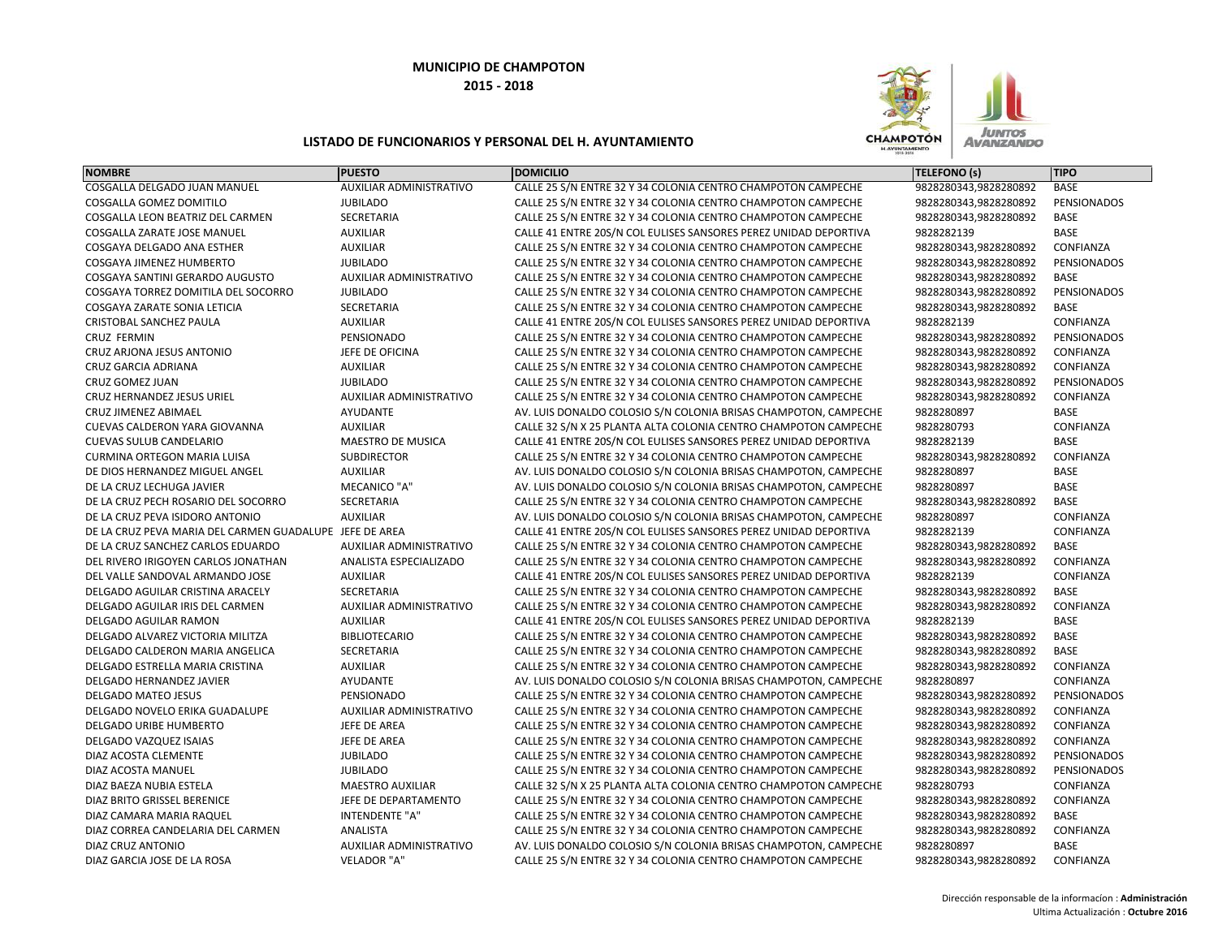**MUNICIPIO DE CHAMPOTON**

**2015 - 2018**

**LISTADO DE FUNCIONARIOS Y PERSONAL DEL H. AYUNTAMIENTO**

| NOMBRE | PUESTO | DOMICILIO | TELEFONO (s) | TIPO |
|---|---|---|---|---|
| COSGALLA DELGADO JUAN MANUEL | AUXILIAR ADMINISTRATIVO | CALLE 25 S/N ENTRE 32 Y 34 COLONIA CENTRO CHAMPOTON CAMPECHE | 9828280343,9828280892 | BASE |
| COSGALLA GOMEZ DOMITILO | JUBILADO | CALLE 25 S/N ENTRE 32 Y 34 COLONIA CENTRO CHAMPOTON CAMPECHE | 9828280343,9828280892 | PENSIONADOS |
| COSGALLA LEON BEATRIZ DEL CARMEN | SECRETARIA | CALLE 25 S/N ENTRE 32 Y 34 COLONIA CENTRO CHAMPOTON CAMPECHE | 9828280343,9828280892 | BASE |
| COSGALLA ZARATE JOSE MANUEL | AUXILIAR | CALLE 41 ENTRE 20S/N COL EULISES SANSORES PEREZ UNIDAD DEPORTIVA | 9828282139 | BASE |
| COSGAYA DELGADO ANA ESTHER | AUXILIAR | CALLE 25 S/N ENTRE 32 Y 34 COLONIA CENTRO CHAMPOTON CAMPECHE | 9828280343,9828280892 | CONFIANZA |
| COSGAYA JIMENEZ HUMBERTO | JUBILADO | CALLE 25 S/N ENTRE 32 Y 34 COLONIA CENTRO CHAMPOTON CAMPECHE | 9828280343,9828280892 | PENSIONADOS |
| COSGAYA SANTINI GERARDO AUGUSTO | AUXILIAR ADMINISTRATIVO | CALLE 25 S/N ENTRE 32 Y 34 COLONIA CENTRO CHAMPOTON CAMPECHE | 9828280343,9828280892 | BASE |
| COSGAYA TORREZ DOMITILA DEL SOCORRO | JUBILADO | CALLE 25 S/N ENTRE 32 Y 34 COLONIA CENTRO CHAMPOTON CAMPECHE | 9828280343,9828280892 | PENSIONADOS |
| COSGAYA ZARATE SONIA LETICIA | SECRETARIA | CALLE 25 S/N ENTRE 32 Y 34 COLONIA CENTRO CHAMPOTON CAMPECHE | 9828280343,9828280892 | BASE |
| CRISTOBAL SANCHEZ PAULA | AUXILIAR | CALLE 41 ENTRE 20S/N COL EULISES SANSORES PEREZ UNIDAD DEPORTIVA | 9828282139 | CONFIANZA |
| CRUZ FERMIN | PENSIONADO | CALLE 25 S/N ENTRE 32 Y 34 COLONIA CENTRO CHAMPOTON CAMPECHE | 9828280343,9828280892 | PENSIONADOS |
| CRUZ ARJONA JESUS ANTONIO | JEFE DE OFICINA | CALLE 25 S/N ENTRE 32 Y 34 COLONIA CENTRO CHAMPOTON CAMPECHE | 9828280343,9828280892 | CONFIANZA |
| CRUZ GARCIA ADRIANA | AUXILIAR | CALLE 25 S/N ENTRE 32 Y 34 COLONIA CENTRO CHAMPOTON CAMPECHE | 9828280343,9828280892 | CONFIANZA |
| CRUZ GOMEZ JUAN | JUBILADO | CALLE 25 S/N ENTRE 32 Y 34 COLONIA CENTRO CHAMPOTON CAMPECHE | 9828280343,9828280892 | PENSIONADOS |
| CRUZ HERNANDEZ JESUS URIEL | AUXILIAR ADMINISTRATIVO | CALLE 25 S/N ENTRE 32 Y 34 COLONIA CENTRO CHAMPOTON CAMPECHE | 9828280343,9828280892 | CONFIANZA |
| CRUZ JIMENEZ ABIMAEL | AYUDANTE | AV. LUIS DONALDO COLOSIO S/N COLONIA BRISAS CHAMPOTON, CAMPECHE | 9828280897 | BASE |
| CUEVAS CALDERON YARA GIOVANNA | AUXILIAR | CALLE 32 S/N X 25 PLANTA ALTA COLONIA CENTRO CHAMPOTON CAMPECHE | 9828280793 | CONFIANZA |
| CUEVAS SULUB CANDELARIO | MAESTRO DE MUSICA | CALLE 41 ENTRE 20S/N COL EULISES SANSORES PEREZ UNIDAD DEPORTIVA | 9828282139 | BASE |
| CURMINA ORTEGON MARIA LUISA | SUBDIRECTOR | CALLE 25 S/N ENTRE 32 Y 34 COLONIA CENTRO CHAMPOTON CAMPECHE | 9828280343,9828280892 | CONFIANZA |
| DE DIOS HERNANDEZ MIGUEL ANGEL | AUXILIAR | AV. LUIS DONALDO COLOSIO S/N COLONIA BRISAS CHAMPOTON, CAMPECHE | 9828280897 | BASE |
| DE LA CRUZ LECHUGA JAVIER | MECANICO "A" | AV. LUIS DONALDO COLOSIO S/N COLONIA BRISAS CHAMPOTON, CAMPECHE | 9828280897 | BASE |
| DE LA CRUZ PECH ROSARIO DEL SOCORRO | SECRETARIA | CALLE 25 S/N ENTRE 32 Y 34 COLONIA CENTRO CHAMPOTON CAMPECHE | 9828280343,9828280892 | BASE |
| DE LA CRUZ PEVA ISIDORO ANTONIO | AUXILIAR | AV. LUIS DONALDO COLOSIO S/N COLONIA BRISAS CHAMPOTON, CAMPECHE | 9828280897 | CONFIANZA |
| DE LA CRUZ PEVA MARIA DEL CARMEN GUADALUPE | JEFE DE AREA | CALLE 41 ENTRE 20S/N COL EULISES SANSORES PEREZ UNIDAD DEPORTIVA | 9828282139 | CONFIANZA |
| DE LA CRUZ SANCHEZ CARLOS EDUARDO | AUXILIAR ADMINISTRATIVO | CALLE 25 S/N ENTRE 32 Y 34 COLONIA CENTRO CHAMPOTON CAMPECHE | 9828280343,9828280892 | BASE |
| DEL RIVERO IRIGOYEN CARLOS JONATHAN | ANALISTA ESPECIALIZADO | CALLE 25 S/N ENTRE 32 Y 34 COLONIA CENTRO CHAMPOTON CAMPECHE | 9828280343,9828280892 | CONFIANZA |
| DEL VALLE SANDOVAL ARMANDO JOSE | AUXILIAR | CALLE 41 ENTRE 20S/N COL EULISES SANSORES PEREZ UNIDAD DEPORTIVA | 9828282139 | CONFIANZA |
| DELGADO AGUILAR CRISTINA ARACELY | SECRETARIA | CALLE 25 S/N ENTRE 32 Y 34 COLONIA CENTRO CHAMPOTON CAMPECHE | 9828280343,9828280892 | BASE |
| DELGADO AGUILAR IRIS DEL CARMEN | AUXILIAR ADMINISTRATIVO | CALLE 25 S/N ENTRE 32 Y 34 COLONIA CENTRO CHAMPOTON CAMPECHE | 9828280343,9828280892 | CONFIANZA |
| DELGADO AGUILAR RAMON | AUXILIAR | CALLE 41 ENTRE 20S/N COL EULISES SANSORES PEREZ UNIDAD DEPORTIVA | 9828282139 | BASE |
| DELGADO ALVAREZ VICTORIA MILITZA | BIBLIOTECARIO | CALLE 25 S/N ENTRE 32 Y 34 COLONIA CENTRO CHAMPOTON CAMPECHE | 9828280343,9828280892 | BASE |
| DELGADO CALDERON MARIA ANGELICA | SECRETARIA | CALLE 25 S/N ENTRE 32 Y 34 COLONIA CENTRO CHAMPOTON CAMPECHE | 9828280343,9828280892 | BASE |
| DELGADO ESTRELLA MARIA CRISTINA | AUXILIAR | CALLE 25 S/N ENTRE 32 Y 34 COLONIA CENTRO CHAMPOTON CAMPECHE | 9828280343,9828280892 | CONFIANZA |
| DELGADO HERNANDEZ JAVIER | AYUDANTE | AV. LUIS DONALDO COLOSIO S/N COLONIA BRISAS CHAMPOTON, CAMPECHE | 9828280897 | CONFIANZA |
| DELGADO MATEO JESUS | PENSIONADO | CALLE 25 S/N ENTRE 32 Y 34 COLONIA CENTRO CHAMPOTON CAMPECHE | 9828280343,9828280892 | PENSIONADOS |
| DELGADO NOVELO ERIKA GUADALUPE | AUXILIAR ADMINISTRATIVO | CALLE 25 S/N ENTRE 32 Y 34 COLONIA CENTRO CHAMPOTON CAMPECHE | 9828280343,9828280892 | CONFIANZA |
| DELGADO URIBE HUMBERTO | JEFE DE AREA | CALLE 25 S/N ENTRE 32 Y 34 COLONIA CENTRO CHAMPOTON CAMPECHE | 9828280343,9828280892 | CONFIANZA |
| DELGADO VAZQUEZ ISAIAS | JEFE DE AREA | CALLE 25 S/N ENTRE 32 Y 34 COLONIA CENTRO CHAMPOTON CAMPECHE | 9828280343,9828280892 | CONFIANZA |
| DIAZ ACOSTA CLEMENTE | JUBILADO | CALLE 25 S/N ENTRE 32 Y 34 COLONIA CENTRO CHAMPOTON CAMPECHE | 9828280343,9828280892 | PENSIONADOS |
| DIAZ ACOSTA MANUEL | JUBILADO | CALLE 25 S/N ENTRE 32 Y 34 COLONIA CENTRO CHAMPOTON CAMPECHE | 9828280343,9828280892 | PENSIONADOS |
| DIAZ BAEZA NUBIA ESTELA | MAESTRO AUXILIAR | CALLE 32 S/N X 25 PLANTA ALTA COLONIA CENTRO CHAMPOTON CAMPECHE | 9828280793 | CONFIANZA |
| DIAZ BRITO GRISSEL BERENICE | JEFE DE DEPARTAMENTO | CALLE 25 S/N ENTRE 32 Y 34 COLONIA CENTRO CHAMPOTON CAMPECHE | 9828280343,9828280892 | CONFIANZA |
| DIAZ CAMARA MARIA RAQUEL | INTENDENTE "A" | CALLE 25 S/N ENTRE 32 Y 34 COLONIA CENTRO CHAMPOTON CAMPECHE | 9828280343,9828280892 | BASE |
| DIAZ CORREA CANDELARIA DEL CARMEN | ANALISTA | CALLE 25 S/N ENTRE 32 Y 34 COLONIA CENTRO CHAMPOTON CAMPECHE | 9828280343,9828280892 | CONFIANZA |
| DIAZ CRUZ ANTONIO | AUXILIAR ADMINISTRATIVO | AV. LUIS DONALDO COLOSIO S/N COLONIA BRISAS CHAMPOTON, CAMPECHE | 9828280897 | BASE |
| DIAZ GARCIA JOSE DE LA ROSA | VELADOR "A" | CALLE 25 S/N ENTRE 32 Y 34 COLONIA CENTRO CHAMPOTON CAMPECHE | 9828280343,9828280892 | CONFIANZA |

Dirección responsable de la informacion : **Administración**

Ultima Actualización : **Octubre 2016**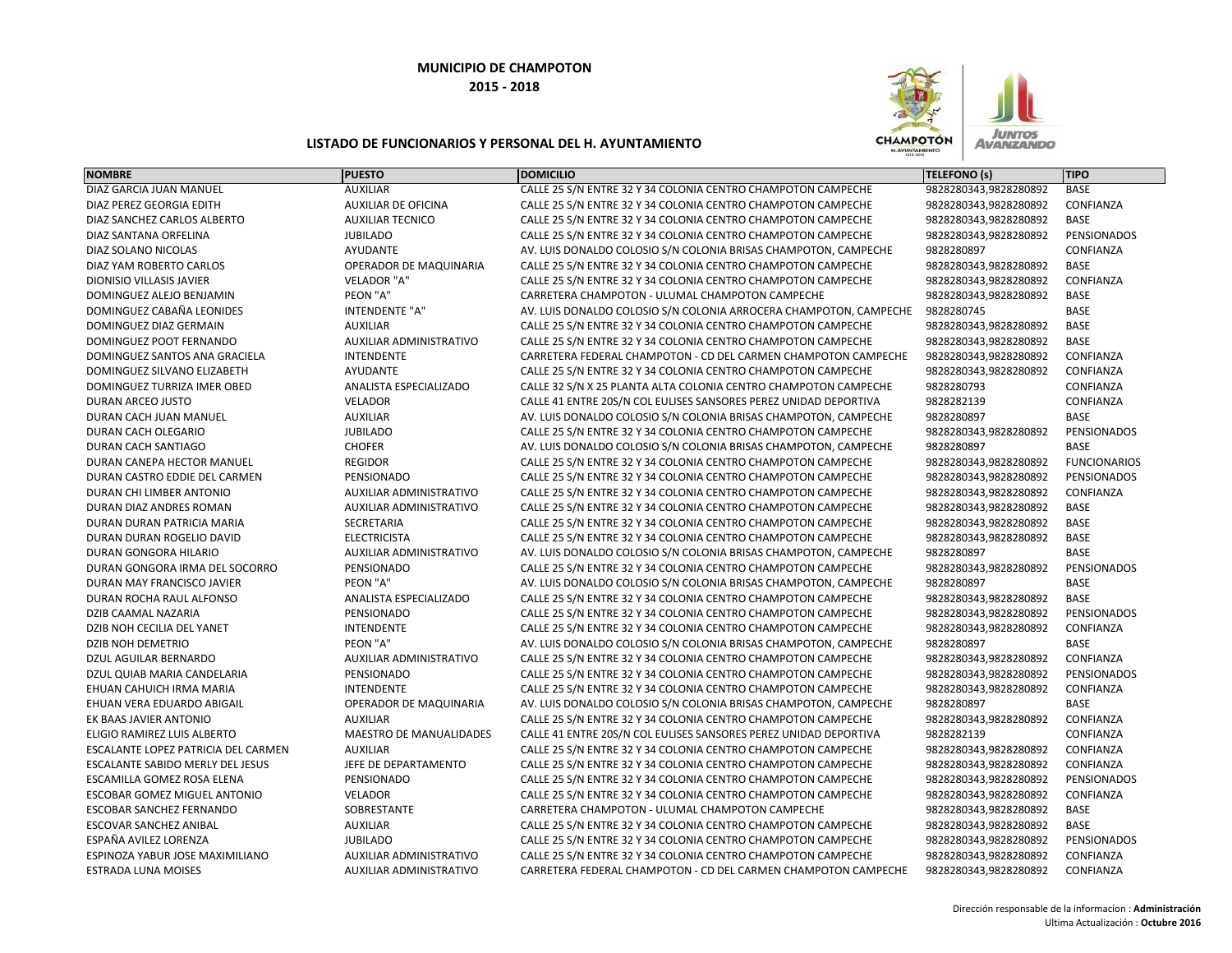**MUNICIPIO DE CHAMPOTON**

**2015 - 2018**

**LISTADO DE FUNCIONARIOS Y PERSONAL DEL H. AYUNTAMIENTO**

| NOMBRE | PUESTO | DOMICILIO | TELEFONO (s) | TIPO |
|---|---|---|---|---|
| DIAZ GARCIA JUAN MANUEL | AUXILIAR | CALLE 25 S/N ENTRE 32 Y 34 COLONIA CENTRO CHAMPOTON CAMPECHE | 9828280343,9828280892 | BASE |
| DIAZ PEREZ GEORGIA EDITH | AUXILIAR DE OFICINA | CALLE 25 S/N ENTRE 32 Y 34 COLONIA CENTRO CHAMPOTON CAMPECHE | 9828280343,9828280892 | CONFIANZA |
| DIAZ SANCHEZ CARLOS ALBERTO | AUXILIAR TECNICO | CALLE 25 S/N ENTRE 32 Y 34 COLONIA CENTRO CHAMPOTON CAMPECHE | 9828280343,9828280892 | BASE |
| DIAZ SANTANA ORFELINA | JUBILADO | CALLE 25 S/N ENTRE 32 Y 34 COLONIA CENTRO CHAMPOTON CAMPECHE | 9828280343,9828280892 | PENSIONADOS |
| DIAZ SOLANO NICOLAS | AYUDANTE | AV. LUIS DONALDO COLOSIO S/N COLONIA BRISAS CHAMPOTON, CAMPECHE | 9828280897 | CONFIANZA |
| DIAZ YAM ROBERTO CARLOS | OPERADOR DE MAQUINARIA | CALLE 25 S/N ENTRE 32 Y 34 COLONIA CENTRO CHAMPOTON CAMPECHE | 9828280343,9828280892 | BASE |
| DIONISIO VILLASIS JAVIER | VELADOR "A" | CALLE 25 S/N ENTRE 32 Y 34 COLONIA CENTRO CHAMPOTON CAMPECHE | 9828280343,9828280892 | CONFIANZA |
| DOMINGUEZ ALEJO BENJAMIN | PEON "A" | CARRETERA CHAMPOTON - ULUMAL CHAMPOTON CAMPECHE | 9828280343,9828280892 | BASE |
| DOMINGUEZ CABAÑA LEONIDES | INTENDENTE "A" | AV. LUIS DONALDO COLOSIO S/N COLONIA ARROCERA CHAMPOTON, CAMPECHE | 9828280745 | BASE |
| DOMINGUEZ DIAZ GERMAIN | AUXILIAR | CALLE 25 S/N ENTRE 32 Y 34 COLONIA CENTRO CHAMPOTON CAMPECHE | 9828280343,9828280892 | BASE |
| DOMINGUEZ POOT FERNANDO | AUXILIAR ADMINISTRATIVO | CALLE 25 S/N ENTRE 32 Y 34 COLONIA CENTRO CHAMPOTON CAMPECHE | 9828280343,9828280892 | BASE |
| DOMINGUEZ SANTOS ANA GRACIELA | INTENDENTE | CARRETERA FEDERAL CHAMPOTON - CD DEL CARMEN CHAMPOTON CAMPECHE | 9828280343,9828280892 | CONFIANZA |
| DOMINGUEZ SILVANO ELIZABETH | AYUDANTE | CALLE 25 S/N ENTRE 32 Y 34 COLONIA CENTRO CHAMPOTON CAMPECHE | 9828280343,9828280892 | CONFIANZA |
| DOMINGUEZ TURRIZA IMER OBED | ANALISTA ESPECIALIZADO | CALLE 32 S/N X 25 PLANTA ALTA COLONIA CENTRO CHAMPOTON CAMPECHE | 9828280793 | CONFIANZA |
| DURAN ARCEO JUSTO | VELADOR | CALLE 41 ENTRE 20S/N COL EULISES SANSORES PEREZ UNIDAD DEPORTIVA | 9828282139 | CONFIANZA |
| DURAN CACH JUAN MANUEL | AUXILIAR | AV. LUIS DONALDO COLOSIO S/N COLONIA BRISAS CHAMPOTON, CAMPECHE | 9828280897 | BASE |
| DURAN CACH OLEGARIO | JUBILADO | CALLE 25 S/N ENTRE 32 Y 34 COLONIA CENTRO CHAMPOTON CAMPECHE | 9828280343,9828280892 | PENSIONADOS |
| DURAN CACH SANTIAGO | CHOFER | AV. LUIS DONALDO COLOSIO S/N COLONIA BRISAS CHAMPOTON, CAMPECHE | 9828280897 | BASE |
| DURAN CANEPA HECTOR MANUEL | REGIDOR | CALLE 25 S/N ENTRE 32 Y 34 COLONIA CENTRO CHAMPOTON CAMPECHE | 9828280343,9828280892 | FUNCIONARIOS |
| DURAN CASTRO EDDIE DEL CARMEN | PENSIONADO | CALLE 25 S/N ENTRE 32 Y 34 COLONIA CENTRO CHAMPOTON CAMPECHE | 9828280343,9828280892 | PENSIONADOS |
| DURAN CHI LIMBER ANTONIO | AUXILIAR ADMINISTRATIVO | CALLE 25 S/N ENTRE 32 Y 34 COLONIA CENTRO CHAMPOTON CAMPECHE | 9828280343,9828280892 | CONFIANZA |
| DURAN DIAZ ANDRES ROMAN | AUXILIAR ADMINISTRATIVO | CALLE 25 S/N ENTRE 32 Y 34 COLONIA CENTRO CHAMPOTON CAMPECHE | 9828280343,9828280892 | BASE |
| DURAN DURAN PATRICIA MARIA | SECRETARIA | CALLE 25 S/N ENTRE 32 Y 34 COLONIA CENTRO CHAMPOTON CAMPECHE | 9828280343,9828280892 | BASE |
| DURAN DURAN ROGELIO DAVID | ELECTRICISTA | CALLE 25 S/N ENTRE 32 Y 34 COLONIA CENTRO CHAMPOTON CAMPECHE | 9828280343,9828280892 | BASE |
| DURAN GONGORA HILARIO | AUXILIAR ADMINISTRATIVO | AV. LUIS DONALDO COLOSIO S/N COLONIA BRISAS CHAMPOTON, CAMPECHE | 9828280897 | BASE |
| DURAN GONGORA IRMA DEL SOCORRO | PENSIONADO | CALLE 25 S/N ENTRE 32 Y 34 COLONIA CENTRO CHAMPOTON CAMPECHE | 9828280343,9828280892 | PENSIONADOS |
| DURAN MAY FRANCISCO JAVIER | PEON "A" | AV. LUIS DONALDO COLOSIO S/N COLONIA BRISAS CHAMPOTON, CAMPECHE | 9828280897 | BASE |
| DURAN ROCHA RAUL ALFONSO | ANALISTA ESPECIALIZADO | CALLE 25 S/N ENTRE 32 Y 34 COLONIA CENTRO CHAMPOTON CAMPECHE | 9828280343,9828280892 | BASE |
| DZIB CAAMAL NAZARIA | PENSIONADO | CALLE 25 S/N ENTRE 32 Y 34 COLONIA CENTRO CHAMPOTON CAMPECHE | 9828280343,9828280892 | PENSIONADOS |
| DZIB NOH CECILIA DEL YANET | INTENDENTE | CALLE 25 S/N ENTRE 32 Y 34 COLONIA CENTRO CHAMPOTON CAMPECHE | 9828280343,9828280892 | CONFIANZA |
| DZIB NOH DEMETRIO | PEON "A" | AV. LUIS DONALDO COLOSIO S/N COLONIA BRISAS CHAMPOTON, CAMPECHE | 9828280897 | BASE |
| DZUL AGUILAR BERNARDO | AUXILIAR ADMINISTRATIVO | CALLE 25 S/N ENTRE 32 Y 34 COLONIA CENTRO CHAMPOTON CAMPECHE | 9828280343,9828280892 | CONFIANZA |
| DZUL QUIAB MARIA CANDELARIA | PENSIONADO | CALLE 25 S/N ENTRE 32 Y 34 COLONIA CENTRO CHAMPOTON CAMPECHE | 9828280343,9828280892 | PENSIONADOS |
| EHUAN CAHUICH IRMA MARIA | INTENDENTE | CALLE 25 S/N ENTRE 32 Y 34 COLONIA CENTRO CHAMPOTON CAMPECHE | 9828280343,9828280892 | CONFIANZA |
| EHUAN VERA EDUARDO ABIGAIL | OPERADOR DE MAQUINARIA | AV. LUIS DONALDO COLOSIO S/N COLONIA BRISAS CHAMPOTON, CAMPECHE | 9828280897 | BASE |
| EK BAAS JAVIER ANTONIO | AUXILIAR | CALLE 25 S/N ENTRE 32 Y 34 COLONIA CENTRO CHAMPOTON CAMPECHE | 9828280343,9828280892 | CONFIANZA |
| ELIGIO RAMIREZ LUIS ALBERTO | MAESTRO DE MANUALIDADES | CALLE 41 ENTRE 20S/N COL EULISES SANSORES PEREZ UNIDAD DEPORTIVA | 9828282139 | CONFIANZA |
| ESCALANTE LOPEZ PATRICIA DEL CARMEN | AUXILIAR | CALLE 25 S/N ENTRE 32 Y 34 COLONIA CENTRO CHAMPOTON CAMPECHE | 9828280343,9828280892 | CONFIANZA |
| ESCALANTE SABIDO MERLY DEL JESUS | JEFE DE DEPARTAMENTO | CALLE 25 S/N ENTRE 32 Y 34 COLONIA CENTRO CHAMPOTON CAMPECHE | 9828280343,9828280892 | CONFIANZA |
| ESCAMILLA GOMEZ ROSA ELENA | PENSIONADO | CALLE 25 S/N ENTRE 32 Y 34 COLONIA CENTRO CHAMPOTON CAMPECHE | 9828280343,9828280892 | PENSIONADOS |
| ESCOBAR GOMEZ MIGUEL ANTONIO | VELADOR | CALLE 25 S/N ENTRE 32 Y 34 COLONIA CENTRO CHAMPOTON CAMPECHE | 9828280343,9828280892 | CONFIANZA |
| ESCOBAR SANCHEZ FERNANDO | SOBRESTANTE | CARRETERA CHAMPOTON - ULUMAL CHAMPOTON CAMPECHE | 9828280343,9828280892 | BASE |
| ESCOVAR SANCHEZ ANIBAL | AUXILIAR | CALLE 25 S/N ENTRE 32 Y 34 COLONIA CENTRO CHAMPOTON CAMPECHE | 9828280343,9828280892 | BASE |
| ESPAÑA AVILEZ LORENZA | JUBILADO | CALLE 25 S/N ENTRE 32 Y 34 COLONIA CENTRO CHAMPOTON CAMPECHE | 9828280343,9828280892 | PENSIONADOS |
| ESPINOZA YABUR JOSE MAXIMILIANO | AUXILIAR ADMINISTRATIVO | CALLE 25 S/N ENTRE 32 Y 34 COLONIA CENTRO CHAMPOTON CAMPECHE | 9828280343,9828280892 | CONFIANZA |
| ESTRADA LUNA MOISES | AUXILIAR ADMINISTRATIVO | CARRETERA FEDERAL CHAMPOTON - CD DEL CARMEN CHAMPOTON CAMPECHE | 9828280343,9828280892 | CONFIANZA |

Dirección responsable de la informacion : **Administración**
Ultima Actualización : **Octubre 2016**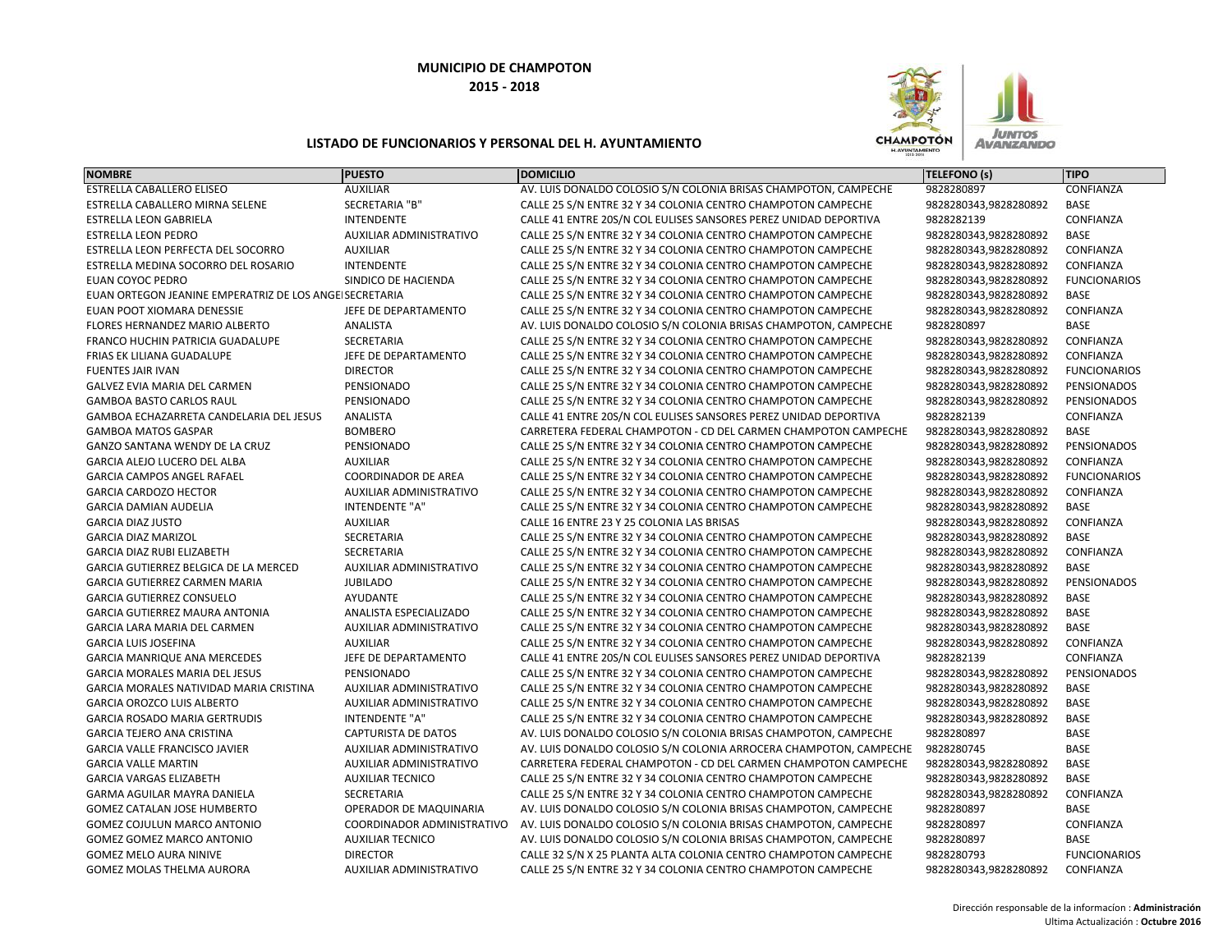**MUNICIPIO DE CHAMPOTON**

**2015 - 2018**

**LISTADO DE FUNCIONARIOS Y PERSONAL DEL H. AYUNTAMIENTO**

| NOMBRE | PUESTO | DOMICILIO | TELEFONO (s) | TIPO |
|---|---|---|---|---|
| ESTRELLA CABALLERO ELISEO | AUXILIAR | AV. LUIS DONALDO COLOSIO S/N COLONIA BRISAS CHAMPOTON, CAMPECHE | 9828280897 | CONFIANZA |
| ESTRELLA CABALLERO MIRNA SELENE | SECRETARIA "B" | CALLE 25 S/N ENTRE 32 Y 34 COLONIA CENTRO CHAMPOTON CAMPECHE | 9828280343,9828280892 | BASE |
| ESTRELLA LEON GABRIELA | INTENDENTE | CALLE 41 ENTRE 20S/N COL EULISES SANSORES PEREZ UNIDAD DEPORTIVA | 9828282139 | CONFIANZA |
| ESTRELLA LEON PEDRO | AUXILIAR ADMINISTRATIVO | CALLE 25 S/N ENTRE 32 Y 34 COLONIA CENTRO CHAMPOTON CAMPECHE | 9828280343,9828280892 | BASE |
| ESTRELLA LEON PERFECTA DEL SOCORRO | AUXILIAR | CALLE 25 S/N ENTRE 32 Y 34 COLONIA CENTRO CHAMPOTON CAMPECHE | 9828280343,9828280892 | CONFIANZA |
| ESTRELLA MEDINA SOCORRO DEL ROSARIO | INTENDENTE | CALLE 25 S/N ENTRE 32 Y 34 COLONIA CENTRO CHAMPOTON CAMPECHE | 9828280343,9828280892 | CONFIANZA |
| EUAN COYOC PEDRO | SINDICO DE HACIENDA | CALLE 25 S/N ENTRE 32 Y 34 COLONIA CENTRO CHAMPOTON CAMPECHE | 9828280343,9828280892 | FUNCIONARIOS |
| EUAN ORTEGON JEANINE EMPERATRIZ DE LOS ANGEI | SECRETARIA | CALLE 25 S/N ENTRE 32 Y 34 COLONIA CENTRO CHAMPOTON CAMPECHE | 9828280343,9828280892 | BASE |
| EUAN POOT XIOMARA DENESSIE | JEFE DE DEPARTAMENTO | CALLE 25 S/N ENTRE 32 Y 34 COLONIA CENTRO CHAMPOTON CAMPECHE | 9828280343,9828280892 | CONFIANZA |
| FLORES HERNANDEZ MARIO ALBERTO | ANALISTA | AV. LUIS DONALDO COLOSIO S/N COLONIA BRISAS CHAMPOTON, CAMPECHE | 9828280897 | BASE |
| FRANCO HUCHIN PATRICIA GUADALUPE | SECRETARIA | CALLE 25 S/N ENTRE 32 Y 34 COLONIA CENTRO CHAMPOTON CAMPECHE | 9828280343,9828280892 | CONFIANZA |
| FRIAS EK LILIANA GUADALUPE | JEFE DE DEPARTAMENTO | CALLE 25 S/N ENTRE 32 Y 34 COLONIA CENTRO CHAMPOTON CAMPECHE | 9828280343,9828280892 | CONFIANZA |
| FUENTES JAIR IVAN | DIRECTOR | CALLE 25 S/N ENTRE 32 Y 34 COLONIA CENTRO CHAMPOTON CAMPECHE | 9828280343,9828280892 | FUNCIONARIOS |
| GALVEZ EVIA MARIA DEL CARMEN | PENSIONADO | CALLE 25 S/N ENTRE 32 Y 34 COLONIA CENTRO CHAMPOTON CAMPECHE | 9828280343,9828280892 | PENSIONADOS |
| GAMBOA BASTO CARLOS RAUL | PENSIONADO | CALLE 25 S/N ENTRE 32 Y 34 COLONIA CENTRO CHAMPOTON CAMPECHE | 9828280343,9828280892 | PENSIONADOS |
| GAMBOA ECHAZARRETA CANDELARIA DEL JESUS | ANALISTA | CALLE 41 ENTRE 20S/N COL EULISES SANSORES PEREZ UNIDAD DEPORTIVA | 9828282139 | CONFIANZA |
| GAMBOA MATOS GASPAR | BOMBERO | CARRETERA FEDERAL CHAMPOTON - CD DEL CARMEN CHAMPOTON CAMPECHE | 9828280343,9828280892 | BASE |
| GANZO SANTANA WENDY DE LA CRUZ | PENSIONADO | CALLE 25 S/N ENTRE 32 Y 34 COLONIA CENTRO CHAMPOTON CAMPECHE | 9828280343,9828280892 | PENSIONADOS |
| GARCIA ALEJO LUCERO DEL ALBA | AUXILIAR | CALLE 25 S/N ENTRE 32 Y 34 COLONIA CENTRO CHAMPOTON CAMPECHE | 9828280343,9828280892 | CONFIANZA |
| GARCIA CAMPOS ANGEL RAFAEL | COORDINADOR DE AREA | CALLE 25 S/N ENTRE 32 Y 34 COLONIA CENTRO CHAMPOTON CAMPECHE | 9828280343,9828280892 | FUNCIONARIOS |
| GARCIA CARDOZO HECTOR | AUXILIAR ADMINISTRATIVO | CALLE 25 S/N ENTRE 32 Y 34 COLONIA CENTRO CHAMPOTON CAMPECHE | 9828280343,9828280892 | CONFIANZA |
| GARCIA DAMIAN AUDELIA | INTENDENTE "A" | CALLE 25 S/N ENTRE 32 Y 34 COLONIA CENTRO CHAMPOTON CAMPECHE | 9828280343,9828280892 | BASE |
| GARCIA DIAZ JUSTO | AUXILIAR | CALLE 16 ENTRE 23 Y 25 COLONIA LAS BRISAS | 9828280343,9828280892 | CONFIANZA |
| GARCIA DIAZ MARIZOL | SECRETARIA | CALLE 25 S/N ENTRE 32 Y 34 COLONIA CENTRO CHAMPOTON CAMPECHE | 9828280343,9828280892 | BASE |
| GARCIA DIAZ RUBI ELIZABETH | SECRETARIA | CALLE 25 S/N ENTRE 32 Y 34 COLONIA CENTRO CHAMPOTON CAMPECHE | 9828280343,9828280892 | CONFIANZA |
| GARCIA GUTIERREZ BELGICA DE LA MERCED | AUXILIAR ADMINISTRATIVO | CALLE 25 S/N ENTRE 32 Y 34 COLONIA CENTRO CHAMPOTON CAMPECHE | 9828280343,9828280892 | BASE |
| GARCIA GUTIERREZ CARMEN MARIA | JUBILADO | CALLE 25 S/N ENTRE 32 Y 34 COLONIA CENTRO CHAMPOTON CAMPECHE | 9828280343,9828280892 | PENSIONADOS |
| GARCIA GUTIERREZ CONSUELO | AYUDANTE | CALLE 25 S/N ENTRE 32 Y 34 COLONIA CENTRO CHAMPOTON CAMPECHE | 9828280343,9828280892 | BASE |
| GARCIA GUTIERREZ MAURA ANTONIA | ANALISTA ESPECIALIZADO | CALLE 25 S/N ENTRE 32 Y 34 COLONIA CENTRO CHAMPOTON CAMPECHE | 9828280343,9828280892 | BASE |
| GARCIA LARA MARIA DEL CARMEN | AUXILIAR ADMINISTRATIVO | CALLE 25 S/N ENTRE 32 Y 34 COLONIA CENTRO CHAMPOTON CAMPECHE | 9828280343,9828280892 | BASE |
| GARCIA LUIS JOSEFINA | AUXILIAR | CALLE 25 S/N ENTRE 32 Y 34 COLONIA CENTRO CHAMPOTON CAMPECHE | 9828280343,9828280892 | CONFIANZA |
| GARCIA MANRIQUE ANA MERCEDES | JEFE DE DEPARTAMENTO | CALLE 41 ENTRE 20S/N COL EULISES SANSORES PEREZ UNIDAD DEPORTIVA | 9828282139 | CONFIANZA |
| GARCIA MORALES MARIA DEL JESUS | PENSIONADO | CALLE 25 S/N ENTRE 32 Y 34 COLONIA CENTRO CHAMPOTON CAMPECHE | 9828280343,9828280892 | PENSIONADOS |
| GARCIA MORALES NATIVIDAD MARIA CRISTINA | AUXILIAR ADMINISTRATIVO | CALLE 25 S/N ENTRE 32 Y 34 COLONIA CENTRO CHAMPOTON CAMPECHE | 9828280343,9828280892 | BASE |
| GARCIA OROZCO LUIS ALBERTO | AUXILIAR ADMINISTRATIVO | CALLE 25 S/N ENTRE 32 Y 34 COLONIA CENTRO CHAMPOTON CAMPECHE | 9828280343,9828280892 | BASE |
| GARCIA ROSADO MARIA GERTRUDIS | INTENDENTE "A" | CALLE 25 S/N ENTRE 32 Y 34 COLONIA CENTRO CHAMPOTON CAMPECHE | 9828280343,9828280892 | BASE |
| GARCIA TEJERO ANA CRISTINA | CAPTURISTA DE DATOS | AV. LUIS DONALDO COLOSIO S/N COLONIA BRISAS CHAMPOTON, CAMPECHE | 9828280897 | BASE |
| GARCIA VALLE FRANCISCO JAVIER | AUXILIAR ADMINISTRATIVO | AV. LUIS DONALDO COLOSIO S/N COLONIA ARROCERA CHAMPOTON, CAMPECHE | 9828280745 | BASE |
| GARCIA VALLE MARTIN | AUXILIAR ADMINISTRATIVO | CARRETERA FEDERAL CHAMPOTON - CD DEL CARMEN CHAMPOTON CAMPECHE | 9828280343,9828280892 | BASE |
| GARCIA VARGAS ELIZABETH | AUXILIAR TECNICO | CALLE 25 S/N ENTRE 32 Y 34 COLONIA CENTRO CHAMPOTON CAMPECHE | 9828280343,9828280892 | BASE |
| GARMA AGUILAR MAYRA DANIELA | SECRETARIA | CALLE 25 S/N ENTRE 32 Y 34 COLONIA CENTRO CHAMPOTON CAMPECHE | 9828280343,9828280892 | CONFIANZA |
| GOMEZ CATALAN JOSE HUMBERTO | OPERADOR DE MAQUINARIA | AV. LUIS DONALDO COLOSIO S/N COLONIA BRISAS CHAMPOTON, CAMPECHE | 9828280897 | BASE |
| GOMEZ COJULUN MARCO ANTONIO | COORDINADOR ADMINISTRATIVO | AV. LUIS DONALDO COLOSIO S/N COLONIA BRISAS CHAMPOTON, CAMPECHE | 9828280897 | CONFIANZA |
| GOMEZ GOMEZ MARCO ANTONIO | AUXILIAR TECNICO | AV. LUIS DONALDO COLOSIO S/N COLONIA BRISAS CHAMPOTON, CAMPECHE | 9828280897 | BASE |
| GOMEZ MELO AURA NINIVE | DIRECTOR | CALLE 32 S/N X 25 PLANTA ALTA COLONIA CENTRO CHAMPOTON CAMPECHE | 9828280793 | FUNCIONARIOS |
| GOMEZ MOLAS THELMA AURORA | AUXILIAR ADMINISTRATIVO | CALLE 25 S/N ENTRE 32 Y 34 COLONIA CENTRO CHAMPOTON CAMPECHE | 9828280343,9828280892 | CONFIANZA |

Dirección responsable de la informacíon : **Administración**
Ultima Actualización : **Octubre 2016**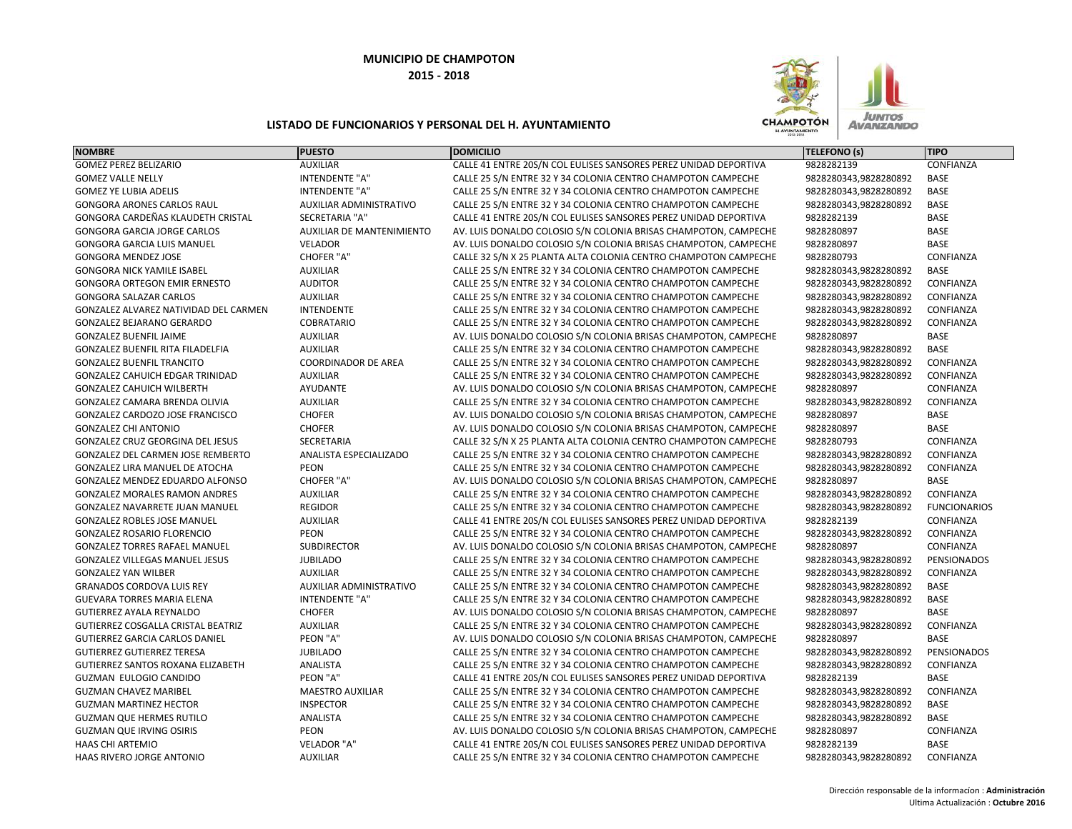**MUNICIPIO DE CHAMPOTON**

**2015 - 2018**

**LISTADO DE FUNCIONARIOS Y PERSONAL DEL H. AYUNTAMIENTO**

| NOMBRE | PUESTO | DOMICILIO | TELEFONO (s) | TIPO |
|---|---|---|---|---|
| GOMEZ PEREZ BELIZARIO | AUXILIAR | CALLE 41 ENTRE 20S/N COL EULISES SANSORES PEREZ UNIDAD DEPORTIVA | 9828282139 | CONFIANZA |
| GOMEZ VALLE NELLY | INTENDENTE "A" | CALLE 25 S/N ENTRE 32 Y 34 COLONIA CENTRO CHAMPOTON CAMPECHE | 9828280343,9828280892 | BASE |
| GOMEZ YE LUBIA ADELIS | INTENDENTE "A" | CALLE 25 S/N ENTRE 32 Y 34 COLONIA CENTRO CHAMPOTON CAMPECHE | 9828280343,9828280892 | BASE |
| GONGORA ARONES CARLOS RAUL | AUXILIAR ADMINISTRATIVO | CALLE 25 S/N ENTRE 32 Y 34 COLONIA CENTRO CHAMPOTON CAMPECHE | 9828280343,9828280892 | BASE |
| GONGORA CARDEÑAS KLAUDETH CRISTAL | SECRETARIA "A" | CALLE 41 ENTRE 20S/N COL EULISES SANSORES PEREZ UNIDAD DEPORTIVA | 9828282139 | BASE |
| GONGORA GARCIA JORGE CARLOS | AUXILIAR DE MANTENIMIENTO | AV. LUIS DONALDO COLOSIO S/N COLONIA BRISAS CHAMPOTON, CAMPECHE | 9828280897 | BASE |
| GONGORA GARCIA LUIS MANUEL | VELADOR | AV. LUIS DONALDO COLOSIO S/N COLONIA BRISAS CHAMPOTON, CAMPECHE | 9828280897 | BASE |
| GONGORA MENDEZ JOSE | CHOFER "A" | CALLE 32 S/N X 25 PLANTA ALTA COLONIA CENTRO CHAMPOTON CAMPECHE | 9828280793 | CONFIANZA |
| GONGORA NICK YAMILE ISABEL | AUXILIAR | CALLE 25 S/N ENTRE 32 Y 34 COLONIA CENTRO CHAMPOTON CAMPECHE | 9828280343,9828280892 | BASE |
| GONGORA ORTEGON EMIR ERNESTO | AUDITOR | CALLE 25 S/N ENTRE 32 Y 34 COLONIA CENTRO CHAMPOTON CAMPECHE | 9828280343,9828280892 | CONFIANZA |
| GONGORA SALAZAR CARLOS | AUXILIAR | CALLE 25 S/N ENTRE 32 Y 34 COLONIA CENTRO CHAMPOTON CAMPECHE | 9828280343,9828280892 | CONFIANZA |
| GONZALEZ ALVAREZ NATIVIDAD DEL CARMEN | INTENDENTE | CALLE 25 S/N ENTRE 32 Y 34 COLONIA CENTRO CHAMPOTON CAMPECHE | 9828280343,9828280892 | CONFIANZA |
| GONZALEZ BEJARANO GERARDO | COBRATARIO | CALLE 25 S/N ENTRE 32 Y 34 COLONIA CENTRO CHAMPOTON CAMPECHE | 9828280343,9828280892 | CONFIANZA |
| GONZALEZ BUENFIL JAIME | AUXILIAR | AV. LUIS DONALDO COLOSIO S/N COLONIA BRISAS CHAMPOTON, CAMPECHE | 9828280897 | BASE |
| GONZALEZ BUENFIL RITA FILADELFIA | AUXILIAR | CALLE 25 S/N ENTRE 32 Y 34 COLONIA CENTRO CHAMPOTON CAMPECHE | 9828280343,9828280892 | BASE |
| GONZALEZ BUENFIL TRANCITO | COORDINADOR DE AREA | CALLE 25 S/N ENTRE 32 Y 34 COLONIA CENTRO CHAMPOTON CAMPECHE | 9828280343,9828280892 | CONFIANZA |
| GONZALEZ CAHUICH EDGAR TRINIDAD | AUXILIAR | CALLE 25 S/N ENTRE 32 Y 34 COLONIA CENTRO CHAMPOTON CAMPECHE | 9828280343,9828280892 | CONFIANZA |
| GONZALEZ CAHUICH WILBERTH | AYUDANTE | AV. LUIS DONALDO COLOSIO S/N COLONIA BRISAS CHAMPOTON, CAMPECHE | 9828280897 | CONFIANZA |
| GONZALEZ CAMARA BRENDA OLIVIA | AUXILIAR | CALLE 25 S/N ENTRE 32 Y 34 COLONIA CENTRO CHAMPOTON CAMPECHE | 9828280343,9828280892 | CONFIANZA |
| GONZALEZ CARDOZO JOSE FRANCISCO | CHOFER | AV. LUIS DONALDO COLOSIO S/N COLONIA BRISAS CHAMPOTON, CAMPECHE | 9828280897 | BASE |
| GONZALEZ CHI ANTONIO | CHOFER | AV. LUIS DONALDO COLOSIO S/N COLONIA BRISAS CHAMPOTON, CAMPECHE | 9828280897 | BASE |
| GONZALEZ CRUZ GEORGINA DEL JESUS | SECRETARIA | CALLE 32 S/N X 25 PLANTA ALTA COLONIA CENTRO CHAMPOTON CAMPECHE | 9828280793 | CONFIANZA |
| GONZALEZ DEL CARMEN JOSE REMBERTO | ANALISTA ESPECIALIZADO | CALLE 25 S/N ENTRE 32 Y 34 COLONIA CENTRO CHAMPOTON CAMPECHE | 9828280343,9828280892 | CONFIANZA |
| GONZALEZ LIRA MANUEL DE ATOCHA | PEON | CALLE 25 S/N ENTRE 32 Y 34 COLONIA CENTRO CHAMPOTON CAMPECHE | 9828280343,9828280892 | CONFIANZA |
| GONZALEZ MENDEZ EDUARDO ALFONSO | CHOFER "A" | AV. LUIS DONALDO COLOSIO S/N COLONIA BRISAS CHAMPOTON, CAMPECHE | 9828280897 | BASE |
| GONZALEZ MORALES RAMON ANDRES | AUXILIAR | CALLE 25 S/N ENTRE 32 Y 34 COLONIA CENTRO CHAMPOTON CAMPECHE | 9828280343,9828280892 | CONFIANZA |
| GONZALEZ NAVARRETE JUAN MANUEL | REGIDOR | CALLE 25 S/N ENTRE 32 Y 34 COLONIA CENTRO CHAMPOTON CAMPECHE | 9828280343,9828280892 | FUNCIONARIOS |
| GONZALEZ ROBLES JOSE MANUEL | AUXILIAR | CALLE 41 ENTRE 20S/N COL EULISES SANSORES PEREZ UNIDAD DEPORTIVA | 9828282139 | CONFIANZA |
| GONZALEZ ROSARIO FLORENCIO | PEON | CALLE 25 S/N ENTRE 32 Y 34 COLONIA CENTRO CHAMPOTON CAMPECHE | 9828280343,9828280892 | CONFIANZA |
| GONZALEZ TORRES RAFAEL MANUEL | SUBDIRECTOR | AV. LUIS DONALDO COLOSIO S/N COLONIA BRISAS CHAMPOTON, CAMPECHE | 9828280897 | CONFIANZA |
| GONZALEZ VILLEGAS MANUEL JESUS | JUBILADO | CALLE 25 S/N ENTRE 32 Y 34 COLONIA CENTRO CHAMPOTON CAMPECHE | 9828280343,9828280892 | PENSIONADOS |
| GONZALEZ YAN WILBER | AUXILIAR | CALLE 25 S/N ENTRE 32 Y 34 COLONIA CENTRO CHAMPOTON CAMPECHE | 9828280343,9828280892 | CONFIANZA |
| GRANADOS CORDOVA LUIS REY | AUXILIAR ADMINISTRATIVO | CALLE 25 S/N ENTRE 32 Y 34 COLONIA CENTRO CHAMPOTON CAMPECHE | 9828280343,9828280892 | BASE |
| GUEVARA TORRES MARIA ELENA | INTENDENTE "A" | CALLE 25 S/N ENTRE 32 Y 34 COLONIA CENTRO CHAMPOTON CAMPECHE | 9828280343,9828280892 | BASE |
| GUTIERREZ AYALA REYNALDO | CHOFER | AV. LUIS DONALDO COLOSIO S/N COLONIA BRISAS CHAMPOTON, CAMPECHE | 9828280897 | BASE |
| GUTIERREZ COSGALLA CRISTAL BEATRIZ | AUXILIAR | CALLE 25 S/N ENTRE 32 Y 34 COLONIA CENTRO CHAMPOTON CAMPECHE | 9828280343,9828280892 | CONFIANZA |
| GUTIERREZ GARCIA CARLOS DANIEL | PEON "A" | AV. LUIS DONALDO COLOSIO S/N COLONIA BRISAS CHAMPOTON, CAMPECHE | 9828280897 | BASE |
| GUTIERREZ GUTIERREZ TERESA | JUBILADO | CALLE 25 S/N ENTRE 32 Y 34 COLONIA CENTRO CHAMPOTON CAMPECHE | 9828280343,9828280892 | PENSIONADOS |
| GUTIERREZ SANTOS ROXANA ELIZABETH | ANALISTA | CALLE 25 S/N ENTRE 32 Y 34 COLONIA CENTRO CHAMPOTON CAMPECHE | 9828280343,9828280892 | CONFIANZA |
| GUZMAN EULOGIO CANDIDO | PEON "A" | CALLE 41 ENTRE 20S/N COL EULISES SANSORES PEREZ UNIDAD DEPORTIVA | 9828282139 | BASE |
| GUZMAN CHAVEZ MARIBEL | MAESTRO AUXILIAR | CALLE 25 S/N ENTRE 32 Y 34 COLONIA CENTRO CHAMPOTON CAMPECHE | 9828280343,9828280892 | CONFIANZA |
| GUZMAN MARTINEZ HECTOR | INSPECTOR | CALLE 25 S/N ENTRE 32 Y 34 COLONIA CENTRO CHAMPOTON CAMPECHE | 9828280343,9828280892 | BASE |
| GUZMAN QUE HERMES RUTILO | ANALISTA | CALLE 25 S/N ENTRE 32 Y 34 COLONIA CENTRO CHAMPOTON CAMPECHE | 9828280343,9828280892 | BASE |
| GUZMAN QUE IRVING OSIRIS | PEON | AV. LUIS DONALDO COLOSIO S/N COLONIA BRISAS CHAMPOTON, CAMPECHE | 9828280897 | CONFIANZA |
| HAAS CHI ARTEMIO | VELADOR "A" | CALLE 41 ENTRE 20S/N COL EULISES SANSORES PEREZ UNIDAD DEPORTIVA | 9828282139 | BASE |
| HAAS RIVERO JORGE ANTONIO | AUXILIAR | CALLE 25 S/N ENTRE 32 Y 34 COLONIA CENTRO CHAMPOTON CAMPECHE | 9828280343,9828280892 | CONFIANZA |

Dirección responsable de la informacion : **Administración**

Ultima Actualización : **Octubre 2016**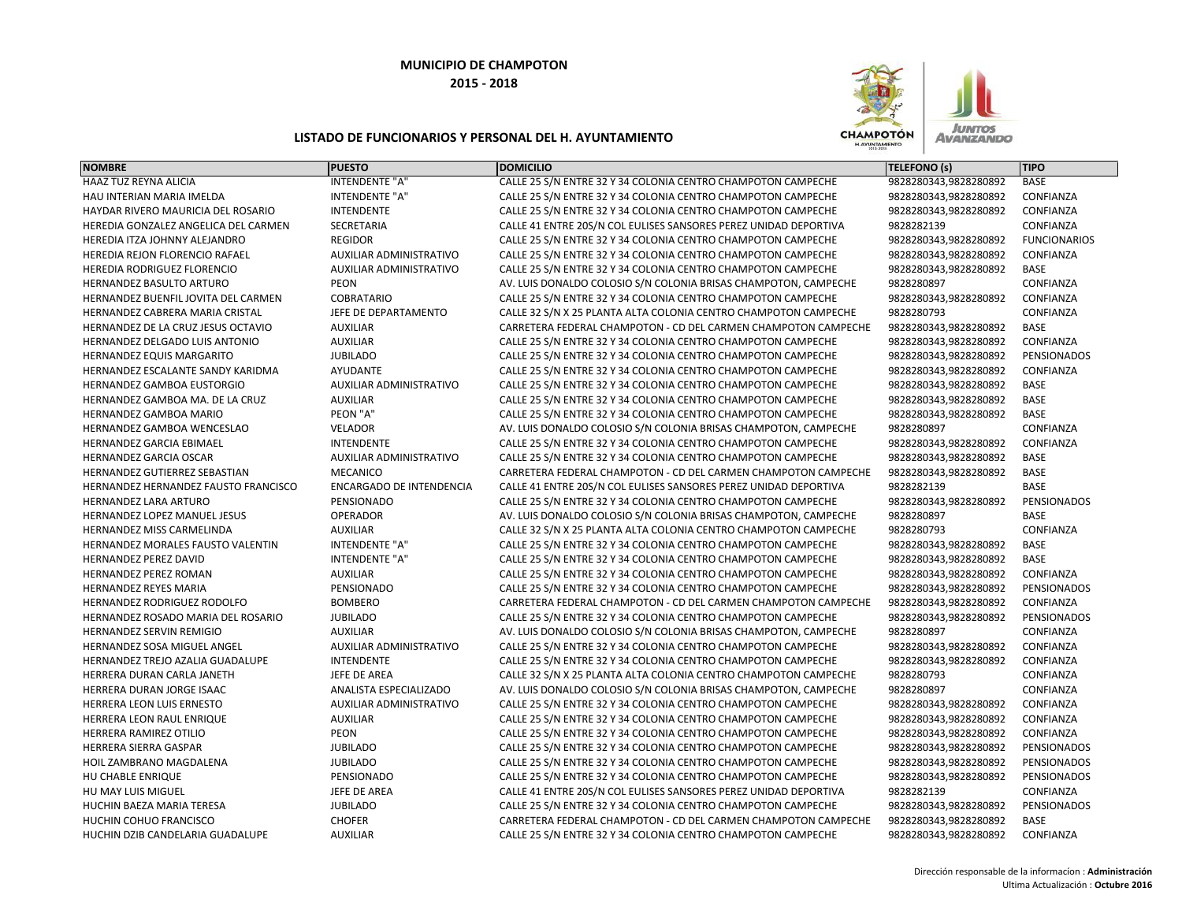**MUNICIPIO DE CHAMPOTON**

**2015 - 2018**

**LISTADO DE FUNCIONARIOS Y PERSONAL DEL H. AYUNTAMIENTO**

| NOMBRE | PUESTO | DOMICILIO | TELEFONO (s) | TIPO |
|---|---|---|---|---|
| HAAZ TUZ REYNA ALICIA | INTENDENTE "A" | CALLE 25 S/N ENTRE 32 Y 34 COLONIA CENTRO CHAMPOTON CAMPECHE | 9828280343,9828280892 | BASE |
| HAU INTERIAN MARIA IMELDA | INTENDENTE "A" | CALLE 25 S/N ENTRE 32 Y 34 COLONIA CENTRO CHAMPOTON CAMPECHE | 9828280343,9828280892 | CONFIANZA |
| HAYDAR RIVERO MAURICIA DEL ROSARIO | INTENDENTE | CALLE 25 S/N ENTRE 32 Y 34 COLONIA CENTRO CHAMPOTON CAMPECHE | 9828280343,9828280892 | CONFIANZA |
| HEREDIA GONZALEZ ANGELICA DEL CARMEN | SECRETARIA | CALLE 41 ENTRE 20S/N COL EULISES SANSORES PEREZ UNIDAD DEPORTIVA | 9828282139 | CONFIANZA |
| HEREDIA ITZA JOHNNY ALEJANDRO | REGIDOR | CALLE 25 S/N ENTRE 32 Y 34 COLONIA CENTRO CHAMPOTON CAMPECHE | 9828280343,9828280892 | FUNCIONARIOS |
| HEREDIA REJON FLORENCIO RAFAEL | AUXILIAR ADMINISTRATIVO | CALLE 25 S/N ENTRE 32 Y 34 COLONIA CENTRO CHAMPOTON CAMPECHE | 9828280343,9828280892 | CONFIANZA |
| HEREDIA RODRIGUEZ FLORENCIO | AUXILIAR ADMINISTRATIVO | CALLE 25 S/N ENTRE 32 Y 34 COLONIA CENTRO CHAMPOTON CAMPECHE | 9828280343,9828280892 | BASE |
| HERNANDEZ BASULTO ARTURO | PEON | AV. LUIS DONALDO COLOSIO S/N COLONIA BRISAS CHAMPOTON, CAMPECHE | 9828280897 | CONFIANZA |
| HERNANDEZ BUENFIL JOVITA DEL CARMEN | COBRATARIO | CALLE 25 S/N ENTRE 32 Y 34 COLONIA CENTRO CHAMPOTON CAMPECHE | 9828280343,9828280892 | CONFIANZA |
| HERNANDEZ CABRERA MARIA CRISTAL | JEFE DE DEPARTAMENTO | CALLE 32 S/N X 25 PLANTA ALTA COLONIA CENTRO CHAMPOTON CAMPECHE | 9828280793 | CONFIANZA |
| HERNANDEZ DE LA CRUZ JESUS OCTAVIO | AUXILIAR | CARRETERA FEDERAL CHAMPOTON - CD DEL CARMEN CHAMPOTON CAMPECHE | 9828280343,9828280892 | BASE |
| HERNANDEZ DELGADO LUIS ANTONIO | AUXILIAR | CALLE 25 S/N ENTRE 32 Y 34 COLONIA CENTRO CHAMPOTON CAMPECHE | 9828280343,9828280892 | CONFIANZA |
| HERNANDEZ EQUIS MARGARITO | JUBILADO | CALLE 25 S/N ENTRE 32 Y 34 COLONIA CENTRO CHAMPOTON CAMPECHE | 9828280343,9828280892 | PENSIONADOS |
| HERNANDEZ ESCALANTE SANDY KARIDMA | AYUDANTE | CALLE 25 S/N ENTRE 32 Y 34 COLONIA CENTRO CHAMPOTON CAMPECHE | 9828280343,9828280892 | CONFIANZA |
| HERNANDEZ GAMBOA EUSTORGIO | AUXILIAR ADMINISTRATIVO | CALLE 25 S/N ENTRE 32 Y 34 COLONIA CENTRO CHAMPOTON CAMPECHE | 9828280343,9828280892 | BASE |
| HERNANDEZ GAMBOA MA. DE LA CRUZ | AUXILIAR | CALLE 25 S/N ENTRE 32 Y 34 COLONIA CENTRO CHAMPOTON CAMPECHE | 9828280343,9828280892 | BASE |
| HERNANDEZ GAMBOA MARIO | PEON "A" | CALLE 25 S/N ENTRE 32 Y 34 COLONIA CENTRO CHAMPOTON CAMPECHE | 9828280343,9828280892 | BASE |
| HERNANDEZ GAMBOA WENCESLAO | VELADOR | AV. LUIS DONALDO COLOSIO S/N COLONIA BRISAS CHAMPOTON, CAMPECHE | 9828280897 | CONFIANZA |
| HERNANDEZ GARCIA EBIMAEL | INTENDENTE | CALLE 25 S/N ENTRE 32 Y 34 COLONIA CENTRO CHAMPOTON CAMPECHE | 9828280343,9828280892 | CONFIANZA |
| HERNANDEZ GARCIA OSCAR | AUXILIAR ADMINISTRATIVO | CALLE 25 S/N ENTRE 32 Y 34 COLONIA CENTRO CHAMPOTON CAMPECHE | 9828280343,9828280892 | BASE |
| HERNANDEZ GUTIERREZ SEBASTIAN | MECANICO | CARRETERA FEDERAL CHAMPOTON - CD DEL CARMEN CHAMPOTON CAMPECHE | 9828280343,9828280892 | BASE |
| HERNANDEZ HERNANDEZ FAUSTO FRANCISCO | ENCARGADO DE INTENDENCIA | CALLE 41 ENTRE 20S/N COL EULISES SANSORES PEREZ UNIDAD DEPORTIVA | 9828282139 | BASE |
| HERNANDEZ LARA ARTURO | PENSIONADO | CALLE 25 S/N ENTRE 32 Y 34 COLONIA CENTRO CHAMPOTON CAMPECHE | 9828280343,9828280892 | PENSIONADOS |
| HERNANDEZ LOPEZ MANUEL JESUS | OPERADOR | AV. LUIS DONALDO COLOSIO S/N COLONIA BRISAS CHAMPOTON, CAMPECHE | 9828280897 | BASE |
| HERNANDEZ MISS CARMELINDA | AUXILIAR | CALLE 32 S/N X 25 PLANTA ALTA COLONIA CENTRO CHAMPOTON CAMPECHE | 9828280793 | CONFIANZA |
| HERNANDEZ MORALES FAUSTO VALENTIN | INTENDENTE "A" | CALLE 25 S/N ENTRE 32 Y 34 COLONIA CENTRO CHAMPOTON CAMPECHE | 9828280343,9828280892 | BASE |
| HERNANDEZ PEREZ DAVID | INTENDENTE "A" | CALLE 25 S/N ENTRE 32 Y 34 COLONIA CENTRO CHAMPOTON CAMPECHE | 9828280343,9828280892 | BASE |
| HERNANDEZ PEREZ ROMAN | AUXILIAR | CALLE 25 S/N ENTRE 32 Y 34 COLONIA CENTRO CHAMPOTON CAMPECHE | 9828280343,9828280892 | CONFIANZA |
| HERNANDEZ REYES MARIA | PENSIONADO | CALLE 25 S/N ENTRE 32 Y 34 COLONIA CENTRO CHAMPOTON CAMPECHE | 9828280343,9828280892 | PENSIONADOS |
| HERNANDEZ RODRIGUEZ RODOLFO | BOMBERO | CARRETERA FEDERAL CHAMPOTON - CD DEL CARMEN CHAMPOTON CAMPECHE | 9828280343,9828280892 | CONFIANZA |
| HERNANDEZ ROSADO MARIA DEL ROSARIO | JUBILADO | CALLE 25 S/N ENTRE 32 Y 34 COLONIA CENTRO CHAMPOTON CAMPECHE | 9828280343,9828280892 | PENSIONADOS |
| HERNANDEZ SERVIN REMIGIO | AUXILIAR | AV. LUIS DONALDO COLOSIO S/N COLONIA BRISAS CHAMPOTON, CAMPECHE | 9828280897 | CONFIANZA |
| HERNANDEZ SOSA MIGUEL ANGEL | AUXILIAR ADMINISTRATIVO | CALLE 25 S/N ENTRE 32 Y 34 COLONIA CENTRO CHAMPOTON CAMPECHE | 9828280343,9828280892 | CONFIANZA |
| HERNANDEZ TREJO AZALIA GUADALUPE | INTENDENTE | CALLE 25 S/N ENTRE 32 Y 34 COLONIA CENTRO CHAMPOTON CAMPECHE | 9828280343,9828280892 | CONFIANZA |
| HERRERA DURAN CARLA JANETH | JEFE DE AREA | CALLE 32 S/N X 25 PLANTA ALTA COLONIA CENTRO CHAMPOTON CAMPECHE | 9828280793 | CONFIANZA |
| HERRERA DURAN JORGE ISAAC | ANALISTA ESPECIALIZADO | AV. LUIS DONALDO COLOSIO S/N COLONIA BRISAS CHAMPOTON, CAMPECHE | 9828280897 | CONFIANZA |
| HERRERA LEON LUIS ERNESTO | AUXILIAR ADMINISTRATIVO | CALLE 25 S/N ENTRE 32 Y 34 COLONIA CENTRO CHAMPOTON CAMPECHE | 9828280343,9828280892 | CONFIANZA |
| HERRERA LEON RAUL ENRIQUE | AUXILIAR | CALLE 25 S/N ENTRE 32 Y 34 COLONIA CENTRO CHAMPOTON CAMPECHE | 9828280343,9828280892 | CONFIANZA |
| HERRERA RAMIREZ OTILIO | PEON | CALLE 25 S/N ENTRE 32 Y 34 COLONIA CENTRO CHAMPOTON CAMPECHE | 9828280343,9828280892 | CONFIANZA |
| HERRERA SIERRA GASPAR | JUBILADO | CALLE 25 S/N ENTRE 32 Y 34 COLONIA CENTRO CHAMPOTON CAMPECHE | 9828280343,9828280892 | PENSIONADOS |
| HOIL ZAMBRANO MAGDALENA | JUBILADO | CALLE 25 S/N ENTRE 32 Y 34 COLONIA CENTRO CHAMPOTON CAMPECHE | 9828280343,9828280892 | PENSIONADOS |
| HU CHABLE ENRIQUE | PENSIONADO | CALLE 25 S/N ENTRE 32 Y 34 COLONIA CENTRO CHAMPOTON CAMPECHE | 9828280343,9828280892 | PENSIONADOS |
| HU MAY LUIS MIGUEL | JEFE DE AREA | CALLE 41 ENTRE 20S/N COL EULISES SANSORES PEREZ UNIDAD DEPORTIVA | 9828282139 | CONFIANZA |
| HUCHIN BAEZA MARIA TERESA | JUBILADO | CALLE 25 S/N ENTRE 32 Y 34 COLONIA CENTRO CHAMPOTON CAMPECHE | 9828280343,9828280892 | PENSIONADOS |
| HUCHIN COHUO FRANCISCO | CHOFER | CARRETERA FEDERAL CHAMPOTON - CD DEL CARMEN CHAMPOTON CAMPECHE | 9828280343,9828280892 | BASE |
| HUCHIN DZIB CANDELARIA GUADALUPE | AUXILIAR | CALLE 25 S/N ENTRE 32 Y 34 COLONIA CENTRO CHAMPOTON CAMPECHE | 9828280343,9828280892 | CONFIANZA |

Dirección responsable de la informacion : **Administración**

Ultima Actualización : **Octubre 2016**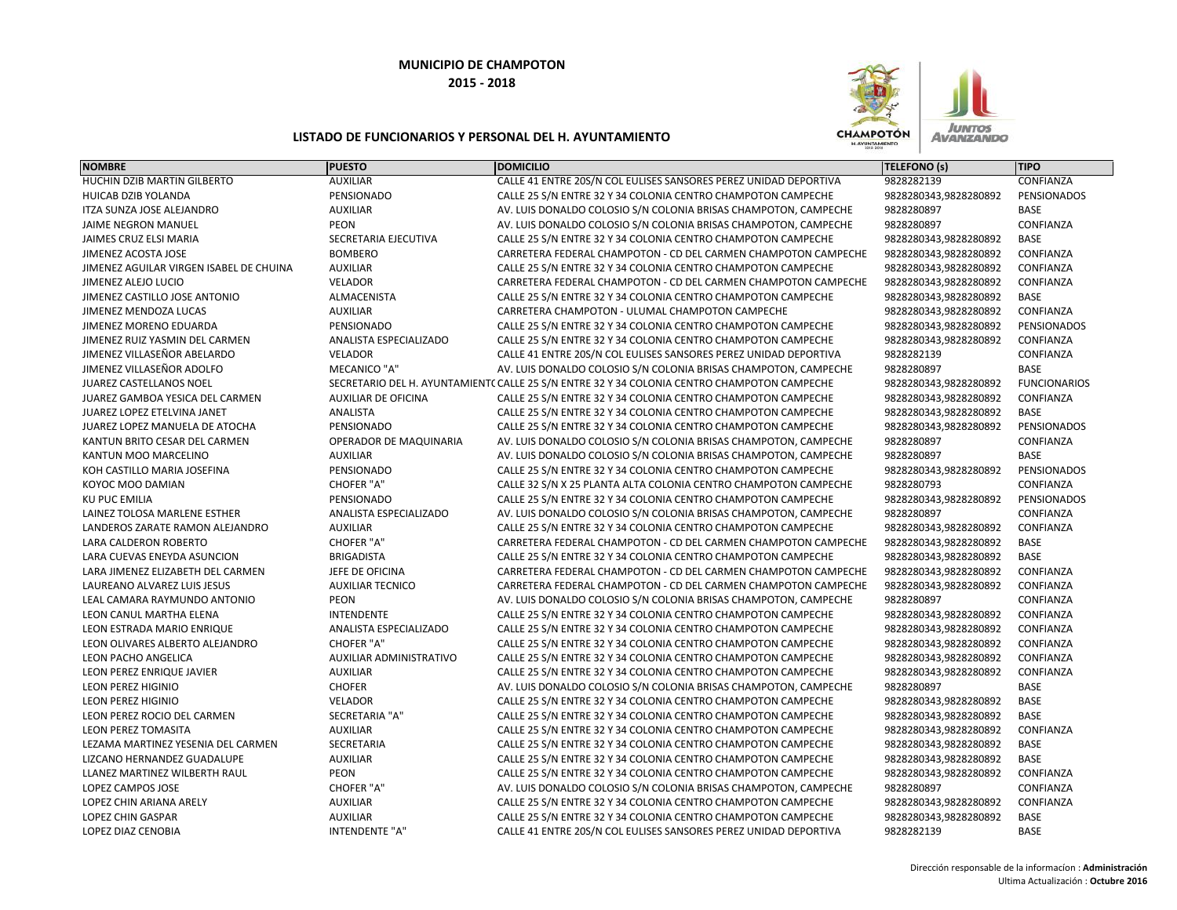**MUNICIPIO DE CHAMPOTON**

**2015 - 2018**

**LISTADO DE FUNCIONARIOS Y PERSONAL DEL H. AYUNTAMIENTO**

| NOMBRE | PUESTO | DOMICILIO | TELEFONO (s) | TIPO |
|---|---|---|---|---|
| HUCHIN DZIB MARTIN GILBERTO | AUXILIAR | CALLE 41 ENTRE 20S/N COL EULISES SANSORES PEREZ UNIDAD DEPORTIVA | 9828282139 | CONFIANZA |
| HUICAB DZIB YOLANDA | PENSIONADO | CALLE 25 S/N ENTRE 32 Y 34 COLONIA CENTRO CHAMPOTON CAMPECHE | 9828280343,9828280892 | PENSIONADOS |
| ITZA SUNZA JOSE ALEJANDRO | AUXILIAR | AV. LUIS DONALDO COLOSIO S/N COLONIA BRISAS CHAMPOTON, CAMPECHE | 9828280897 | BASE |
| JAIME NEGRON MANUEL | PEON | AV. LUIS DONALDO COLOSIO S/N COLONIA BRISAS CHAMPOTON, CAMPECHE | 9828280897 | CONFIANZA |
| JAIMES CRUZ ELSI MARIA | SECRETARIA EJECUTIVA | CALLE 25 S/N ENTRE 32 Y 34 COLONIA CENTRO CHAMPOTON CAMPECHE | 9828280343,9828280892 | BASE |
| JIMENEZ ACOSTA JOSE | BOMBERO | CARRETERA FEDERAL CHAMPOTON - CD DEL CARMEN CHAMPOTON CAMPECHE | 9828280343,9828280892 | CONFIANZA |
| JIMENEZ AGUILAR VIRGEN ISABEL DE CHUINA | AUXILIAR | CALLE 25 S/N ENTRE 32 Y 34 COLONIA CENTRO CHAMPOTON CAMPECHE | 9828280343,9828280892 | CONFIANZA |
| JIMENEZ ALEJO LUCIO | VELADOR | CARRETERA FEDERAL CHAMPOTON - CD DEL CARMEN CHAMPOTON CAMPECHE | 9828280343,9828280892 | CONFIANZA |
| JIMENEZ CASTILLO JOSE ANTONIO | ALMACENISTA | CALLE 25 S/N ENTRE 32 Y 34 COLONIA CENTRO CHAMPOTON CAMPECHE | 9828280343,9828280892 | BASE |
| JIMENEZ MENDOZA LUCAS | AUXILIAR | CARRETERA CHAMPOTON - ULUMAL CHAMPOTON CAMPECHE | 9828280343,9828280892 | CONFIANZA |
| JIMENEZ MORENO EDUARDA | PENSIONADO | CALLE 25 S/N ENTRE 32 Y 34 COLONIA CENTRO CHAMPOTON CAMPECHE | 9828280343,9828280892 | PENSIONADOS |
| JIMENEZ RUIZ YASMIN DEL CARMEN | ANALISTA ESPECIALIZADO | CALLE 25 S/N ENTRE 32 Y 34 COLONIA CENTRO CHAMPOTON CAMPECHE | 9828280343,9828280892 | CONFIANZA |
| JIMENEZ VILLASEÑOR ABELARDO | VELADOR | CALLE 41 ENTRE 20S/N COL EULISES SANSORES PEREZ UNIDAD DEPORTIVA | 9828282139 | CONFIANZA |
| JIMENEZ VILLASEÑOR ADOLFO | MECANICO "A" | AV. LUIS DONALDO COLOSIO S/N COLONIA BRISAS CHAMPOTON, CAMPECHE | 9828280897 | BASE |
| JUAREZ CASTELLANOS NOEL | SECRETARIO DEL H. AYUNTAMIENTO | CALLE 25 S/N ENTRE 32 Y 34 COLONIA CENTRO CHAMPOTON CAMPECHE | 9828280343,9828280892 | FUNCIONARIOS |
| JUAREZ GAMBOA YESICA DEL CARMEN | AUXILIAR DE OFICINA | CALLE 25 S/N ENTRE 32 Y 34 COLONIA CENTRO CHAMPOTON CAMPECHE | 9828280343,9828280892 | CONFIANZA |
| JUAREZ LOPEZ ETELVINA JANET | ANALISTA | CALLE 25 S/N ENTRE 32 Y 34 COLONIA CENTRO CHAMPOTON CAMPECHE | 9828280343,9828280892 | BASE |
| JUAREZ LOPEZ MANUELA DE ATOCHA | PENSIONADO | CALLE 25 S/N ENTRE 32 Y 34 COLONIA CENTRO CHAMPOTON CAMPECHE | 9828280343,9828280892 | PENSIONADOS |
| KANTUN BRITO CESAR DEL CARMEN | OPERADOR DE MAQUINARIA | AV. LUIS DONALDO COLOSIO S/N COLONIA BRISAS CHAMPOTON, CAMPECHE | 9828280897 | CONFIANZA |
| KANTUN MOO MARCELINO | AUXILIAR | AV. LUIS DONALDO COLOSIO S/N COLONIA BRISAS CHAMPOTON, CAMPECHE | 9828280897 | BASE |
| KOH CASTILLO MARIA JOSEFINA | PENSIONADO | CALLE 25 S/N ENTRE 32 Y 34 COLONIA CENTRO CHAMPOTON CAMPECHE | 9828280343,9828280892 | PENSIONADOS |
| KOYOC MOO DAMIAN | CHOFER "A" | CALLE 32 S/N X 25 PLANTA ALTA COLONIA CENTRO CHAMPOTON CAMPECHE | 9828280793 | CONFIANZA |
| KU PUC EMILIA | PENSIONADO | CALLE 25 S/N ENTRE 32 Y 34 COLONIA CENTRO CHAMPOTON CAMPECHE | 9828280343,9828280892 | PENSIONADOS |
| LAINEZ TOLOSA MARLENE ESTHER | ANALISTA ESPECIALIZADO | AV. LUIS DONALDO COLOSIO S/N COLONIA BRISAS CHAMPOTON, CAMPECHE | 9828280897 | CONFIANZA |
| LANDEROS ZARATE RAMON ALEJANDRO | AUXILIAR | CALLE 25 S/N ENTRE 32 Y 34 COLONIA CENTRO CHAMPOTON CAMPECHE | 9828280343,9828280892 | CONFIANZA |
| LARA CALDERON ROBERTO | CHOFER "A" | CARRETERA FEDERAL CHAMPOTON - CD DEL CARMEN CHAMPOTON CAMPECHE | 9828280343,9828280892 | BASE |
| LARA CUEVAS ENEYDA ASUNCION | BRIGADISTA | CALLE 25 S/N ENTRE 32 Y 34 COLONIA CENTRO CHAMPOTON CAMPECHE | 9828280343,9828280892 | BASE |
| LARA JIMENEZ ELIZABETH DEL CARMEN | JEFE DE OFICINA | CARRETERA FEDERAL CHAMPOTON - CD DEL CARMEN CHAMPOTON CAMPECHE | 9828280343,9828280892 | CONFIANZA |
| LAUREANO ALVAREZ LUIS JESUS | AUXILIAR TECNICO | CARRETERA FEDERAL CHAMPOTON - CD DEL CARMEN CHAMPOTON CAMPECHE | 9828280343,9828280892 | CONFIANZA |
| LEAL CAMARA RAYMUNDO ANTONIO | PEON | AV. LUIS DONALDO COLOSIO S/N COLONIA BRISAS CHAMPOTON, CAMPECHE | 9828280897 | CONFIANZA |
| LEON CANUL MARTHA ELENA | INTENDENTE | CALLE 25 S/N ENTRE 32 Y 34 COLONIA CENTRO CHAMPOTON CAMPECHE | 9828280343,9828280892 | CONFIANZA |
| LEON ESTRADA MARIO ENRIQUE | ANALISTA ESPECIALIZADO | CALLE 25 S/N ENTRE 32 Y 34 COLONIA CENTRO CHAMPOTON CAMPECHE | 9828280343,9828280892 | CONFIANZA |
| LEON OLIVARES ALBERTO ALEJANDRO | CHOFER "A" | CALLE 25 S/N ENTRE 32 Y 34 COLONIA CENTRO CHAMPOTON CAMPECHE | 9828280343,9828280892 | CONFIANZA |
| LEON PACHO ANGELICA | AUXILIAR ADMINISTRATIVO | CALLE 25 S/N ENTRE 32 Y 34 COLONIA CENTRO CHAMPOTON CAMPECHE | 9828280343,9828280892 | CONFIANZA |
| LEON PEREZ ENRIQUE JAVIER | AUXILIAR | CALLE 25 S/N ENTRE 32 Y 34 COLONIA CENTRO CHAMPOTON CAMPECHE | 9828280343,9828280892 | CONFIANZA |
| LEON PEREZ HIGINIO | CHOFER | AV. LUIS DONALDO COLOSIO S/N COLONIA BRISAS CHAMPOTON, CAMPECHE | 9828280897 | BASE |
| LEON PEREZ HIGINIO | VELADOR | CALLE 25 S/N ENTRE 32 Y 34 COLONIA CENTRO CHAMPOTON CAMPECHE | 9828280343,9828280892 | BASE |
| LEON PEREZ ROCIO DEL CARMEN | SECRETARIA "A" | CALLE 25 S/N ENTRE 32 Y 34 COLONIA CENTRO CHAMPOTON CAMPECHE | 9828280343,9828280892 | BASE |
| LEON PEREZ TOMASITA | AUXILIAR | CALLE 25 S/N ENTRE 32 Y 34 COLONIA CENTRO CHAMPOTON CAMPECHE | 9828280343,9828280892 | CONFIANZA |
| LEZAMA MARTINEZ YESENIA DEL CARMEN | SECRETARIA | CALLE 25 S/N ENTRE 32 Y 34 COLONIA CENTRO CHAMPOTON CAMPECHE | 9828280343,9828280892 | BASE |
| LIZCANO HERNANDEZ GUADALUPE | AUXILIAR | CALLE 25 S/N ENTRE 32 Y 34 COLONIA CENTRO CHAMPOTON CAMPECHE | 9828280343,9828280892 | BASE |
| LLANEZ MARTINEZ WILBERTH RAUL | PEON | CALLE 25 S/N ENTRE 32 Y 34 COLONIA CENTRO CHAMPOTON CAMPECHE | 9828280343,9828280892 | CONFIANZA |
| LOPEZ CAMPOS JOSE | CHOFER "A" | AV. LUIS DONALDO COLOSIO S/N COLONIA BRISAS CHAMPOTON, CAMPECHE | 9828280897 | CONFIANZA |
| LOPEZ CHIN ARIANA ARELY | AUXILIAR | CALLE 25 S/N ENTRE 32 Y 34 COLONIA CENTRO CHAMPOTON CAMPECHE | 9828280343,9828280892 | CONFIANZA |
| LOPEZ CHIN GASPAR | AUXILIAR | CALLE 25 S/N ENTRE 32 Y 34 COLONIA CENTRO CHAMPOTON CAMPECHE | 9828280343,9828280892 | BASE |
| LOPEZ DIAZ CENOBIA | INTENDENTE "A" | CALLE 41 ENTRE 20S/N COL EULISES SANSORES PEREZ UNIDAD DEPORTIVA | 9828282139 | BASE |

Dirección responsable de la informacion : **Administración**

Ultima Actualización : **Octubre 2016**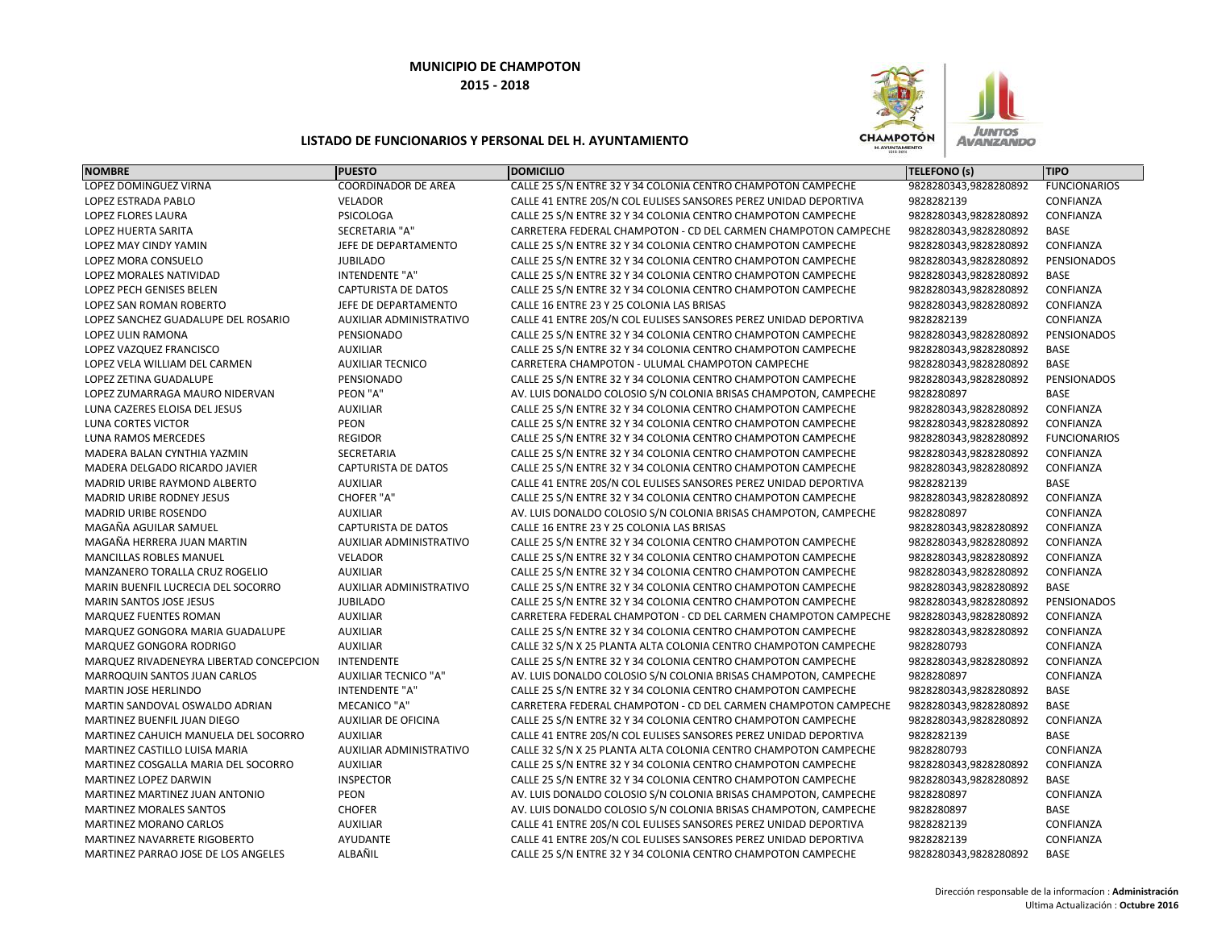**MUNICIPIO DE CHAMPOTON**

**2015 - 2018**

**LISTADO DE FUNCIONARIOS Y PERSONAL DEL H. AYUNTAMIENTO**

| NOMBRE | PUESTO | DOMICILIO | TELEFONO (s) | TIPO |
|---|---|---|---|---|
| LOPEZ DOMINGUEZ VIRNA | COORDINADOR DE AREA | CALLE 25 S/N ENTRE 32 Y 34 COLONIA CENTRO CHAMPOTON CAMPECHE | 9828280343,9828280892 | FUNCIONARIOS |
| LOPEZ ESTRADA PABLO | VELADOR | CALLE 41 ENTRE 20S/N COL EULISES SANSORES PEREZ UNIDAD DEPORTIVA | 9828282139 | CONFIANZA |
| LOPEZ FLORES LAURA | PSICOLOGA | CALLE 25 S/N ENTRE 32 Y 34 COLONIA CENTRO CHAMPOTON CAMPECHE | 9828280343,9828280892 | CONFIANZA |
| LOPEZ HUERTA SARITA | SECRETARIA "A" | CARRETERA FEDERAL CHAMPOTON - CD DEL CARMEN CHAMPOTON CAMPECHE | 9828280343,9828280892 | BASE |
| LOPEZ MAY CINDY YAMIN | JEFE DE DEPARTAMENTO | CALLE 25 S/N ENTRE 32 Y 34 COLONIA CENTRO CHAMPOTON CAMPECHE | 9828280343,9828280892 | CONFIANZA |
| LOPEZ MORA CONSUELO | JUBILADO | CALLE 25 S/N ENTRE 32 Y 34 COLONIA CENTRO CHAMPOTON CAMPECHE | 9828280343,9828280892 | PENSIONADOS |
| LOPEZ MORALES NATIVIDAD | INTENDENTE "A" | CALLE 25 S/N ENTRE 32 Y 34 COLONIA CENTRO CHAMPOTON CAMPECHE | 9828280343,9828280892 | BASE |
| LOPEZ PECH GENISES BELEN | CAPTURISTA DE DATOS | CALLE 25 S/N ENTRE 32 Y 34 COLONIA CENTRO CHAMPOTON CAMPECHE | 9828280343,9828280892 | CONFIANZA |
| LOPEZ SAN ROMAN ROBERTO | JEFE DE DEPARTAMENTO | CALLE 16 ENTRE 23 Y 25 COLONIA LAS BRISAS | 9828280343,9828280892 | CONFIANZA |
| LOPEZ SANCHEZ GUADALUPE DEL ROSARIO | AUXILIAR ADMINISTRATIVO | CALLE 41 ENTRE 20S/N COL EULISES SANSORES PEREZ UNIDAD DEPORTIVA | 9828282139 | CONFIANZA |
| LOPEZ ULIN RAMONA | PENSIONADO | CALLE 25 S/N ENTRE 32 Y 34 COLONIA CENTRO CHAMPOTON CAMPECHE | 9828280343,9828280892 | PENSIONADOS |
| LOPEZ VAZQUEZ FRANCISCO | AUXILIAR | CALLE 25 S/N ENTRE 32 Y 34 COLONIA CENTRO CHAMPOTON CAMPECHE | 9828280343,9828280892 | BASE |
| LOPEZ VELA WILLIAM DEL CARMEN | AUXILIAR TECNICO | CARRETERA CHAMPOTON - ULUMAL CHAMPOTON CAMPECHE | 9828280343,9828280892 | BASE |
| LOPEZ ZETINA GUADALUPE | PENSIONADO | CALLE 25 S/N ENTRE 32 Y 34 COLONIA CENTRO CHAMPOTON CAMPECHE | 9828280343,9828280892 | PENSIONADOS |
| LOPEZ ZUMARRAGA MAURO NIDERVAN | PEON "A" | AV. LUIS DONALDO COLOSIO S/N COLONIA BRISAS CHAMPOTON, CAMPECHE | 9828280897 | BASE |
| LUNA CAZERES ELOISA DEL JESUS | AUXILIAR | CALLE 25 S/N ENTRE 32 Y 34 COLONIA CENTRO CHAMPOTON CAMPECHE | 9828280343,9828280892 | CONFIANZA |
| LUNA CORTES VICTOR | PEON | CALLE 25 S/N ENTRE 32 Y 34 COLONIA CENTRO CHAMPOTON CAMPECHE | 9828280343,9828280892 | CONFIANZA |
| LUNA RAMOS MERCEDES | REGIDOR | CALLE 25 S/N ENTRE 32 Y 34 COLONIA CENTRO CHAMPOTON CAMPECHE | 9828280343,9828280892 | FUNCIONARIOS |
| MADERA BALAN CYNTHIA YAZMIN | SECRETARIA | CALLE 25 S/N ENTRE 32 Y 34 COLONIA CENTRO CHAMPOTON CAMPECHE | 9828280343,9828280892 | CONFIANZA |
| MADERA DELGADO RICARDO JAVIER | CAPTURISTA DE DATOS | CALLE 25 S/N ENTRE 32 Y 34 COLONIA CENTRO CHAMPOTON CAMPECHE | 9828280343,9828280892 | CONFIANZA |
| MADRID URIBE RAYMOND ALBERTO | AUXILIAR | CALLE 41 ENTRE 20S/N COL EULISES SANSORES PEREZ UNIDAD DEPORTIVA | 9828282139 | BASE |
| MADRID URIBE RODNEY JESUS | CHOFER "A" | CALLE 25 S/N ENTRE 32 Y 34 COLONIA CENTRO CHAMPOTON CAMPECHE | 9828280343,9828280892 | CONFIANZA |
| MADRID URIBE ROSENDO | AUXILIAR | AV. LUIS DONALDO COLOSIO S/N COLONIA BRISAS CHAMPOTON, CAMPECHE | 9828280897 | CONFIANZA |
| MAGAÑA AGUILAR SAMUEL | CAPTURISTA DE DATOS | CALLE 16 ENTRE 23 Y 25 COLONIA LAS BRISAS | 9828280343,9828280892 | CONFIANZA |
| MAGAÑA HERRERA JUAN MARTIN | AUXILIAR ADMINISTRATIVO | CALLE 25 S/N ENTRE 32 Y 34 COLONIA CENTRO CHAMPOTON CAMPECHE | 9828280343,9828280892 | CONFIANZA |
| MANCILLAS ROBLES MANUEL | VELADOR | CALLE 25 S/N ENTRE 32 Y 34 COLONIA CENTRO CHAMPOTON CAMPECHE | 9828280343,9828280892 | CONFIANZA |
| MANZANERO TORALLA CRUZ ROGELIO | AUXILIAR | CALLE 25 S/N ENTRE 32 Y 34 COLONIA CENTRO CHAMPOTON CAMPECHE | 9828280343,9828280892 | CONFIANZA |
| MARIN BUENFIL LUCRECIA DEL SOCORRO | AUXILIAR ADMINISTRATIVO | CALLE 25 S/N ENTRE 32 Y 34 COLONIA CENTRO CHAMPOTON CAMPECHE | 9828280343,9828280892 | BASE |
| MARIN SANTOS JOSE JESUS | JUBILADO | CALLE 25 S/N ENTRE 32 Y 34 COLONIA CENTRO CHAMPOTON CAMPECHE | 9828280343,9828280892 | PENSIONADOS |
| MARQUEZ FUENTES ROMAN | AUXILIAR | CARRETERA FEDERAL CHAMPOTON - CD DEL CARMEN CHAMPOTON CAMPECHE | 9828280343,9828280892 | CONFIANZA |
| MARQUEZ GONGORA MARIA GUADALUPE | AUXILIAR | CALLE 25 S/N ENTRE 32 Y 34 COLONIA CENTRO CHAMPOTON CAMPECHE | 9828280343,9828280892 | CONFIANZA |
| MARQUEZ GONGORA RODRIGO | AUXILIAR | CALLE 32 S/N X 25 PLANTA ALTA COLONIA CENTRO CHAMPOTON CAMPECHE | 9828280793 | CONFIANZA |
| MARQUEZ RIVADENEYRA LIBERTAD CONCEPCION | INTENDENTE | CALLE 25 S/N ENTRE 32 Y 34 COLONIA CENTRO CHAMPOTON CAMPECHE | 9828280343,9828280892 | CONFIANZA |
| MARROQUIN SANTOS JUAN CARLOS | AUXILIAR TECNICO "A" | AV. LUIS DONALDO COLOSIO S/N COLONIA BRISAS CHAMPOTON, CAMPECHE | 9828280897 | CONFIANZA |
| MARTIN JOSE HERLINDO | INTENDENTE "A" | CALLE 25 S/N ENTRE 32 Y 34 COLONIA CENTRO CHAMPOTON CAMPECHE | 9828280343,9828280892 | BASE |
| MARTIN SANDOVAL OSWALDO ADRIAN | MECANICO "A" | CARRETERA FEDERAL CHAMPOTON - CD DEL CARMEN CHAMPOTON CAMPECHE | 9828280343,9828280892 | BASE |
| MARTINEZ BUENFIL JUAN DIEGO | AUXILIAR DE OFICINA | CALLE 25 S/N ENTRE 32 Y 34 COLONIA CENTRO CHAMPOTON CAMPECHE | 9828280343,9828280892 | CONFIANZA |
| MARTINEZ CAHUICH MANUELA DEL SOCORRO | AUXILIAR | CALLE 41 ENTRE 20S/N COL EULISES SANSORES PEREZ UNIDAD DEPORTIVA | 9828282139 | BASE |
| MARTINEZ CASTILLO LUISA MARIA | AUXILIAR ADMINISTRATIVO | CALLE 32 S/N X 25 PLANTA ALTA COLONIA CENTRO CHAMPOTON CAMPECHE | 9828280793 | CONFIANZA |
| MARTINEZ COSGALLA MARIA DEL SOCORRO | AUXILIAR | CALLE 25 S/N ENTRE 32 Y 34 COLONIA CENTRO CHAMPOTON CAMPECHE | 9828280343,9828280892 | CONFIANZA |
| MARTINEZ LOPEZ DARWIN | INSPECTOR | CALLE 25 S/N ENTRE 32 Y 34 COLONIA CENTRO CHAMPOTON CAMPECHE | 9828280343,9828280892 | BASE |
| MARTINEZ MARTINEZ JUAN ANTONIO | PEON | AV. LUIS DONALDO COLOSIO S/N COLONIA BRISAS CHAMPOTON, CAMPECHE | 9828280897 | CONFIANZA |
| MARTINEZ MORALES SANTOS | CHOFER | AV. LUIS DONALDO COLOSIO S/N COLONIA BRISAS CHAMPOTON, CAMPECHE | 9828280897 | BASE |
| MARTINEZ MORANO CARLOS | AUXILIAR | CALLE 41 ENTRE 20S/N COL EULISES SANSORES PEREZ UNIDAD DEPORTIVA | 9828282139 | CONFIANZA |
| MARTINEZ NAVARRETE RIGOBERTO | AYUDANTE | CALLE 41 ENTRE 20S/N COL EULISES SANSORES PEREZ UNIDAD DEPORTIVA | 9828282139 | CONFIANZA |
| MARTINEZ PARRAO JOSE DE LOS ANGELES | ALBAÑIL | CALLE 25 S/N ENTRE 32 Y 34 COLONIA CENTRO CHAMPOTON CAMPECHE | 9828280343,9828280892 | BASE |

Dirección responsable de la informacíon : **Administración**

Ultima Actualización : **Octubre 2016**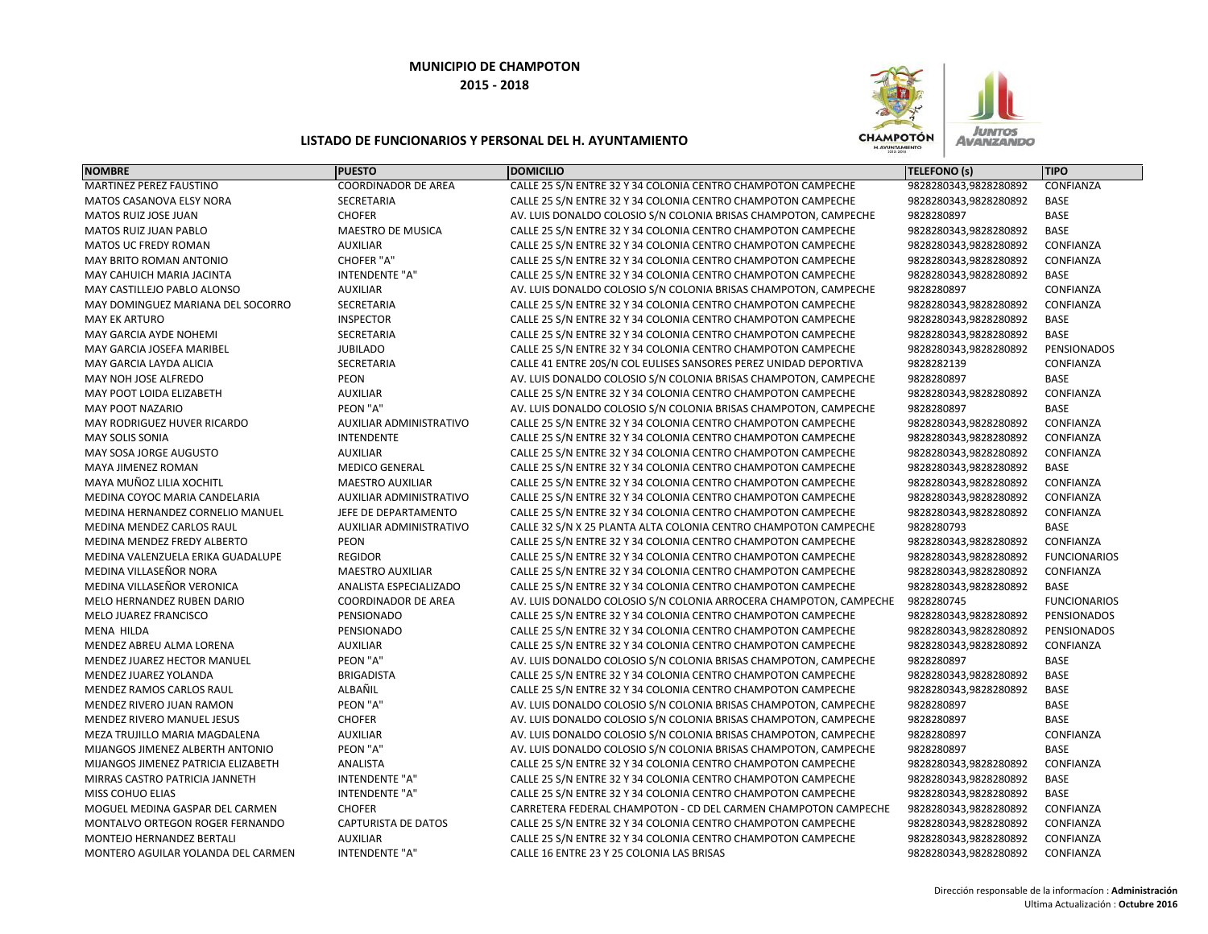**MUNICIPIO DE CHAMPOTON**
**2015 - 2018**

**LISTADO DE FUNCIONARIOS Y PERSONAL DEL H. AYUNTAMIENTO**

| NOMBRE | PUESTO | DOMICILIO | TELEFONO (s) | TIPO |
|---|---|---|---|---|
| MARTINEZ PEREZ FAUSTINO | COORDINADOR DE AREA | CALLE 25 S/N ENTRE 32 Y 34 COLONIA CENTRO CHAMPOTON CAMPECHE | 9828280343,9828280892 | CONFIANZA |
| MATOS CASANOVA ELSY NORA | SECRETARIA | CALLE 25 S/N ENTRE 32 Y 34 COLONIA CENTRO CHAMPOTON CAMPECHE | 9828280343,9828280892 | BASE |
| MATOS RUIZ JOSE JUAN | CHOFER | AV. LUIS DONALDO COLOSIO S/N COLONIA BRISAS CHAMPOTON, CAMPECHE | 9828280897 | BASE |
| MATOS RUIZ JUAN PABLO | MAESTRO DE MUSICA | CALLE 25 S/N ENTRE 32 Y 34 COLONIA CENTRO CHAMPOTON CAMPECHE | 9828280343,9828280892 | BASE |
| MATOS UC FREDY ROMAN | AUXILIAR | CALLE 25 S/N ENTRE 32 Y 34 COLONIA CENTRO CHAMPOTON CAMPECHE | 9828280343,9828280892 | CONFIANZA |
| MAY BRITO ROMAN ANTONIO | CHOFER "A" | CALLE 25 S/N ENTRE 32 Y 34 COLONIA CENTRO CHAMPOTON CAMPECHE | 9828280343,9828280892 | CONFIANZA |
| MAY CAHUICH MARIA JACINTA | INTENDENTE "A" | CALLE 25 S/N ENTRE 32 Y 34 COLONIA CENTRO CHAMPOTON CAMPECHE | 9828280343,9828280892 | BASE |
| MAY CASTILLEJO PABLO ALONSO | AUXILIAR | AV. LUIS DONALDO COLOSIO S/N COLONIA BRISAS CHAMPOTON, CAMPECHE | 9828280897 | CONFIANZA |
| MAY DOMINGUEZ MARIANA DEL SOCORRO | SECRETARIA | CALLE 25 S/N ENTRE 32 Y 34 COLONIA CENTRO CHAMPOTON CAMPECHE | 9828280343,9828280892 | CONFIANZA |
| MAY EK ARTURO | INSPECTOR | CALLE 25 S/N ENTRE 32 Y 34 COLONIA CENTRO CHAMPOTON CAMPECHE | 9828280343,9828280892 | BASE |
| MAY GARCIA AYDE NOHEMI | SECRETARIA | CALLE 25 S/N ENTRE 32 Y 34 COLONIA CENTRO CHAMPOTON CAMPECHE | 9828280343,9828280892 | BASE |
| MAY GARCIA JOSEFA MARIBEL | JUBILADO | CALLE 25 S/N ENTRE 32 Y 34 COLONIA CENTRO CHAMPOTON CAMPECHE | 9828280343,9828280892 | PENSIONADOS |
| MAY GARCIA LAYDA ALICIA | SECRETARIA | CALLE 41 ENTRE 20S/N COL EULISES SANSORES PEREZ UNIDAD DEPORTIVA | 9828282139 | CONFIANZA |
| MAY NOH JOSE ALFREDO | PEON | AV. LUIS DONALDO COLOSIO S/N COLONIA BRISAS CHAMPOTON, CAMPECHE | 9828280897 | BASE |
| MAY POOT LOIDA ELIZABETH | AUXILIAR | CALLE 25 S/N ENTRE 32 Y 34 COLONIA CENTRO CHAMPOTON CAMPECHE | 9828280343,9828280892 | CONFIANZA |
| MAY POOT NAZARIO | PEON "A" | AV. LUIS DONALDO COLOSIO S/N COLONIA BRISAS CHAMPOTON, CAMPECHE | 9828280897 | BASE |
| MAY RODRIGUEZ HUVER RICARDO | AUXILIAR ADMINISTRATIVO | CALLE 25 S/N ENTRE 32 Y 34 COLONIA CENTRO CHAMPOTON CAMPECHE | 9828280343,9828280892 | CONFIANZA |
| MAY SOLIS SONIA | INTENDENTE | CALLE 25 S/N ENTRE 32 Y 34 COLONIA CENTRO CHAMPOTON CAMPECHE | 9828280343,9828280892 | CONFIANZA |
| MAY SOSA JORGE AUGUSTO | AUXILIAR | CALLE 25 S/N ENTRE 32 Y 34 COLONIA CENTRO CHAMPOTON CAMPECHE | 9828280343,9828280892 | CONFIANZA |
| MAYA JIMENEZ ROMAN | MEDICO GENERAL | CALLE 25 S/N ENTRE 32 Y 34 COLONIA CENTRO CHAMPOTON CAMPECHE | 9828280343,9828280892 | BASE |
| MAYA MUÑOZ LILIA XOCHITL | MAESTRO AUXILIAR | CALLE 25 S/N ENTRE 32 Y 34 COLONIA CENTRO CHAMPOTON CAMPECHE | 9828280343,9828280892 | CONFIANZA |
| MEDINA COYOC MARIA CANDELARIA | AUXILIAR ADMINISTRATIVO | CALLE 25 S/N ENTRE 32 Y 34 COLONIA CENTRO CHAMPOTON CAMPECHE | 9828280343,9828280892 | CONFIANZA |
| MEDINA HERNANDEZ CORNELIO MANUEL | JEFE DE DEPARTAMENTO | CALLE 25 S/N ENTRE 32 Y 34 COLONIA CENTRO CHAMPOTON CAMPECHE | 9828280343,9828280892 | CONFIANZA |
| MEDINA MENDEZ CARLOS RAUL | AUXILIAR ADMINISTRATIVO | CALLE 32 S/N X 25 PLANTA ALTA COLONIA CENTRO CHAMPOTON CAMPECHE | 9828280793 | BASE |
| MEDINA MENDEZ FREDY ALBERTO | PEON | CALLE 25 S/N ENTRE 32 Y 34 COLONIA CENTRO CHAMPOTON CAMPECHE | 9828280343,9828280892 | CONFIANZA |
| MEDINA VALENZUELA ERIKA GUADALUPE | REGIDOR | CALLE 25 S/N ENTRE 32 Y 34 COLONIA CENTRO CHAMPOTON CAMPECHE | 9828280343,9828280892 | FUNCIONARIOS |
| MEDINA VILLASEÑOR NORA | MAESTRO AUXILIAR | CALLE 25 S/N ENTRE 32 Y 34 COLONIA CENTRO CHAMPOTON CAMPECHE | 9828280343,9828280892 | CONFIANZA |
| MEDINA VILLASEÑOR VERONICA | ANALISTA ESPECIALIZADO | CALLE 25 S/N ENTRE 32 Y 34 COLONIA CENTRO CHAMPOTON CAMPECHE | 9828280343,9828280892 | BASE |
| MELO HERNANDEZ RUBEN DARIO | COORDINADOR DE AREA | AV. LUIS DONALDO COLOSIO S/N COLONIA ARROCERA CHAMPOTON, CAMPECHE | 9828280745 | FUNCIONARIOS |
| MELO JUAREZ FRANCISCO | PENSIONADO | CALLE 25 S/N ENTRE 32 Y 34 COLONIA CENTRO CHAMPOTON CAMPECHE | 9828280343,9828280892 | PENSIONADOS |
| MENA HILDA | PENSIONADO | CALLE 25 S/N ENTRE 32 Y 34 COLONIA CENTRO CHAMPOTON CAMPECHE | 9828280343,9828280892 | PENSIONADOS |
| MENDEZ ABREU ALMA LORENA | AUXILIAR | CALLE 25 S/N ENTRE 32 Y 34 COLONIA CENTRO CHAMPOTON CAMPECHE | 9828280343,9828280892 | CONFIANZA |
| MENDEZ JUAREZ HECTOR MANUEL | PEON "A" | AV. LUIS DONALDO COLOSIO S/N COLONIA BRISAS CHAMPOTON, CAMPECHE | 9828280897 | BASE |
| MENDEZ JUAREZ YOLANDA | BRIGADISTA | CALLE 25 S/N ENTRE 32 Y 34 COLONIA CENTRO CHAMPOTON CAMPECHE | 9828280343,9828280892 | BASE |
| MENDEZ RAMOS CARLOS RAUL | ALBAÑIL | CALLE 25 S/N ENTRE 32 Y 34 COLONIA CENTRO CHAMPOTON CAMPECHE | 9828280343,9828280892 | BASE |
| MENDEZ RIVERO JUAN RAMON | PEON "A" | AV. LUIS DONALDO COLOSIO S/N COLONIA BRISAS CHAMPOTON, CAMPECHE | 9828280897 | BASE |
| MENDEZ RIVERO MANUEL JESUS | CHOFER | AV. LUIS DONALDO COLOSIO S/N COLONIA BRISAS CHAMPOTON, CAMPECHE | 9828280897 | BASE |
| MEZA TRUJILLO MARIA MAGDALENA | AUXILIAR | AV. LUIS DONALDO COLOSIO S/N COLONIA BRISAS CHAMPOTON, CAMPECHE | 9828280897 | CONFIANZA |
| MIJANGOS JIMENEZ ALBERTH ANTONIO | PEON "A" | AV. LUIS DONALDO COLOSIO S/N COLONIA BRISAS CHAMPOTON, CAMPECHE | 9828280897 | BASE |
| MIJANGOS JIMENEZ PATRICIA ELIZABETH | ANALISTA | CALLE 25 S/N ENTRE 32 Y 34 COLONIA CENTRO CHAMPOTON CAMPECHE | 9828280343,9828280892 | CONFIANZA |
| MIRRAS CASTRO PATRICIA JANNETH | INTENDENTE "A" | CALLE 25 S/N ENTRE 32 Y 34 COLONIA CENTRO CHAMPOTON CAMPECHE | 9828280343,9828280892 | BASE |
| MISS COHUO ELIAS | INTENDENTE "A" | CALLE 25 S/N ENTRE 32 Y 34 COLONIA CENTRO CHAMPOTON CAMPECHE | 9828280343,9828280892 | BASE |
| MOGUEL MEDINA GASPAR DEL CARMEN | CHOFER | CARRETERA FEDERAL CHAMPOTON - CD DEL CARMEN CHAMPOTON CAMPECHE | 9828280343,9828280892 | CONFIANZA |
| MONTALVO ORTEGON ROGER FERNANDO | CAPTURISTA DE DATOS | CALLE 25 S/N ENTRE 32 Y 34 COLONIA CENTRO CHAMPOTON CAMPECHE | 9828280343,9828280892 | CONFIANZA |
| MONTEJO HERNANDEZ BERTALI | AUXILIAR | CALLE 25 S/N ENTRE 32 Y 34 COLONIA CENTRO CHAMPOTON CAMPECHE | 9828280343,9828280892 | CONFIANZA |
| MONTERO AGUILAR YOLANDA DEL CARMEN | INTENDENTE "A" | CALLE 16 ENTRE 23 Y 25 COLONIA LAS BRISAS | 9828280343,9828280892 | CONFIANZA |

Dirección responsable de la informacion : **Administración**
Ultima Actualización : **Octubre 2016**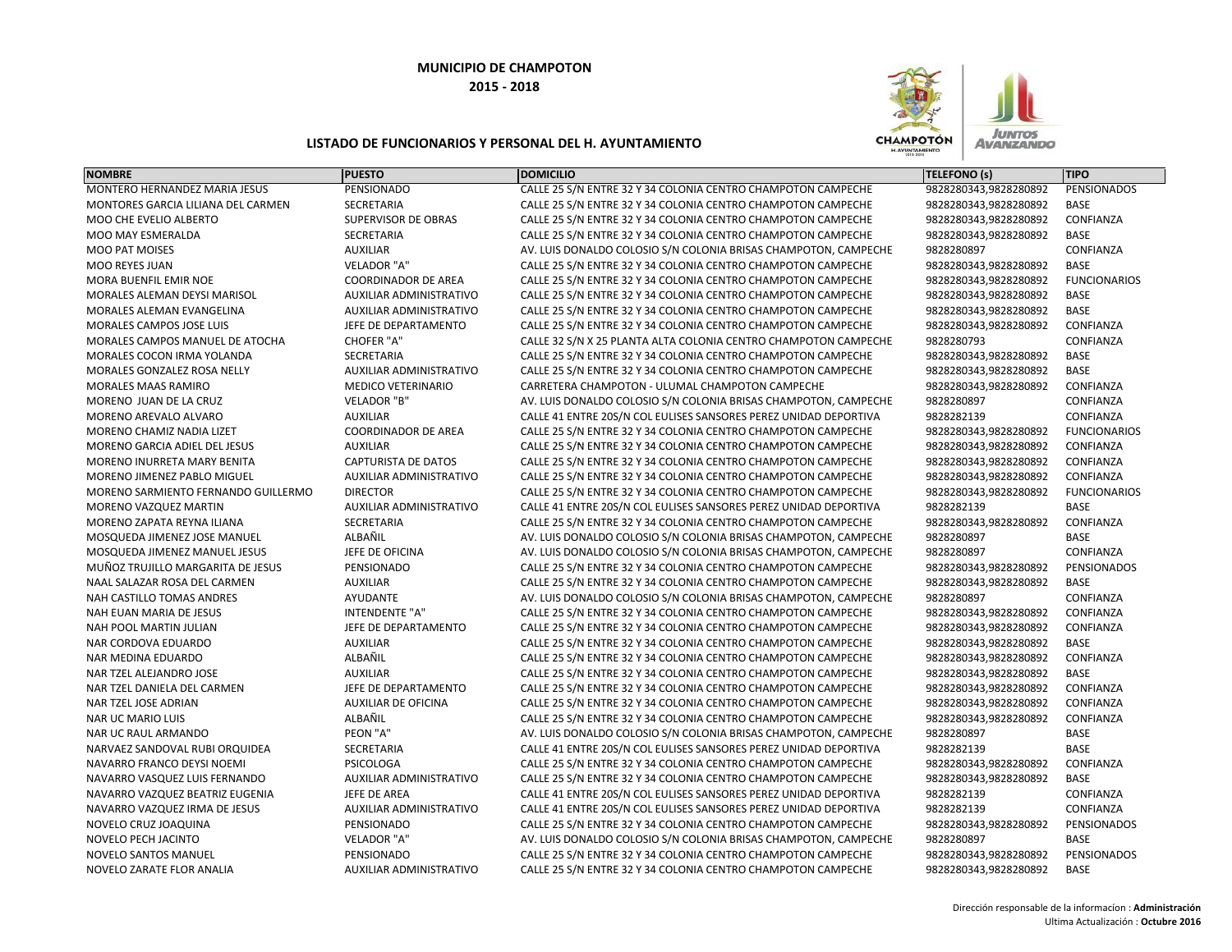**MUNICIPIO DE CHAMPOTON**

**2015 - 2018**

**LISTADO DE FUNCIONARIOS Y PERSONAL DEL H. AYUNTAMIENTO**

| NOMBRE | PUESTO | DOMICILIO | TELEFONO (s) | TIPO |
|---|---|---|---|---|
| MONTERO HERNANDEZ MARIA JESUS | PENSIONADO | CALLE 25 S/N ENTRE 32 Y 34 COLONIA CENTRO CHAMPOTON CAMPECHE | 9828280343,9828280892 | PENSIONADOS |
| MONTORES GARCIA LILIANA DEL CARMEN | SECRETARIA | CALLE 25 S/N ENTRE 32 Y 34 COLONIA CENTRO CHAMPOTON CAMPECHE | 9828280343,9828280892 | BASE |
| MOO CHE EVELIO ALBERTO | SUPERVISOR DE OBRAS | CALLE 25 S/N ENTRE 32 Y 34 COLONIA CENTRO CHAMPOTON CAMPECHE | 9828280343,9828280892 | CONFIANZA |
| MOO MAY ESMERALDA | SECRETARIA | CALLE 25 S/N ENTRE 32 Y 34 COLONIA CENTRO CHAMPOTON CAMPECHE | 9828280343,9828280892 | BASE |
| MOO PAT MOISES | AUXILIAR | AV. LUIS DONALDO COLOSIO S/N COLONIA BRISAS CHAMPOTON, CAMPECHE | 9828280897 | CONFIANZA |
| MOO REYES JUAN | VELADOR "A" | CALLE 25 S/N ENTRE 32 Y 34 COLONIA CENTRO CHAMPOTON CAMPECHE | 9828280343,9828280892 | BASE |
| MORA BUENFIL EMIR NOE | COORDINADOR DE AREA | CALLE 25 S/N ENTRE 32 Y 34 COLONIA CENTRO CHAMPOTON CAMPECHE | 9828280343,9828280892 | FUNCIONARIOS |
| MORALES ALEMAN DEYSI MARISOL | AUXILIAR ADMINISTRATIVO | CALLE 25 S/N ENTRE 32 Y 34 COLONIA CENTRO CHAMPOTON CAMPECHE | 9828280343,9828280892 | BASE |
| MORALES ALEMAN EVANGELINA | AUXILIAR ADMINISTRATIVO | CALLE 25 S/N ENTRE 32 Y 34 COLONIA CENTRO CHAMPOTON CAMPECHE | 9828280343,9828280892 | BASE |
| MORALES CAMPOS JOSE LUIS | JEFE DE DEPARTAMENTO | CALLE 25 S/N ENTRE 32 Y 34 COLONIA CENTRO CHAMPOTON CAMPECHE | 9828280343,9828280892 | CONFIANZA |
| MORALES CAMPOS MANUEL DE ATOCHA | CHOFER "A" | CALLE 32 S/N X 25 PLANTA ALTA COLONIA CENTRO CHAMPOTON CAMPECHE | 9828280793 | CONFIANZA |
| MORALES COCON IRMA YOLANDA | SECRETARIA | CALLE 25 S/N ENTRE 32 Y 34 COLONIA CENTRO CHAMPOTON CAMPECHE | 9828280343,9828280892 | BASE |
| MORALES GONZALEZ ROSA NELLY | AUXILIAR ADMINISTRATIVO | CALLE 25 S/N ENTRE 32 Y 34 COLONIA CENTRO CHAMPOTON CAMPECHE | 9828280343,9828280892 | BASE |
| MORALES MAAS RAMIRO | MEDICO VETERINARIO | CARRETERA CHAMPOTON - ULUMAL CHAMPOTON CAMPECHE | 9828280343,9828280892 | CONFIANZA |
| MORENO JUAN DE LA CRUZ | VELADOR "B" | AV. LUIS DONALDO COLOSIO S/N COLONIA BRISAS CHAMPOTON, CAMPECHE | 9828280897 | CONFIANZA |
| MORENO AREVALO ALVARO | AUXILIAR | CALLE 41 ENTRE 20S/N COL EULISES SANSORES PEREZ UNIDAD DEPORTIVA | 9828282139 | CONFIANZA |
| MORENO CHAMIZ NADIA LIZET | COORDINADOR DE AREA | CALLE 25 S/N ENTRE 32 Y 34 COLONIA CENTRO CHAMPOTON CAMPECHE | 9828280343,9828280892 | FUNCIONARIOS |
| MORENO GARCIA ADIEL DEL JESUS | AUXILIAR | CALLE 25 S/N ENTRE 32 Y 34 COLONIA CENTRO CHAMPOTON CAMPECHE | 9828280343,9828280892 | CONFIANZA |
| MORENO INURRETA MARY BENITA | CAPTURISTA DE DATOS | CALLE 25 S/N ENTRE 32 Y 34 COLONIA CENTRO CHAMPOTON CAMPECHE | 9828280343,9828280892 | CONFIANZA |
| MORENO JIMENEZ PABLO MIGUEL | AUXILIAR ADMINISTRATIVO | CALLE 25 S/N ENTRE 32 Y 34 COLONIA CENTRO CHAMPOTON CAMPECHE | 9828280343,9828280892 | CONFIANZA |
| MORENO SARMIENTO FERNANDO GUILLERMO | DIRECTOR | CALLE 25 S/N ENTRE 32 Y 34 COLONIA CENTRO CHAMPOTON CAMPECHE | 9828280343,9828280892 | FUNCIONARIOS |
| MORENO VAZQUEZ MARTIN | AUXILIAR ADMINISTRATIVO | CALLE 41 ENTRE 20S/N COL EULISES SANSORES PEREZ UNIDAD DEPORTIVA | 9828282139 | BASE |
| MORENO ZAPATA REYNA ILIANA | SECRETARIA | CALLE 25 S/N ENTRE 32 Y 34 COLONIA CENTRO CHAMPOTON CAMPECHE | 9828280343,9828280892 | CONFIANZA |
| MOSQUEDA JIMENEZ JOSE MANUEL | ALBAÑIL | AV. LUIS DONALDO COLOSIO S/N COLONIA BRISAS CHAMPOTON, CAMPECHE | 9828280897 | BASE |
| MOSQUEDA JIMENEZ MANUEL JESUS | JEFE DE OFICINA | AV. LUIS DONALDO COLOSIO S/N COLONIA BRISAS CHAMPOTON, CAMPECHE | 9828280897 | CONFIANZA |
| MUÑOZ TRUJILLO MARGARITA DE JESUS | PENSIONADO | CALLE 25 S/N ENTRE 32 Y 34 COLONIA CENTRO CHAMPOTON CAMPECHE | 9828280343,9828280892 | PENSIONADOS |
| NAAL SALAZAR ROSA DEL CARMEN | AUXILIAR | CALLE 25 S/N ENTRE 32 Y 34 COLONIA CENTRO CHAMPOTON CAMPECHE | 9828280343,9828280892 | BASE |
| NAH CASTILLO TOMAS ANDRES | AYUDANTE | AV. LUIS DONALDO COLOSIO S/N COLONIA BRISAS CHAMPOTON, CAMPECHE | 9828280897 | CONFIANZA |
| NAH EUAN MARIA DE JESUS | INTENDENTE "A" | CALLE 25 S/N ENTRE 32 Y 34 COLONIA CENTRO CHAMPOTON CAMPECHE | 9828280343,9828280892 | CONFIANZA |
| NAH POOL MARTIN JULIAN | JEFE DE DEPARTAMENTO | CALLE 25 S/N ENTRE 32 Y 34 COLONIA CENTRO CHAMPOTON CAMPECHE | 9828280343,9828280892 | CONFIANZA |
| NAR CORDOVA EDUARDO | AUXILIAR | CALLE 25 S/N ENTRE 32 Y 34 COLONIA CENTRO CHAMPOTON CAMPECHE | 9828280343,9828280892 | BASE |
| NAR MEDINA EDUARDO | ALBAÑIL | CALLE 25 S/N ENTRE 32 Y 34 COLONIA CENTRO CHAMPOTON CAMPECHE | 9828280343,9828280892 | CONFIANZA |
| NAR TZEL ALEJANDRO JOSE | AUXILIAR | CALLE 25 S/N ENTRE 32 Y 34 COLONIA CENTRO CHAMPOTON CAMPECHE | 9828280343,9828280892 | BASE |
| NAR TZEL DANIELA DEL CARMEN | JEFE DE DEPARTAMENTO | CALLE 25 S/N ENTRE 32 Y 34 COLONIA CENTRO CHAMPOTON CAMPECHE | 9828280343,9828280892 | CONFIANZA |
| NAR TZEL JOSE ADRIAN | AUXILIAR DE OFICINA | CALLE 25 S/N ENTRE 32 Y 34 COLONIA CENTRO CHAMPOTON CAMPECHE | 9828280343,9828280892 | CONFIANZA |
| NAR UC MARIO LUIS | ALBAÑIL | CALLE 25 S/N ENTRE 32 Y 34 COLONIA CENTRO CHAMPOTON CAMPECHE | 9828280343,9828280892 | CONFIANZA |
| NAR UC RAUL ARMANDO | PEON "A" | AV. LUIS DONALDO COLOSIO S/N COLONIA BRISAS CHAMPOTON, CAMPECHE | 9828280897 | BASE |
| NARVAEZ SANDOVAL RUBI ORQUIDEA | SECRETARIA | CALLE 41 ENTRE 20S/N COL EULISES SANSORES PEREZ UNIDAD DEPORTIVA | 9828282139 | BASE |
| NAVARRO FRANCO DEYSI NOEMI | PSICOLOGA | CALLE 25 S/N ENTRE 32 Y 34 COLONIA CENTRO CHAMPOTON CAMPECHE | 9828280343,9828280892 | CONFIANZA |
| NAVARRO VASQUEZ LUIS FERNANDO | AUXILIAR ADMINISTRATIVO | CALLE 25 S/N ENTRE 32 Y 34 COLONIA CENTRO CHAMPOTON CAMPECHE | 9828280343,9828280892 | BASE |
| NAVARRO VAZQUEZ BEATRIZ EUGENIA | JEFE DE AREA | CALLE 41 ENTRE 20S/N COL EULISES SANSORES PEREZ UNIDAD DEPORTIVA | 9828282139 | CONFIANZA |
| NAVARRO VAZQUEZ IRMA DE JESUS | AUXILIAR ADMINISTRATIVO | CALLE 41 ENTRE 20S/N COL EULISES SANSORES PEREZ UNIDAD DEPORTIVA | 9828282139 | CONFIANZA |
| NOVELO CRUZ JOAQUINA | PENSIONADO | CALLE 25 S/N ENTRE 32 Y 34 COLONIA CENTRO CHAMPOTON CAMPECHE | 9828280343,9828280892 | PENSIONADOS |
| NOVELO PECH JACINTO | VELADOR "A" | AV. LUIS DONALDO COLOSIO S/N COLONIA BRISAS CHAMPOTON, CAMPECHE | 9828280897 | BASE |
| NOVELO SANTOS MANUEL | PENSIONADO | CALLE 25 S/N ENTRE 32 Y 34 COLONIA CENTRO CHAMPOTON CAMPECHE | 9828280343,9828280892 | PENSIONADOS |
| NOVELO ZARATE FLOR ANALIA | AUXILIAR ADMINISTRATIVO | CALLE 25 S/N ENTRE 32 Y 34 COLONIA CENTRO CHAMPOTON CAMPECHE | 9828280343,9828280892 | BASE |

Dirección responsable de la informacion : **Administración**

Ultima Actualización : **Octubre 2016**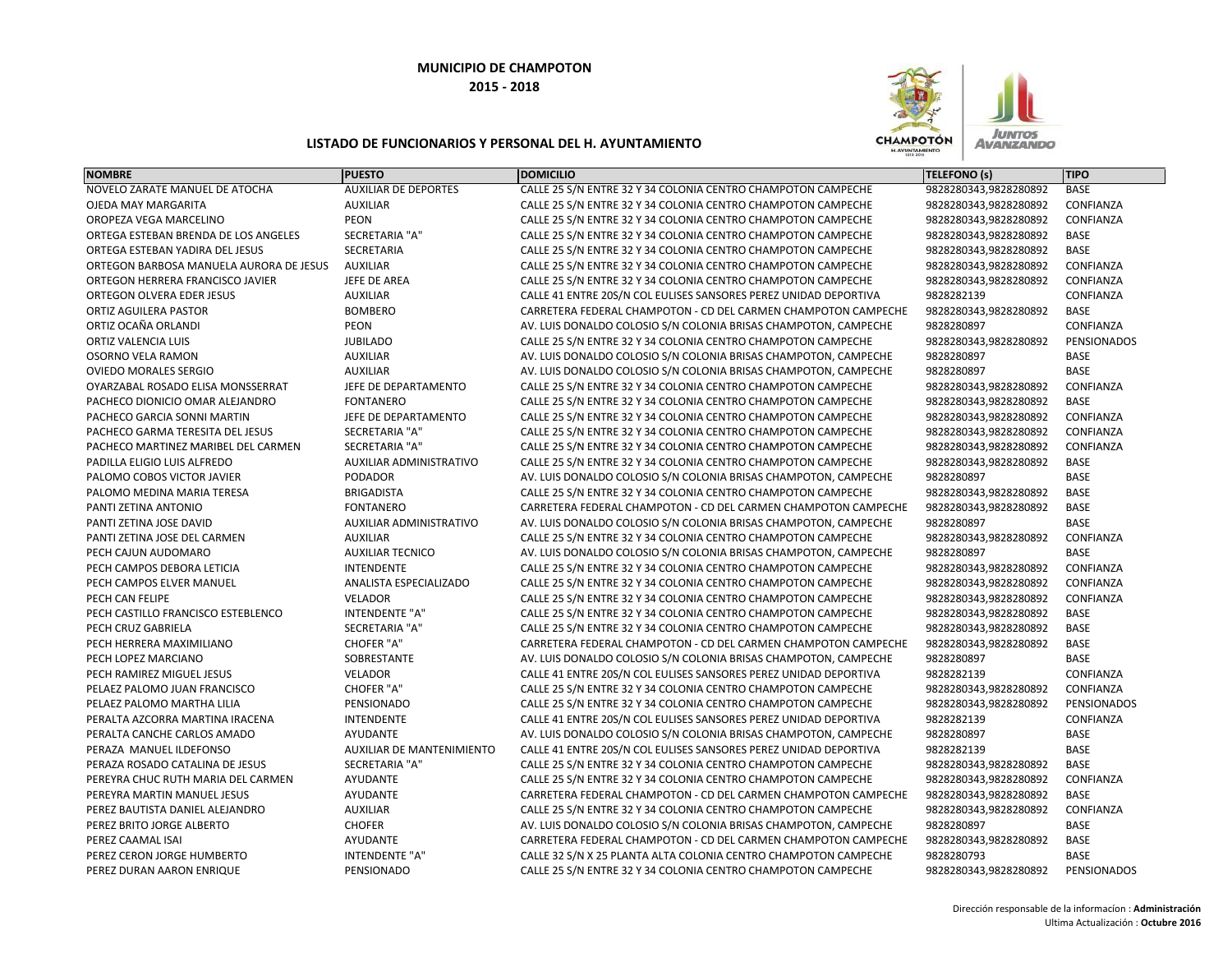**MUNICIPIO DE CHAMPOTON**

**2015 - 2018**

**LISTADO DE FUNCIONARIOS Y PERSONAL DEL H. AYUNTAMIENTO**

| NOMBRE | PUESTO | DOMICILIO | TELEFONO (s) | TIPO |
|---|---|---|---|---|
| NOVELO ZARATE MANUEL DE ATOCHA | AUXILIAR DE DEPORTES | CALLE 25 S/N ENTRE 32 Y 34 COLONIA CENTRO CHAMPOTON CAMPECHE | 9828280343,9828280892 | BASE |
| OJEDA MAY MARGARITA | AUXILIAR | CALLE 25 S/N ENTRE 32 Y 34 COLONIA CENTRO CHAMPOTON CAMPECHE | 9828280343,9828280892 | CONFIANZA |
| OROPEZA VEGA MARCELINO | PEON | CALLE 25 S/N ENTRE 32 Y 34 COLONIA CENTRO CHAMPOTON CAMPECHE | 9828280343,9828280892 | CONFIANZA |
| ORTEGA ESTEBAN BRENDA DE LOS ANGELES | SECRETARIA "A" | CALLE 25 S/N ENTRE 32 Y 34 COLONIA CENTRO CHAMPOTON CAMPECHE | 9828280343,9828280892 | BASE |
| ORTEGA ESTEBAN YADIRA DEL JESUS | SECRETARIA | CALLE 25 S/N ENTRE 32 Y 34 COLONIA CENTRO CHAMPOTON CAMPECHE | 9828280343,9828280892 | BASE |
| ORTEGON BARBOSA MANUELA AURORA DE JESUS | AUXILIAR | CALLE 25 S/N ENTRE 32 Y 34 COLONIA CENTRO CHAMPOTON CAMPECHE | 9828280343,9828280892 | CONFIANZA |
| ORTEGON HERRERA FRANCISCO JAVIER | JEFE DE AREA | CALLE 25 S/N ENTRE 32 Y 34 COLONIA CENTRO CHAMPOTON CAMPECHE | 9828280343,9828280892 | CONFIANZA |
| ORTEGON OLVERA EDER JESUS | AUXILIAR | CALLE 41 ENTRE 20S/N COL EULISES SANSORES PEREZ UNIDAD DEPORTIVA | 9828282139 | CONFIANZA |
| ORTIZ AGUILERA PASTOR | BOMBERO | CARRETERA FEDERAL CHAMPOTON - CD DEL CARMEN CHAMPOTON CAMPECHE | 9828280343,9828280892 | BASE |
| ORTIZ OCAÑA ORLANDI | PEON | AV. LUIS DONALDO COLOSIO S/N COLONIA BRISAS CHAMPOTON, CAMPECHE | 9828280897 | CONFIANZA |
| ORTIZ VALENCIA LUIS | JUBILADO | CALLE 25 S/N ENTRE 32 Y 34 COLONIA CENTRO CHAMPOTON CAMPECHE | 9828280343,9828280892 | PENSIONADOS |
| OSORNO VELA RAMON | AUXILIAR | AV. LUIS DONALDO COLOSIO S/N COLONIA BRISAS CHAMPOTON, CAMPECHE | 9828280897 | BASE |
| OVIEDO MORALES SERGIO | AUXILIAR | AV. LUIS DONALDO COLOSIO S/N COLONIA BRISAS CHAMPOTON, CAMPECHE | 9828280897 | BASE |
| OYARZABAL ROSADO ELISA MONSSERRAT | JEFE DE DEPARTAMENTO | CALLE 25 S/N ENTRE 32 Y 34 COLONIA CENTRO CHAMPOTON CAMPECHE | 9828280343,9828280892 | CONFIANZA |
| PACHECO DIONICIO OMAR ALEJANDRO | FONTANERO | CALLE 25 S/N ENTRE 32 Y 34 COLONIA CENTRO CHAMPOTON CAMPECHE | 9828280343,9828280892 | BASE |
| PACHECO GARCIA SONNI MARTIN | JEFE DE DEPARTAMENTO | CALLE 25 S/N ENTRE 32 Y 34 COLONIA CENTRO CHAMPOTON CAMPECHE | 9828280343,9828280892 | CONFIANZA |
| PACHECO GARMA TERESITA DEL JESUS | SECRETARIA "A" | CALLE 25 S/N ENTRE 32 Y 34 COLONIA CENTRO CHAMPOTON CAMPECHE | 9828280343,9828280892 | CONFIANZA |
| PACHECO MARTINEZ MARIBEL DEL CARMEN | SECRETARIA "A" | CALLE 25 S/N ENTRE 32 Y 34 COLONIA CENTRO CHAMPOTON CAMPECHE | 9828280343,9828280892 | CONFIANZA |
| PADILLA ELIGIO LUIS ALFREDO | AUXILIAR ADMINISTRATIVO | CALLE 25 S/N ENTRE 32 Y 34 COLONIA CENTRO CHAMPOTON CAMPECHE | 9828280343,9828280892 | BASE |
| PALOMO COBOS VICTOR JAVIER | PODADOR | AV. LUIS DONALDO COLOSIO S/N COLONIA BRISAS CHAMPOTON, CAMPECHE | 9828280897 | BASE |
| PALOMO MEDINA MARIA TERESA | BRIGADISTA | CALLE 25 S/N ENTRE 32 Y 34 COLONIA CENTRO CHAMPOTON CAMPECHE | 9828280343,9828280892 | BASE |
| PANTI ZETINA ANTONIO | FONTANERO | CARRETERA FEDERAL CHAMPOTON - CD DEL CARMEN CHAMPOTON CAMPECHE | 9828280343,9828280892 | BASE |
| PANTI ZETINA JOSE DAVID | AUXILIAR ADMINISTRATIVO | AV. LUIS DONALDO COLOSIO S/N COLONIA BRISAS CHAMPOTON, CAMPECHE | 9828280897 | BASE |
| PANTI ZETINA JOSE DEL CARMEN | AUXILIAR | CALLE 25 S/N ENTRE 32 Y 34 COLONIA CENTRO CHAMPOTON CAMPECHE | 9828280343,9828280892 | CONFIANZA |
| PECH CAJUN AUDOMARO | AUXILIAR TECNICO | AV. LUIS DONALDO COLOSIO S/N COLONIA BRISAS CHAMPOTON, CAMPECHE | 9828280897 | BASE |
| PECH CAMPOS DEBORA LETICIA | INTENDENTE | CALLE 25 S/N ENTRE 32 Y 34 COLONIA CENTRO CHAMPOTON CAMPECHE | 9828280343,9828280892 | CONFIANZA |
| PECH CAMPOS ELVER MANUEL | ANALISTA ESPECIALIZADO | CALLE 25 S/N ENTRE 32 Y 34 COLONIA CENTRO CHAMPOTON CAMPECHE | 9828280343,9828280892 | CONFIANZA |
| PECH CAN FELIPE | VELADOR | CALLE 25 S/N ENTRE 32 Y 34 COLONIA CENTRO CHAMPOTON CAMPECHE | 9828280343,9828280892 | CONFIANZA |
| PECH CASTILLO FRANCISCO ESTEBLENCO | INTENDENTE "A" | CALLE 25 S/N ENTRE 32 Y 34 COLONIA CENTRO CHAMPOTON CAMPECHE | 9828280343,9828280892 | BASE |
| PECH CRUZ GABRIELA | SECRETARIA "A" | CALLE 25 S/N ENTRE 32 Y 34 COLONIA CENTRO CHAMPOTON CAMPECHE | 9828280343,9828280892 | BASE |
| PECH HERRERA MAXIMILIANO | CHOFER "A" | CARRETERA FEDERAL CHAMPOTON - CD DEL CARMEN CHAMPOTON CAMPECHE | 9828280343,9828280892 | BASE |
| PECH LOPEZ MARCIANO | SOBRESTANTE | AV. LUIS DONALDO COLOSIO S/N COLONIA BRISAS CHAMPOTON, CAMPECHE | 9828280897 | BASE |
| PECH RAMIREZ MIGUEL JESUS | VELADOR | CALLE 41 ENTRE 20S/N COL EULISES SANSORES PEREZ UNIDAD DEPORTIVA | 9828282139 | CONFIANZA |
| PELAEZ PALOMO JUAN FRANCISCO | CHOFER "A" | CALLE 25 S/N ENTRE 32 Y 34 COLONIA CENTRO CHAMPOTON CAMPECHE | 9828280343,9828280892 | CONFIANZA |
| PELAEZ PALOMO MARTHA LILIA | PENSIONADO | CALLE 25 S/N ENTRE 32 Y 34 COLONIA CENTRO CHAMPOTON CAMPECHE | 9828280343,9828280892 | PENSIONADOS |
| PERALTA AZCORRA MARTINA IRACENA | INTENDENTE | CALLE 41 ENTRE 20S/N COL EULISES SANSORES PEREZ UNIDAD DEPORTIVA | 9828282139 | CONFIANZA |
| PERALTA CANCHE CARLOS AMADO | AYUDANTE | AV. LUIS DONALDO COLOSIO S/N COLONIA BRISAS CHAMPOTON, CAMPECHE | 9828280897 | BASE |
| PERAZA MANUEL ILDEFONSO | AUXILIAR DE MANTENIMIENTO | CALLE 41 ENTRE 20S/N COL EULISES SANSORES PEREZ UNIDAD DEPORTIVA | 9828282139 | BASE |
| PERAZA ROSADO CATALINA DE JESUS | SECRETARIA "A" | CALLE 25 S/N ENTRE 32 Y 34 COLONIA CENTRO CHAMPOTON CAMPECHE | 9828280343,9828280892 | BASE |
| PEREYRA CHUC RUTH MARIA DEL CARMEN | AYUDANTE | CALLE 25 S/N ENTRE 32 Y 34 COLONIA CENTRO CHAMPOTON CAMPECHE | 9828280343,9828280892 | CONFIANZA |
| PEREYRA MARTIN MANUEL JESUS | AYUDANTE | CARRETERA FEDERAL CHAMPOTON - CD DEL CARMEN CHAMPOTON CAMPECHE | 9828280343,9828280892 | BASE |
| PEREZ BAUTISTA DANIEL ALEJANDRO | AUXILIAR | CALLE 25 S/N ENTRE 32 Y 34 COLONIA CENTRO CHAMPOTON CAMPECHE | 9828280343,9828280892 | CONFIANZA |
| PEREZ BRITO JORGE ALBERTO | CHOFER | AV. LUIS DONALDO COLOSIO S/N COLONIA BRISAS CHAMPOTON, CAMPECHE | 9828280897 | BASE |
| PEREZ CAAMAL ISAI | AYUDANTE | CARRETERA FEDERAL CHAMPOTON - CD DEL CARMEN CHAMPOTON CAMPECHE | 9828280343,9828280892 | BASE |
| PEREZ CERON JORGE HUMBERTO | INTENDENTE "A" | CALLE 32 S/N X 25 PLANTA ALTA COLONIA CENTRO CHAMPOTON CAMPECHE | 9828280793 | BASE |
| PEREZ DURAN AARON ENRIQUE | PENSIONADO | CALLE 25 S/N ENTRE 32 Y 34 COLONIA CENTRO CHAMPOTON CAMPECHE | 9828280343,9828280892 | PENSIONADOS |

Dirección responsable de la informacíon : **Administración**

Ultima Actualización : **Octubre 2016**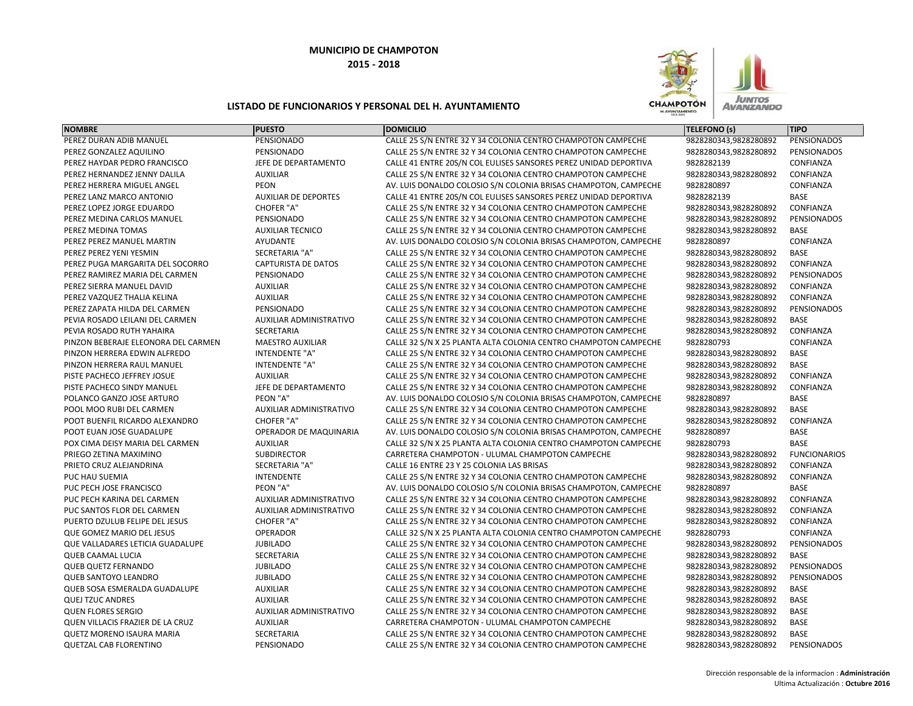**MUNICIPIO DE CHAMPOTON**

**2015 - 2018**

**LISTADO DE FUNCIONARIOS Y PERSONAL DEL H. AYUNTAMIENTO**

| NOMBRE | PUESTO | DOMICILIO | TELEFONO (s) | TIPO |
|---|---|---|---|---|
| PEREZ DURAN ADIB MANUEL | PENSIONADO | CALLE 25 S/N ENTRE 32 Y 34 COLONIA CENTRO CHAMPOTON CAMPECHE | 9828280343,9828280892 | PENSIONADOS |
| PEREZ GONZALEZ AQUILINO | PENSIONADO | CALLE 25 S/N ENTRE 32 Y 34 COLONIA CENTRO CHAMPOTON CAMPECHE | 9828280343,9828280892 | PENSIONADOS |
| PEREZ HAYDAR PEDRO FRANCISCO | JEFE DE DEPARTAMENTO | CALLE 41 ENTRE 20S/N COL EULISES SANSORES PEREZ UNIDAD DEPORTIVA | 9828282139 | CONFIANZA |
| PEREZ HERNANDEZ JENNY DALILA | AUXILIAR | CALLE 25 S/N ENTRE 32 Y 34 COLONIA CENTRO CHAMPOTON CAMPECHE | 9828280343,9828280892 | CONFIANZA |
| PEREZ HERRERA MIGUEL ANGEL | PEON | AV. LUIS DONALDO COLOSIO S/N COLONIA BRISAS CHAMPOTON, CAMPECHE | 9828280897 | CONFIANZA |
| PEREZ LANZ MARCO ANTONIO | AUXILIAR DE DEPORTES | CALLE 41 ENTRE 20S/N COL EULISES SANSORES PEREZ UNIDAD DEPORTIVA | 9828282139 | BASE |
| PEREZ LOPEZ JORGE EDUARDO | CHOFER "A" | CALLE 25 S/N ENTRE 32 Y 34 COLONIA CENTRO CHAMPOTON CAMPECHE | 9828280343,9828280892 | CONFIANZA |
| PEREZ MEDINA CARLOS MANUEL | PENSIONADO | CALLE 25 S/N ENTRE 32 Y 34 COLONIA CENTRO CHAMPOTON CAMPECHE | 9828280343,9828280892 | PENSIONADOS |
| PEREZ MEDINA TOMAS | AUXILIAR TECNICO | CALLE 25 S/N ENTRE 32 Y 34 COLONIA CENTRO CHAMPOTON CAMPECHE | 9828280343,9828280892 | BASE |
| PEREZ PEREZ MANUEL MARTIN | AYUDANTE | AV. LUIS DONALDO COLOSIO S/N COLONIA BRISAS CHAMPOTON, CAMPECHE | 9828280897 | CONFIANZA |
| PEREZ PEREZ YENI YESMIN | SECRETARIA "A" | CALLE 25 S/N ENTRE 32 Y 34 COLONIA CENTRO CHAMPOTON CAMPECHE | 9828280343,9828280892 | BASE |
| PEREZ PUGA MARGARITA DEL SOCORRO | CAPTURISTA DE DATOS | CALLE 25 S/N ENTRE 32 Y 34 COLONIA CENTRO CHAMPOTON CAMPECHE | 9828280343,9828280892 | CONFIANZA |
| PEREZ RAMIREZ MARIA DEL CARMEN | PENSIONADO | CALLE 25 S/N ENTRE 32 Y 34 COLONIA CENTRO CHAMPOTON CAMPECHE | 9828280343,9828280892 | PENSIONADOS |
| PEREZ SIERRA MANUEL DAVID | AUXILIAR | CALLE 25 S/N ENTRE 32 Y 34 COLONIA CENTRO CHAMPOTON CAMPECHE | 9828280343,9828280892 | CONFIANZA |
| PEREZ VAZQUEZ THALIA KELINA | AUXILIAR | CALLE 25 S/N ENTRE 32 Y 34 COLONIA CENTRO CHAMPOTON CAMPECHE | 9828280343,9828280892 | CONFIANZA |
| PEREZ ZAPATA HILDA DEL CARMEN | PENSIONADO | CALLE 25 S/N ENTRE 32 Y 34 COLONIA CENTRO CHAMPOTON CAMPECHE | 9828280343,9828280892 | PENSIONADOS |
| PEVIA ROSADO LEILANI DEL CARMEN | AUXILIAR ADMINISTRATIVO | CALLE 25 S/N ENTRE 32 Y 34 COLONIA CENTRO CHAMPOTON CAMPECHE | 9828280343,9828280892 | BASE |
| PEVIA ROSADO RUTH YAHAIRA | SECRETARIA | CALLE 25 S/N ENTRE 32 Y 34 COLONIA CENTRO CHAMPOTON CAMPECHE | 9828280343,9828280892 | CONFIANZA |
| PINZON BEBERAJE ELEONORA DEL CARMEN | MAESTRO AUXILIAR | CALLE 32 S/N X 25 PLANTA ALTA COLONIA CENTRO CHAMPOTON CAMPECHE | 9828280793 | CONFIANZA |
| PINZON HERRERA EDWIN ALFREDO | INTENDENTE "A" | CALLE 25 S/N ENTRE 32 Y 34 COLONIA CENTRO CHAMPOTON CAMPECHE | 9828280343,9828280892 | BASE |
| PINZON HERRERA RAUL MANUEL | INTENDENTE "A" | CALLE 25 S/N ENTRE 32 Y 34 COLONIA CENTRO CHAMPOTON CAMPECHE | 9828280343,9828280892 | BASE |
| PISTE PACHECO JEFFREY JOSUE | AUXILIAR | CALLE 25 S/N ENTRE 32 Y 34 COLONIA CENTRO CHAMPOTON CAMPECHE | 9828280343,9828280892 | CONFIANZA |
| PISTE PACHECO SINDY MANUEL | JEFE DE DEPARTAMENTO | CALLE 25 S/N ENTRE 32 Y 34 COLONIA CENTRO CHAMPOTON CAMPECHE | 9828280343,9828280892 | CONFIANZA |
| POLANCO GANZO JOSE ARTURO | PEON "A" | AV. LUIS DONALDO COLOSIO S/N COLONIA BRISAS CHAMPOTON, CAMPECHE | 9828280897 | BASE |
| POOL MOO RUBI DEL CARMEN | AUXILIAR ADMINISTRATIVO | CALLE 25 S/N ENTRE 32 Y 34 COLONIA CENTRO CHAMPOTON CAMPECHE | 9828280343,9828280892 | BASE |
| POOT BUENFIL RICARDO ALEXANDRO | CHOFER "A" | CALLE 25 S/N ENTRE 32 Y 34 COLONIA CENTRO CHAMPOTON CAMPECHE | 9828280343,9828280892 | CONFIANZA |
| POOT EUAN JOSE GUADALUPE | OPERADOR DE MAQUINARIA | AV. LUIS DONALDO COLOSIO S/N COLONIA BRISAS CHAMPOTON, CAMPECHE | 9828280897 | BASE |
| POX CIMA DEISY MARIA DEL CARMEN | AUXILIAR | CALLE 32 S/N X 25 PLANTA ALTA COLONIA CENTRO CHAMPOTON CAMPECHE | 9828280793 | BASE |
| PRIEGO ZETINA MAXIMINO | SUBDIRECTOR | CARRETERA CHAMPOTON - ULUMAL CHAMPOTON CAMPECHE | 9828280343,9828280892 | FUNCIONARIOS |
| PRIETO CRUZ ALEJANDRINA | SECRETARIA "A" | CALLE 16 ENTRE 23 Y 25 COLONIA LAS BRISAS | 9828280343,9828280892 | CONFIANZA |
| PUC HAU SUEMIA | INTENDENTE | CALLE 25 S/N ENTRE 32 Y 34 COLONIA CENTRO CHAMPOTON CAMPECHE | 9828280343,9828280892 | CONFIANZA |
| PUC PECH JOSE FRANCISCO | PEON "A" | AV. LUIS DONALDO COLOSIO S/N COLONIA BRISAS CHAMPOTON, CAMPECHE | 9828280897 | BASE |
| PUC PECH KARINA DEL CARMEN | AUXILIAR ADMINISTRATIVO | CALLE 25 S/N ENTRE 32 Y 34 COLONIA CENTRO CHAMPOTON CAMPECHE | 9828280343,9828280892 | CONFIANZA |
| PUC SANTOS FLOR DEL CARMEN | AUXILIAR ADMINISTRATIVO | CALLE 25 S/N ENTRE 32 Y 34 COLONIA CENTRO CHAMPOTON CAMPECHE | 9828280343,9828280892 | CONFIANZA |
| PUERTO DZULUB FELIPE DEL JESUS | CHOFER "A" | CALLE 25 S/N ENTRE 32 Y 34 COLONIA CENTRO CHAMPOTON CAMPECHE | 9828280343,9828280892 | CONFIANZA |
| QUE GOMEZ MARIO DEL JESUS | OPERADOR | CALLE 32 S/N X 25 PLANTA ALTA COLONIA CENTRO CHAMPOTON CAMPECHE | 9828280793 | CONFIANZA |
| QUE VALLADARES LETICIA GUADALUPE | JUBILADO | CALLE 25 S/N ENTRE 32 Y 34 COLONIA CENTRO CHAMPOTON CAMPECHE | 9828280343,9828280892 | PENSIONADOS |
| QUEB CAAMAL LUCIA | SECRETARIA | CALLE 25 S/N ENTRE 32 Y 34 COLONIA CENTRO CHAMPOTON CAMPECHE | 9828280343,9828280892 | BASE |
| QUEB QUETZ FERNANDO | JUBILADO | CALLE 25 S/N ENTRE 32 Y 34 COLONIA CENTRO CHAMPOTON CAMPECHE | 9828280343,9828280892 | PENSIONADOS |
| QUEB SANTOYO LEANDRO | JUBILADO | CALLE 25 S/N ENTRE 32 Y 34 COLONIA CENTRO CHAMPOTON CAMPECHE | 9828280343,9828280892 | PENSIONADOS |
| QUEB SOSA ESMERALDA GUADALUPE | AUXILIAR | CALLE 25 S/N ENTRE 32 Y 34 COLONIA CENTRO CHAMPOTON CAMPECHE | 9828280343,9828280892 | BASE |
| QUEJ TZUC ANDRES | AUXILIAR | CALLE 25 S/N ENTRE 32 Y 34 COLONIA CENTRO CHAMPOTON CAMPECHE | 9828280343,9828280892 | BASE |
| QUEN FLORES SERGIO | AUXILIAR ADMINISTRATIVO | CALLE 25 S/N ENTRE 32 Y 34 COLONIA CENTRO CHAMPOTON CAMPECHE | 9828280343,9828280892 | BASE |
| QUEN VILLACIS FRAZIER DE LA CRUZ | AUXILIAR | CARRETERA CHAMPOTON - ULUMAL CHAMPOTON CAMPECHE | 9828280343,9828280892 | BASE |
| QUETZ MORENO ISAURA MARIA | SECRETARIA | CALLE 25 S/N ENTRE 32 Y 34 COLONIA CENTRO CHAMPOTON CAMPECHE | 9828280343,9828280892 | BASE |
| QUETZAL CAB FLORENTINO | PENSIONADO | CALLE 25 S/N ENTRE 32 Y 34 COLONIA CENTRO CHAMPOTON CAMPECHE | 9828280343,9828280892 | PENSIONADOS |

Dirección responsable de la informacion : **Administración**
Ultima Actualización : **Octubre 2016**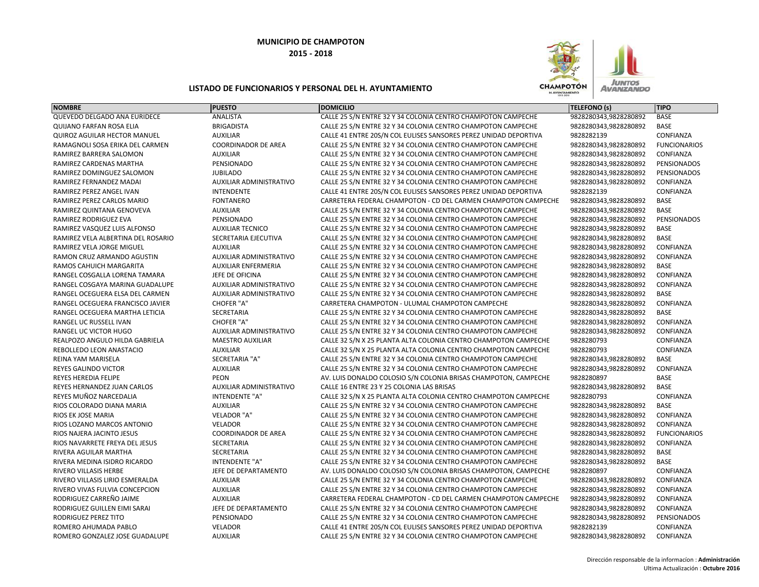**MUNICIPIO DE CHAMPOTON**

**2015 - 2018**

**LISTADO DE FUNCIONARIOS Y PERSONAL DEL H. AYUNTAMIENTO**

| NOMBRE | PUESTO | DOMICILIO | TELEFONO (s) | TIPO |
|---|---|---|---|---|
| QUEVEDO DELGADO ANA EURIDECE | ANALISTA | CALLE 25 S/N ENTRE 32 Y 34 COLONIA CENTRO CHAMPOTON CAMPECHE | 9828280343,9828280892 | BASE |
| QUIJANO FARFAN ROSA ELIA | BRIGADISTA | CALLE 25 S/N ENTRE 32 Y 34 COLONIA CENTRO CHAMPOTON CAMPECHE | 9828280343,9828280892 | BASE |
| QUIROZ AGUILAR HECTOR MANUEL | AUXILIAR | CALLE 41 ENTRE 20S/N COL EULISES SANSORES PEREZ UNIDAD DEPORTIVA | 9828282139 | CONFIANZA |
| RAMAGNOLI SOSA ERIKA DEL CARMEN | COORDINADOR DE AREA | CALLE 25 S/N ENTRE 32 Y 34 COLONIA CENTRO CHAMPOTON CAMPECHE | 9828280343,9828280892 | FUNCIONARIOS |
| RAMIREZ BARRERA SALOMON | AUXILIAR | CALLE 25 S/N ENTRE 32 Y 34 COLONIA CENTRO CHAMPOTON CAMPECHE | 9828280343,9828280892 | CONFIANZA |
| RAMIREZ CARDENAS MARTHA | PENSIONADO | CALLE 25 S/N ENTRE 32 Y 34 COLONIA CENTRO CHAMPOTON CAMPECHE | 9828280343,9828280892 | PENSIONADOS |
| RAMIREZ DOMINGUEZ SALOMON | JUBILADO | CALLE 25 S/N ENTRE 32 Y 34 COLONIA CENTRO CHAMPOTON CAMPECHE | 9828280343,9828280892 | PENSIONADOS |
| RAMIREZ FERNANDEZ MADAI | AUXILIAR ADMINISTRATIVO | CALLE 25 S/N ENTRE 32 Y 34 COLONIA CENTRO CHAMPOTON CAMPECHE | 9828280343,9828280892 | CONFIANZA |
| RAMIREZ PEREZ ANGEL IVAN | INTENDENTE | CALLE 41 ENTRE 20S/N COL EULISES SANSORES PEREZ UNIDAD DEPORTIVA | 9828282139 | CONFIANZA |
| RAMIREZ PEREZ CARLOS MARIO | FONTANERO | CARRETERA FEDERAL CHAMPOTON - CD DEL CARMEN CHAMPOTON CAMPECHE | 9828280343,9828280892 | BASE |
| RAMIREZ QUINTANA GENOVEVA | AUXILIAR | CALLE 25 S/N ENTRE 32 Y 34 COLONIA CENTRO CHAMPOTON CAMPECHE | 9828280343,9828280892 | BASE |
| RAMIREZ RODRIGUEZ EVA | PENSIONADO | CALLE 25 S/N ENTRE 32 Y 34 COLONIA CENTRO CHAMPOTON CAMPECHE | 9828280343,9828280892 | PENSIONADOS |
| RAMIREZ VASQUEZ LUIS ALFONSO | AUXILIAR TECNICO | CALLE 25 S/N ENTRE 32 Y 34 COLONIA CENTRO CHAMPOTON CAMPECHE | 9828280343,9828280892 | BASE |
| RAMIREZ VELA ALBERTINA DEL ROSARIO | SECRETARIA EJECUTIVA | CALLE 25 S/N ENTRE 32 Y 34 COLONIA CENTRO CHAMPOTON CAMPECHE | 9828280343,9828280892 | BASE |
| RAMIREZ VELA JORGE MIGUEL | AUXILIAR | CALLE 25 S/N ENTRE 32 Y 34 COLONIA CENTRO CHAMPOTON CAMPECHE | 9828280343,9828280892 | CONFIANZA |
| RAMON CRUZ ARMANDO AGUSTIN | AUXILIAR ADMINISTRATIVO | CALLE 25 S/N ENTRE 32 Y 34 COLONIA CENTRO CHAMPOTON CAMPECHE | 9828280343,9828280892 | CONFIANZA |
| RAMOS CAHUICH MARGARITA | AUXILIAR ENFERMERIA | CALLE 25 S/N ENTRE 32 Y 34 COLONIA CENTRO CHAMPOTON CAMPECHE | 9828280343,9828280892 | BASE |
| RANGEL COSGALLA LORENA TAMARA | JEFE DE OFICINA | CALLE 25 S/N ENTRE 32 Y 34 COLONIA CENTRO CHAMPOTON CAMPECHE | 9828280343,9828280892 | CONFIANZA |
| RANGEL COSGAYA MARINA GUADALUPE | AUXILIAR ADMINISTRATIVO | CALLE 25 S/N ENTRE 32 Y 34 COLONIA CENTRO CHAMPOTON CAMPECHE | 9828280343,9828280892 | CONFIANZA |
| RANGEL OCEGUERA ELSA DEL CARMEN | AUXILIAR ADMINISTRATIVO | CALLE 25 S/N ENTRE 32 Y 34 COLONIA CENTRO CHAMPOTON CAMPECHE | 9828280343,9828280892 | BASE |
| RANGEL OCEGUERA FRANCISCO JAVIER | CHOFER "A" | CARRETERA CHAMPOTON - ULUMAL CHAMPOTON CAMPECHE | 9828280343,9828280892 | CONFIANZA |
| RANGEL OCEGUERA MARTHA LETICIA | SECRETARIA | CALLE 25 S/N ENTRE 32 Y 34 COLONIA CENTRO CHAMPOTON CAMPECHE | 9828280343,9828280892 | BASE |
| RANGEL UC RUSSELL IVAN | CHOFER "A" | CALLE 25 S/N ENTRE 32 Y 34 COLONIA CENTRO CHAMPOTON CAMPECHE | 9828280343,9828280892 | CONFIANZA |
| RANGEL UC VICTOR HUGO | AUXILIAR ADMINISTRATIVO | CALLE 25 S/N ENTRE 32 Y 34 COLONIA CENTRO CHAMPOTON CAMPECHE | 9828280343,9828280892 | CONFIANZA |
| REALPOZO ANGULO HILDA GABRIELA | MAESTRO AUXILIAR | CALLE 32 S/N X 25 PLANTA ALTA COLONIA CENTRO CHAMPOTON CAMPECHE | 9828280793 | CONFIANZA |
| REBOLLEDO LEON ANASTACIO | AUXILIAR | CALLE 32 S/N X 25 PLANTA ALTA COLONIA CENTRO CHAMPOTON CAMPECHE | 9828280793 | CONFIANZA |
| REINA YAM MARISELA | SECRETARIA "A" | CALLE 25 S/N ENTRE 32 Y 34 COLONIA CENTRO CHAMPOTON CAMPECHE | 9828280343,9828280892 | BASE |
| REYES GALINDO VICTOR | AUXILIAR | CALLE 25 S/N ENTRE 32 Y 34 COLONIA CENTRO CHAMPOTON CAMPECHE | 9828280343,9828280892 | CONFIANZA |
| REYES HEREDIA FELIPE | PEON | AV. LUIS DONALDO COLOSIO S/N COLONIA BRISAS CHAMPOTON, CAMPECHE | 9828280897 | BASE |
| REYES HERNANDEZ JUAN CARLOS | AUXILIAR ADMINISTRATIVO | CALLE 16 ENTRE 23 Y 25 COLONIA LAS BRISAS | 9828280343,9828280892 | BASE |
| REYES MUÑOZ NARCEDALIA | INTENDENTE "A" | CALLE 32 S/N X 25 PLANTA ALTA COLONIA CENTRO CHAMPOTON CAMPECHE | 9828280793 | CONFIANZA |
| RIOS COLORADO DIANA MARIA | AUXILIAR | CALLE 25 S/N ENTRE 32 Y 34 COLONIA CENTRO CHAMPOTON CAMPECHE | 9828280343,9828280892 | BASE |
| RIOS EK JOSE MARIA | VELADOR "A" | CALLE 25 S/N ENTRE 32 Y 34 COLONIA CENTRO CHAMPOTON CAMPECHE | 9828280343,9828280892 | CONFIANZA |
| RIOS LOZANO MARCOS ANTONIO | VELADOR | CALLE 25 S/N ENTRE 32 Y 34 COLONIA CENTRO CHAMPOTON CAMPECHE | 9828280343,9828280892 | CONFIANZA |
| RIOS NAJERA JACINTO JESUS | COORDINADOR DE AREA | CALLE 25 S/N ENTRE 32 Y 34 COLONIA CENTRO CHAMPOTON CAMPECHE | 9828280343,9828280892 | FUNCIONARIOS |
| RIOS NAVARRETE FREYA DEL JESUS | SECRETARIA | CALLE 25 S/N ENTRE 32 Y 34 COLONIA CENTRO CHAMPOTON CAMPECHE | 9828280343,9828280892 | CONFIANZA |
| RIVERA AGUILAR MARTHA | SECRETARIA | CALLE 25 S/N ENTRE 32 Y 34 COLONIA CENTRO CHAMPOTON CAMPECHE | 9828280343,9828280892 | BASE |
| RIVERA MEDINA ISIDRO RICARDO | INTENDENTE "A" | CALLE 25 S/N ENTRE 32 Y 34 COLONIA CENTRO CHAMPOTON CAMPECHE | 9828280343,9828280892 | BASE |
| RIVERO VILLASIS HERBE | JEFE DE DEPARTAMENTO | AV. LUIS DONALDO COLOSIO S/N COLONIA BRISAS CHAMPOTON, CAMPECHE | 9828280897 | CONFIANZA |
| RIVERO VILLASIS LIRIO ESMERALDA | AUXILIAR | CALLE 25 S/N ENTRE 32 Y 34 COLONIA CENTRO CHAMPOTON CAMPECHE | 9828280343,9828280892 | CONFIANZA |
| RIVERO VIVAS FULVIA CONCEPCION | AUXILIAR | CALLE 25 S/N ENTRE 32 Y 34 COLONIA CENTRO CHAMPOTON CAMPECHE | 9828280343,9828280892 | CONFIANZA |
| RODRIGUEZ CARREÑO JAIME | AUXILIAR | CARRETERA FEDERAL CHAMPOTON - CD DEL CARMEN CHAMPOTON CAMPECHE | 9828280343,9828280892 | CONFIANZA |
| RODRIGUEZ GUILLEN EIMI SARAI | JEFE DE DEPARTAMENTO | CALLE 25 S/N ENTRE 32 Y 34 COLONIA CENTRO CHAMPOTON CAMPECHE | 9828280343,9828280892 | CONFIANZA |
| RODRIGUEZ PEREZ TITO | PENSIONADO | CALLE 25 S/N ENTRE 32 Y 34 COLONIA CENTRO CHAMPOTON CAMPECHE | 9828280343,9828280892 | PENSIONADOS |
| ROMERO AHUMADA PABLO | VELADOR | CALLE 41 ENTRE 20S/N COL EULISES SANSORES PEREZ UNIDAD DEPORTIVA | 9828282139 | CONFIANZA |
| ROMERO GONZALEZ JOSE GUADALUPE | AUXILIAR | CALLE 25 S/N ENTRE 32 Y 34 COLONIA CENTRO CHAMPOTON CAMPECHE | 9828280343,9828280892 | CONFIANZA |

Dirección responsable de la informacion : **Administración**

Ultima Actualización : **Octubre 2016**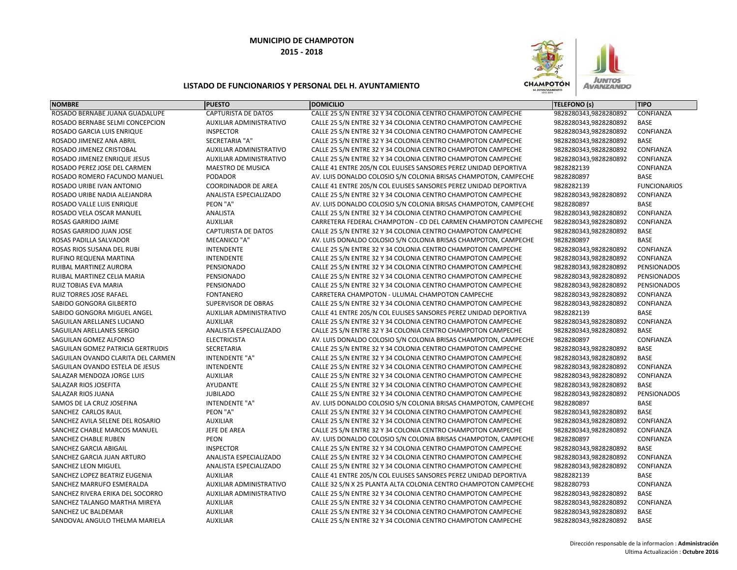**MUNICIPIO DE CHAMPOTON**

**2015 - 2018**

**LISTADO DE FUNCIONARIOS Y PERSONAL DEL H. AYUNTAMIENTO**

| NOMBRE | PUESTO | DOMICILIO | TELEFONO (s) | TIPO |
|---|---|---|---|---|
| ROSADO BERNABE JUANA GUADALUPE | CAPTURISTA DE DATOS | CALLE 25 S/N ENTRE 32 Y 34 COLONIA CENTRO CHAMPOTON CAMPECHE | 9828280343,9828280892 | CONFIANZA |
| ROSADO BERNABE SELMI CONCEPCION | AUXILIAR ADMINISTRATIVO | CALLE 25 S/N ENTRE 32 Y 34 COLONIA CENTRO CHAMPOTON CAMPECHE | 9828280343,9828280892 | BASE |
| ROSADO GARCIA LUIS ENRIQUE | INSPECTOR | CALLE 25 S/N ENTRE 32 Y 34 COLONIA CENTRO CHAMPOTON CAMPECHE | 9828280343,9828280892 | CONFIANZA |
| ROSADO JIMENEZ ANA ABRIL | SECRETARIA "A" | CALLE 25 S/N ENTRE 32 Y 34 COLONIA CENTRO CHAMPOTON CAMPECHE | 9828280343,9828280892 | BASE |
| ROSADO JIMENEZ CRISTOBAL | AUXILIAR ADMINISTRATIVO | CALLE 25 S/N ENTRE 32 Y 34 COLONIA CENTRO CHAMPOTON CAMPECHE | 9828280343,9828280892 | CONFIANZA |
| ROSADO JIMENEZ ENRIQUE JESUS | AUXILIAR ADMINISTRATIVO | CALLE 25 S/N ENTRE 32 Y 34 COLONIA CENTRO CHAMPOTON CAMPECHE | 9828280343,9828280892 | CONFIANZA |
| ROSADO PEREZ JOSE DEL CARMEN | MAESTRO DE MUSICA | CALLE 41 ENTRE 20S/N COL EULISES SANSORES PEREZ UNIDAD DEPORTIVA | 9828282139 | CONFIANZA |
| ROSADO ROMERO FACUNDO MANUEL | PODADOR | AV. LUIS DONALDO COLOSIO S/N COLONIA BRISAS CHAMPOTON, CAMPECHE | 9828280897 | BASE |
| ROSADO URIBE IVAN ANTONIO | COORDINADOR DE AREA | CALLE 41 ENTRE 20S/N COL EULISES SANSORES PEREZ UNIDAD DEPORTIVA | 9828282139 | FUNCIONARIOS |
| ROSADO URIBE NADIA ALEJANDRA | ANALISTA ESPECIALIZADO | CALLE 25 S/N ENTRE 32 Y 34 COLONIA CENTRO CHAMPOTON CAMPECHE | 9828280343,9828280892 | CONFIANZA |
| ROSADO VALLE LUIS ENRIQUE | PEON "A" | AV. LUIS DONALDO COLOSIO S/N COLONIA BRISAS CHAMPOTON, CAMPECHE | 9828280897 | BASE |
| ROSADO VELA OSCAR MANUEL | ANALISTA | CALLE 25 S/N ENTRE 32 Y 34 COLONIA CENTRO CHAMPOTON CAMPECHE | 9828280343,9828280892 | CONFIANZA |
| ROSAS GARRIDO JAIME | AUXILIAR | CARRETERA FEDERAL CHAMPOTON - CD DEL CARMEN CHAMPOTON CAMPECHE | 9828280343,9828280892 | CONFIANZA |
| ROSAS GARRIDO JUAN JOSE | CAPTURISTA DE DATOS | CALLE 25 S/N ENTRE 32 Y 34 COLONIA CENTRO CHAMPOTON CAMPECHE | 9828280343,9828280892 | BASE |
| ROSAS PADILLA SALVADOR | MECANICO "A" | AV. LUIS DONALDO COLOSIO S/N COLONIA BRISAS CHAMPOTON, CAMPECHE | 9828280897 | BASE |
| ROSAS RIOS SUSANA DEL RUBI | INTENDENTE | CALLE 25 S/N ENTRE 32 Y 34 COLONIA CENTRO CHAMPOTON CAMPECHE | 9828280343,9828280892 | CONFIANZA |
| RUFINO REQUENA MARTINA | INTENDENTE | CALLE 25 S/N ENTRE 32 Y 34 COLONIA CENTRO CHAMPOTON CAMPECHE | 9828280343,9828280892 | CONFIANZA |
| RUIBAL MARTINEZ AURORA | PENSIONADO | CALLE 25 S/N ENTRE 32 Y 34 COLONIA CENTRO CHAMPOTON CAMPECHE | 9828280343,9828280892 | PENSIONADOS |
| RUIBAL MARTINEZ CELIA MARIA | PENSIONADO | CALLE 25 S/N ENTRE 32 Y 34 COLONIA CENTRO CHAMPOTON CAMPECHE | 9828280343,9828280892 | PENSIONADOS |
| RUIZ TOBIAS EVA MARIA | PENSIONADO | CALLE 25 S/N ENTRE 32 Y 34 COLONIA CENTRO CHAMPOTON CAMPECHE | 9828280343,9828280892 | PENSIONADOS |
| RUIZ TORRES JOSE RAFAEL | FONTANERO | CARRETERA CHAMPOTON - ULUMAL CHAMPOTON CAMPECHE | 9828280343,9828280892 | CONFIANZA |
| SABIDO GONGORA GILBERTO | SUPERVISOR DE OBRAS | CALLE 25 S/N ENTRE 32 Y 34 COLONIA CENTRO CHAMPOTON CAMPECHE | 9828280343,9828280892 | CONFIANZA |
| SABIDO GONGORA MIGUEL ANGEL | AUXILIAR ADMINISTRATIVO | CALLE 41 ENTRE 20S/N COL EULISES SANSORES PEREZ UNIDAD DEPORTIVA | 9828282139 | BASE |
| SAGUILAN ARELLANES LUCIANO | AUXILIAR | CALLE 25 S/N ENTRE 32 Y 34 COLONIA CENTRO CHAMPOTON CAMPECHE | 9828280343,9828280892 | CONFIANZA |
| SAGUILAN ARELLANES SERGIO | ANALISTA ESPECIALIZADO | CALLE 25 S/N ENTRE 32 Y 34 COLONIA CENTRO CHAMPOTON CAMPECHE | 9828280343,9828280892 | BASE |
| SAGUILAN GOMEZ ALFONSO | ELECTRICISTA | AV. LUIS DONALDO COLOSIO S/N COLONIA BRISAS CHAMPOTON, CAMPECHE | 9828280897 | CONFIANZA |
| SAGUILAN GOMEZ PATRICIA GERTRUDIS | SECRETARIA | CALLE 25 S/N ENTRE 32 Y 34 COLONIA CENTRO CHAMPOTON CAMPECHE | 9828280343,9828280892 | BASE |
| SAGUILAN OVANDO CLARITA DEL CARMEN | INTENDENTE "A" | CALLE 25 S/N ENTRE 32 Y 34 COLONIA CENTRO CHAMPOTON CAMPECHE | 9828280343,9828280892 | BASE |
| SAGUILAN OVANDO ESTELA DE JESUS | INTENDENTE | CALLE 25 S/N ENTRE 32 Y 34 COLONIA CENTRO CHAMPOTON CAMPECHE | 9828280343,9828280892 | CONFIANZA |
| SALAZAR MENDOZA JORGE LUIS | AUXILIAR | CALLE 25 S/N ENTRE 32 Y 34 COLONIA CENTRO CHAMPOTON CAMPECHE | 9828280343,9828280892 | CONFIANZA |
| SALAZAR RIOS JOSEFITA | AYUDANTE | CALLE 25 S/N ENTRE 32 Y 34 COLONIA CENTRO CHAMPOTON CAMPECHE | 9828280343,9828280892 | BASE |
| SALAZAR RIOS JUANA | JUBILADO | CALLE 25 S/N ENTRE 32 Y 34 COLONIA CENTRO CHAMPOTON CAMPECHE | 9828280343,9828280892 | PENSIONADOS |
| SAMOS DE LA CRUZ JOSEFINA | INTENDENTE "A" | AV. LUIS DONALDO COLOSIO S/N COLONIA BRISAS CHAMPOTON, CAMPECHE | 9828280897 | BASE |
| SANCHEZ CARLOS RAUL | PEON "A" | CALLE 25 S/N ENTRE 32 Y 34 COLONIA CENTRO CHAMPOTON CAMPECHE | 9828280343,9828280892 | BASE |
| SANCHEZ AVILA SELENE DEL ROSARIO | AUXILIAR | CALLE 25 S/N ENTRE 32 Y 34 COLONIA CENTRO CHAMPOTON CAMPECHE | 9828280343,9828280892 | CONFIANZA |
| SANCHEZ CHABLE MARCOS MANUEL | JEFE DE AREA | CALLE 25 S/N ENTRE 32 Y 34 COLONIA CENTRO CHAMPOTON CAMPECHE | 9828280343,9828280892 | CONFIANZA |
| SANCHEZ CHABLE RUBEN | PEON | AV. LUIS DONALDO COLOSIO S/N COLONIA BRISAS CHAMPOTON, CAMPECHE | 9828280897 | CONFIANZA |
| SANCHEZ GARCIA ABIGAIL | INSPECTOR | CALLE 25 S/N ENTRE 32 Y 34 COLONIA CENTRO CHAMPOTON CAMPECHE | 9828280343,9828280892 | BASE |
| SANCHEZ GARCIA JUAN ARTURO | ANALISTA ESPECIALIZADO | CALLE 25 S/N ENTRE 32 Y 34 COLONIA CENTRO CHAMPOTON CAMPECHE | 9828280343,9828280892 | CONFIANZA |
| SANCHEZ LEON MIGUEL | ANALISTA ESPECIALIZADO | CALLE 25 S/N ENTRE 32 Y 34 COLONIA CENTRO CHAMPOTON CAMPECHE | 9828280343,9828280892 | CONFIANZA |
| SANCHEZ LOPEZ BEATRIZ EUGENIA | AUXILIAR | CALLE 41 ENTRE 20S/N COL EULISES SANSORES PEREZ UNIDAD DEPORTIVA | 9828282139 | BASE |
| SANCHEZ MARRUFO ESMERALDA | AUXILIAR ADMINISTRATIVO | CALLE 32 S/N X 25 PLANTA ALTA COLONIA CENTRO CHAMPOTON CAMPECHE | 9828280793 | CONFIANZA |
| SANCHEZ RIVERA ERIKA DEL SOCORRO | AUXILIAR ADMINISTRATIVO | CALLE 25 S/N ENTRE 32 Y 34 COLONIA CENTRO CHAMPOTON CAMPECHE | 9828280343,9828280892 | BASE |
| SANCHEZ TALANGO MARTHA MIREYA | AUXILIAR | CALLE 25 S/N ENTRE 32 Y 34 COLONIA CENTRO CHAMPOTON CAMPECHE | 9828280343,9828280892 | CONFIANZA |
| SANCHEZ UC BALDEMAR | AUXILIAR | CALLE 25 S/N ENTRE 32 Y 34 COLONIA CENTRO CHAMPOTON CAMPECHE | 9828280343,9828280892 | BASE |
| SANDOVAL ANGULO THELMA MARIELA | AUXILIAR | CALLE 25 S/N ENTRE 32 Y 34 COLONIA CENTRO CHAMPOTON CAMPECHE | 9828280343,9828280892 | BASE |

Dirección responsable de la informacion : **Administración**

Ultima Actualización : **Octubre 2016**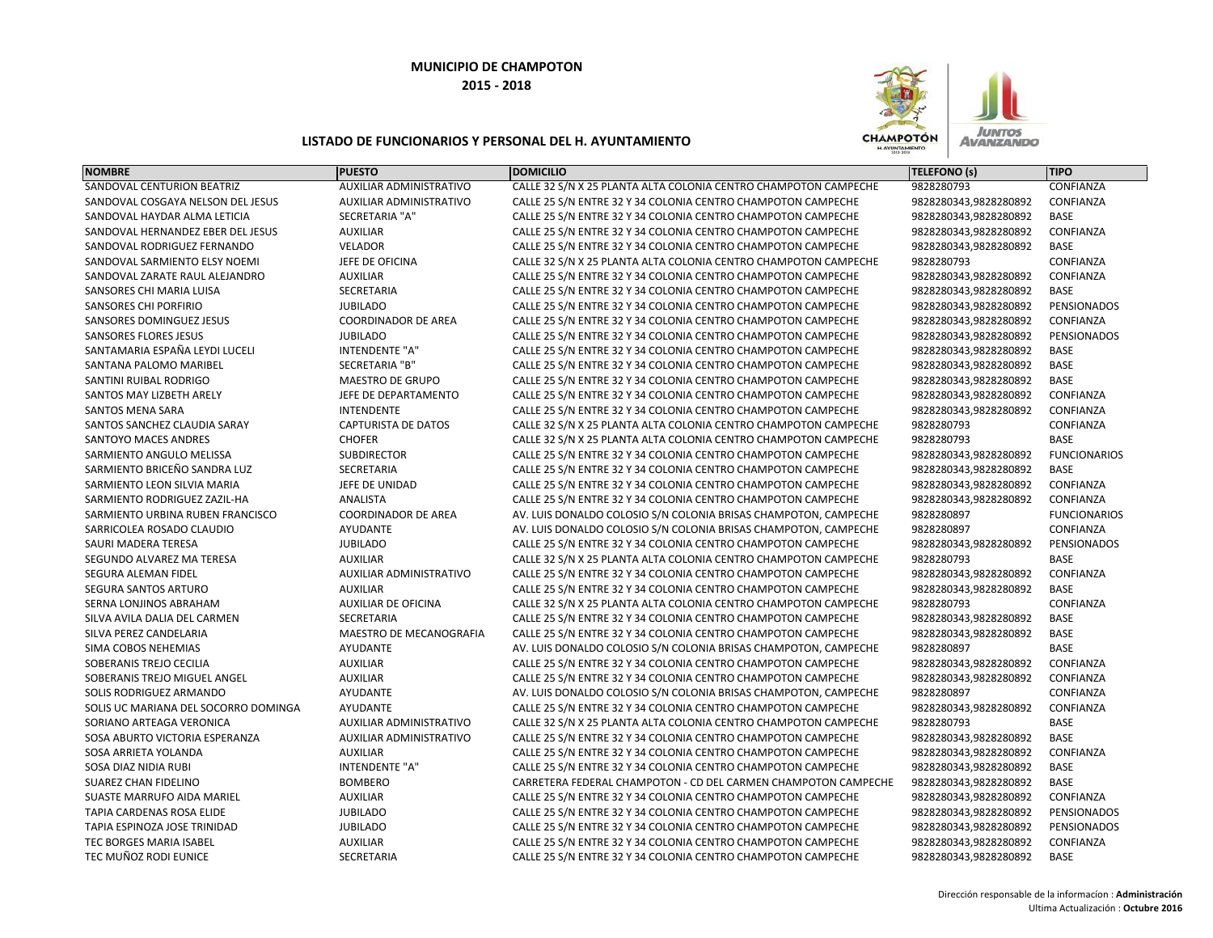**MUNICIPIO DE CHAMPOTON**

**2015 - 2018**

**LISTADO DE FUNCIONARIOS Y PERSONAL DEL H. AYUNTAMIENTO**

| NOMBRE | PUESTO | DOMICILIO | TELEFONO (s) | TIPO |
|---|---|---|---|---|
| SANDOVAL CENTURION BEATRIZ | AUXILIAR ADMINISTRATIVO | CALLE 32 S/N X 25 PLANTA ALTA COLONIA CENTRO CHAMPOTON CAMPECHE | 9828280793 | CONFIANZA |
| SANDOVAL COSGAYA NELSON DEL JESUS | AUXILIAR ADMINISTRATIVO | CALLE 25 S/N ENTRE 32 Y 34 COLONIA CENTRO CHAMPOTON CAMPECHE | 9828280343,9828280892 | CONFIANZA |
| SANDOVAL HAYDAR ALMA LETICIA | SECRETARIA "A" | CALLE 25 S/N ENTRE 32 Y 34 COLONIA CENTRO CHAMPOTON CAMPECHE | 9828280343,9828280892 | BASE |
| SANDOVAL HERNANDEZ EBER DEL JESUS | AUXILIAR | CALLE 25 S/N ENTRE 32 Y 34 COLONIA CENTRO CHAMPOTON CAMPECHE | 9828280343,9828280892 | CONFIANZA |
| SANDOVAL RODRIGUEZ FERNANDO | VELADOR | CALLE 25 S/N ENTRE 32 Y 34 COLONIA CENTRO CHAMPOTON CAMPECHE | 9828280343,9828280892 | BASE |
| SANDOVAL SARMIENTO ELSY NOEMI | JEFE DE OFICINA | CALLE 32 S/N X 25 PLANTA ALTA COLONIA CENTRO CHAMPOTON CAMPECHE | 9828280793 | CONFIANZA |
| SANDOVAL ZARATE RAUL ALEJANDRO | AUXILIAR | CALLE 25 S/N ENTRE 32 Y 34 COLONIA CENTRO CHAMPOTON CAMPECHE | 9828280343,9828280892 | CONFIANZA |
| SANSORES CHI MARIA LUISA | SECRETARIA | CALLE 25 S/N ENTRE 32 Y 34 COLONIA CENTRO CHAMPOTON CAMPECHE | 9828280343,9828280892 | BASE |
| SANSORES CHI PORFIRIO | JUBILADO | CALLE 25 S/N ENTRE 32 Y 34 COLONIA CENTRO CHAMPOTON CAMPECHE | 9828280343,9828280892 | PENSIONADOS |
| SANSORES DOMINGUEZ JESUS | COORDINADOR DE AREA | CALLE 25 S/N ENTRE 32 Y 34 COLONIA CENTRO CHAMPOTON CAMPECHE | 9828280343,9828280892 | CONFIANZA |
| SANSORES FLORES JESUS | JUBILADO | CALLE 25 S/N ENTRE 32 Y 34 COLONIA CENTRO CHAMPOTON CAMPECHE | 9828280343,9828280892 | PENSIONADOS |
| SANTAMARIA ESPAÑA LEYDI LUCELI | INTENDENTE "A" | CALLE 25 S/N ENTRE 32 Y 34 COLONIA CENTRO CHAMPOTON CAMPECHE | 9828280343,9828280892 | BASE |
| SANTANA PALOMO MARIBEL | SECRETARIA "B" | CALLE 25 S/N ENTRE 32 Y 34 COLONIA CENTRO CHAMPOTON CAMPECHE | 9828280343,9828280892 | BASE |
| SANTINI RUIBAL RODRIGO | MAESTRO DE GRUPO | CALLE 25 S/N ENTRE 32 Y 34 COLONIA CENTRO CHAMPOTON CAMPECHE | 9828280343,9828280892 | BASE |
| SANTOS MAY LIZBETH ARELY | JEFE DE DEPARTAMENTO | CALLE 25 S/N ENTRE 32 Y 34 COLONIA CENTRO CHAMPOTON CAMPECHE | 9828280343,9828280892 | CONFIANZA |
| SANTOS MENA SARA | INTENDENTE | CALLE 25 S/N ENTRE 32 Y 34 COLONIA CENTRO CHAMPOTON CAMPECHE | 9828280343,9828280892 | CONFIANZA |
| SANTOS SANCHEZ CLAUDIA SARAY | CAPTURISTA DE DATOS | CALLE 32 S/N X 25 PLANTA ALTA COLONIA CENTRO CHAMPOTON CAMPECHE | 9828280793 | CONFIANZA |
| SANTOYO MACES ANDRES | CHOFER | CALLE 32 S/N X 25 PLANTA ALTA COLONIA CENTRO CHAMPOTON CAMPECHE | 9828280793 | BASE |
| SARMIENTO ANGULO MELISSA | SUBDIRECTOR | CALLE 25 S/N ENTRE 32 Y 34 COLONIA CENTRO CHAMPOTON CAMPECHE | 9828280343,9828280892 | FUNCIONARIOS |
| SARMIENTO BRICEÑO SANDRA LUZ | SECRETARIA | CALLE 25 S/N ENTRE 32 Y 34 COLONIA CENTRO CHAMPOTON CAMPECHE | 9828280343,9828280892 | BASE |
| SARMIENTO LEON SILVIA MARIA | JEFE DE UNIDAD | CALLE 25 S/N ENTRE 32 Y 34 COLONIA CENTRO CHAMPOTON CAMPECHE | 9828280343,9828280892 | CONFIANZA |
| SARMIENTO RODRIGUEZ ZAZIL-HA | ANALISTA | CALLE 25 S/N ENTRE 32 Y 34 COLONIA CENTRO CHAMPOTON CAMPECHE | 9828280343,9828280892 | CONFIANZA |
| SARMIENTO URBINA RUBEN FRANCISCO | COORDINADOR DE AREA | AV. LUIS DONALDO COLOSIO S/N COLONIA BRISAS CHAMPOTON, CAMPECHE | 9828280897 | FUNCIONARIOS |
| SARRICOLEA ROSADO CLAUDIO | AYUDANTE | AV. LUIS DONALDO COLOSIO S/N COLONIA BRISAS CHAMPOTON, CAMPECHE | 9828280897 | CONFIANZA |
| SAURI MADERA TERESA | JUBILADO | CALLE 25 S/N ENTRE 32 Y 34 COLONIA CENTRO CHAMPOTON CAMPECHE | 9828280343,9828280892 | PENSIONADOS |
| SEGUNDO ALVAREZ MA TERESA | AUXILIAR | CALLE 32 S/N X 25 PLANTA ALTA COLONIA CENTRO CHAMPOTON CAMPECHE | 9828280793 | BASE |
| SEGURA ALEMAN FIDEL | AUXILIAR ADMINISTRATIVO | CALLE 25 S/N ENTRE 32 Y 34 COLONIA CENTRO CHAMPOTON CAMPECHE | 9828280343,9828280892 | CONFIANZA |
| SEGURA SANTOS ARTURO | AUXILIAR | CALLE 25 S/N ENTRE 32 Y 34 COLONIA CENTRO CHAMPOTON CAMPECHE | 9828280343,9828280892 | BASE |
| SERNA LONJINOS ABRAHAM | AUXILIAR DE OFICINA | CALLE 32 S/N X 25 PLANTA ALTA COLONIA CENTRO CHAMPOTON CAMPECHE | 9828280793 | CONFIANZA |
| SILVA AVILA DALIA DEL CARMEN | SECRETARIA | CALLE 25 S/N ENTRE 32 Y 34 COLONIA CENTRO CHAMPOTON CAMPECHE | 9828280343,9828280892 | BASE |
| SILVA PEREZ CANDELARIA | MAESTRO DE MECANOGRAFIA | CALLE 25 S/N ENTRE 32 Y 34 COLONIA CENTRO CHAMPOTON CAMPECHE | 9828280343,9828280892 | BASE |
| SIMA COBOS NEHEMIAS | AYUDANTE | AV. LUIS DONALDO COLOSIO S/N COLONIA BRISAS CHAMPOTON, CAMPECHE | 9828280897 | BASE |
| SOBERANIS TREJO CECILIA | AUXILIAR | CALLE 25 S/N ENTRE 32 Y 34 COLONIA CENTRO CHAMPOTON CAMPECHE | 9828280343,9828280892 | CONFIANZA |
| SOBERANIS TREJO MIGUEL ANGEL | AUXILIAR | CALLE 25 S/N ENTRE 32 Y 34 COLONIA CENTRO CHAMPOTON CAMPECHE | 9828280343,9828280892 | CONFIANZA |
| SOLIS RODRIGUEZ ARMANDO | AYUDANTE | AV. LUIS DONALDO COLOSIO S/N COLONIA BRISAS CHAMPOTON, CAMPECHE | 9828280897 | CONFIANZA |
| SOLIS UC MARIANA DEL SOCORRO DOMINGA | AYUDANTE | CALLE 25 S/N ENTRE 32 Y 34 COLONIA CENTRO CHAMPOTON CAMPECHE | 9828280343,9828280892 | CONFIANZA |
| SORIANO ARTEAGA VERONICA | AUXILIAR ADMINISTRATIVO | CALLE 32 S/N X 25 PLANTA ALTA COLONIA CENTRO CHAMPOTON CAMPECHE | 9828280793 | BASE |
| SOSA ABURTO VICTORIA ESPERANZA | AUXILIAR ADMINISTRATIVO | CALLE 25 S/N ENTRE 32 Y 34 COLONIA CENTRO CHAMPOTON CAMPECHE | 9828280343,9828280892 | BASE |
| SOSA ARRIETA YOLANDA | AUXILIAR | CALLE 25 S/N ENTRE 32 Y 34 COLONIA CENTRO CHAMPOTON CAMPECHE | 9828280343,9828280892 | CONFIANZA |
| SOSA DIAZ NIDIA RUBI | INTENDENTE "A" | CALLE 25 S/N ENTRE 32 Y 34 COLONIA CENTRO CHAMPOTON CAMPECHE | 9828280343,9828280892 | BASE |
| SUAREZ CHAN FIDELINO | BOMBERO | CARRETERA FEDERAL CHAMPOTON - CD DEL CARMEN CHAMPOTON CAMPECHE | 9828280343,9828280892 | BASE |
| SUASTE MARRUFO AIDA MARIEL | AUXILIAR | CALLE 25 S/N ENTRE 32 Y 34 COLONIA CENTRO CHAMPOTON CAMPECHE | 9828280343,9828280892 | CONFIANZA |
| TAPIA CARDENAS ROSA ELIDE | JUBILADO | CALLE 25 S/N ENTRE 32 Y 34 COLONIA CENTRO CHAMPOTON CAMPECHE | 9828280343,9828280892 | PENSIONADOS |
| TAPIA ESPINOZA JOSE TRINIDAD | JUBILADO | CALLE 25 S/N ENTRE 32 Y 34 COLONIA CENTRO CHAMPOTON CAMPECHE | 9828280343,9828280892 | PENSIONADOS |
| TEC BORGES MARIA ISABEL | AUXILIAR | CALLE 25 S/N ENTRE 32 Y 34 COLONIA CENTRO CHAMPOTON CAMPECHE | 9828280343,9828280892 | CONFIANZA |
| TEC MUÑOZ RODI EUNICE | SECRETARIA | CALLE 25 S/N ENTRE 32 Y 34 COLONIA CENTRO CHAMPOTON CAMPECHE | 9828280343,9828280892 | BASE |

Dirección responsable de la informacion : **Administración**

Ultima Actualización : **Octubre 2016**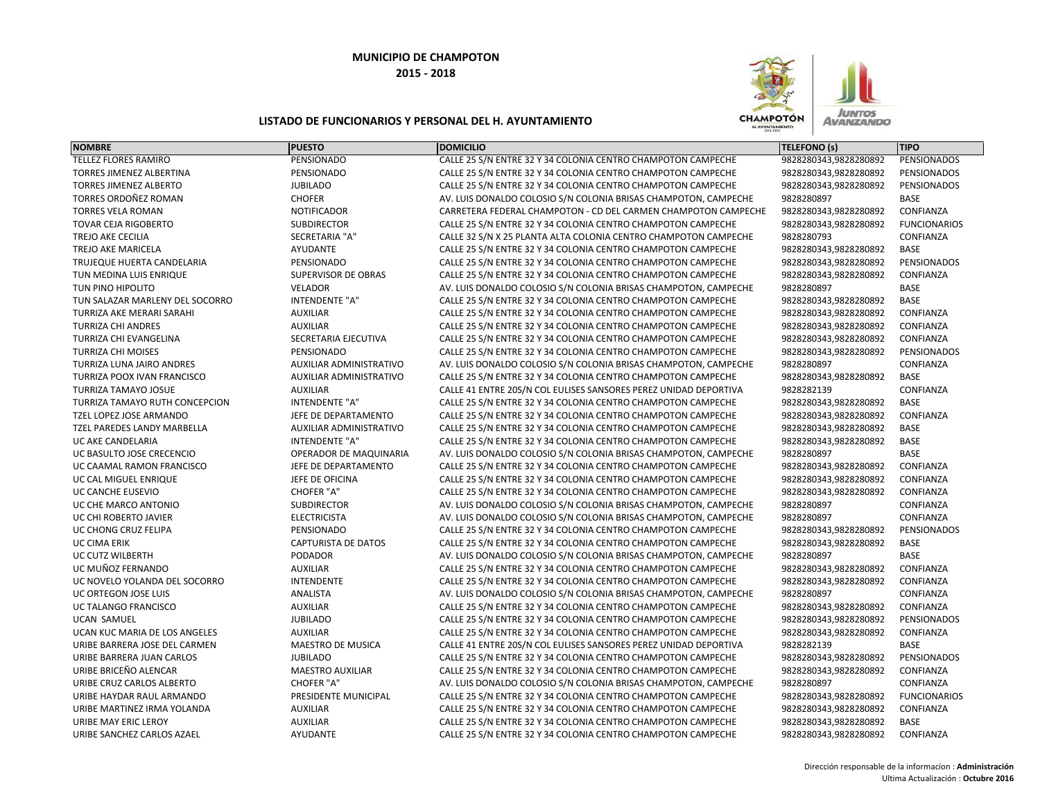**MUNICIPIO DE CHAMPOTON**

**2015 - 2018**

**LISTADO DE FUNCIONARIOS Y PERSONAL DEL H. AYUNTAMIENTO**

| NOMBRE | PUESTO | DOMICILIO | TELEFONO (s) | TIPO |
|---|---|---|---|---|
| TELLEZ FLORES RAMIRO | PENSIONADO | CALLE 25 S/N ENTRE 32 Y 34 COLONIA CENTRO CHAMPOTON CAMPECHE | 9828280343,9828280892 | PENSIONADOS |
| TORRES JIMENEZ ALBERTINA | PENSIONADO | CALLE 25 S/N ENTRE 32 Y 34 COLONIA CENTRO CHAMPOTON CAMPECHE | 9828280343,9828280892 | PENSIONADOS |
| TORRES JIMENEZ ALBERTO | JUBILADO | CALLE 25 S/N ENTRE 32 Y 34 COLONIA CENTRO CHAMPOTON CAMPECHE | 9828280343,9828280892 | PENSIONADOS |
| TORRES ORDOÑEZ ROMAN | CHOFER | AV. LUIS DONALDO COLOSIO S/N COLONIA BRISAS CHAMPOTON, CAMPECHE | 9828280897 | BASE |
| TORRES VELA ROMAN | NOTIFICADOR | CARRETERA FEDERAL CHAMPOTON - CD DEL CARMEN CHAMPOTON CAMPECHE | 9828280343,9828280892 | CONFIANZA |
| TOVAR CEJA RIGOBERTO | SUBDIRECTOR | CALLE 25 S/N ENTRE 32 Y 34 COLONIA CENTRO CHAMPOTON CAMPECHE | 9828280343,9828280892 | FUNCIONARIOS |
| TREJO AKE CECILIA | SECRETARIA "A" | CALLE 32 S/N X 25 PLANTA ALTA COLONIA CENTRO CHAMPOTON CAMPECHE | 9828280793 | CONFIANZA |
| TREJO AKE MARICELA | AYUDANTE | CALLE 25 S/N ENTRE 32 Y 34 COLONIA CENTRO CHAMPOTON CAMPECHE | 9828280343,9828280892 | BASE |
| TRUJEQUE HUERTA CANDELARIA | PENSIONADO | CALLE 25 S/N ENTRE 32 Y 34 COLONIA CENTRO CHAMPOTON CAMPECHE | 9828280343,9828280892 | PENSIONADOS |
| TUN MEDINA LUIS ENRIQUE | SUPERVISOR DE OBRAS | CALLE 25 S/N ENTRE 32 Y 34 COLONIA CENTRO CHAMPOTON CAMPECHE | 9828280343,9828280892 | CONFIANZA |
| TUN PINO HIPOLITO | VELADOR | AV. LUIS DONALDO COLOSIO S/N COLONIA BRISAS CHAMPOTON, CAMPECHE | 9828280897 | BASE |
| TUN SALAZAR MARLENY DEL SOCORRO | INTENDENTE "A" | CALLE 25 S/N ENTRE 32 Y 34 COLONIA CENTRO CHAMPOTON CAMPECHE | 9828280343,9828280892 | BASE |
| TURRIZA AKE MERARI SARAHI | AUXILIAR | CALLE 25 S/N ENTRE 32 Y 34 COLONIA CENTRO CHAMPOTON CAMPECHE | 9828280343,9828280892 | CONFIANZA |
| TURRIZA CHI ANDRES | AUXILIAR | CALLE 25 S/N ENTRE 32 Y 34 COLONIA CENTRO CHAMPOTON CAMPECHE | 9828280343,9828280892 | CONFIANZA |
| TURRIZA CHI EVANGELINA | SECRETARIA EJECUTIVA | CALLE 25 S/N ENTRE 32 Y 34 COLONIA CENTRO CHAMPOTON CAMPECHE | 9828280343,9828280892 | CONFIANZA |
| TURRIZA CHI MOISES | PENSIONADO | CALLE 25 S/N ENTRE 32 Y 34 COLONIA CENTRO CHAMPOTON CAMPECHE | 9828280343,9828280892 | PENSIONADOS |
| TURRIZA LUNA JAIRO ANDRES | AUXILIAR ADMINISTRATIVO | AV. LUIS DONALDO COLOSIO S/N COLONIA BRISAS CHAMPOTON, CAMPECHE | 9828280897 | CONFIANZA |
| TURRIZA POOX IVAN FRANCISCO | AUXILIAR ADMINISTRATIVO | CALLE 25 S/N ENTRE 32 Y 34 COLONIA CENTRO CHAMPOTON CAMPECHE | 9828280343,9828280892 | BASE |
| TURRIZA TAMAYO JOSUE | AUXILIAR | CALLE 41 ENTRE 20S/N COL EULISES SANSORES PEREZ UNIDAD DEPORTIVA | 9828282139 | CONFIANZA |
| TURRIZA TAMAYO RUTH CONCEPCION | INTENDENTE "A" | CALLE 25 S/N ENTRE 32 Y 34 COLONIA CENTRO CHAMPOTON CAMPECHE | 9828280343,9828280892 | BASE |
| TZEL LOPEZ JOSE ARMANDO | JEFE DE DEPARTAMENTO | CALLE 25 S/N ENTRE 32 Y 34 COLONIA CENTRO CHAMPOTON CAMPECHE | 9828280343,9828280892 | CONFIANZA |
| TZEL PAREDES LANDY MARBELLA | AUXILIAR ADMINISTRATIVO | CALLE 25 S/N ENTRE 32 Y 34 COLONIA CENTRO CHAMPOTON CAMPECHE | 9828280343,9828280892 | BASE |
| UC AKE CANDELARIA | INTENDENTE "A" | CALLE 25 S/N ENTRE 32 Y 34 COLONIA CENTRO CHAMPOTON CAMPECHE | 9828280343,9828280892 | BASE |
| UC BASULTO JOSE CRECENCIO | OPERADOR DE MAQUINARIA | AV. LUIS DONALDO COLOSIO S/N COLONIA BRISAS CHAMPOTON, CAMPECHE | 9828280897 | BASE |
| UC CAAMAL RAMON FRANCISCO | JEFE DE DEPARTAMENTO | CALLE 25 S/N ENTRE 32 Y 34 COLONIA CENTRO CHAMPOTON CAMPECHE | 9828280343,9828280892 | CONFIANZA |
| UC CAL MIGUEL ENRIQUE | JEFE DE OFICINA | CALLE 25 S/N ENTRE 32 Y 34 COLONIA CENTRO CHAMPOTON CAMPECHE | 9828280343,9828280892 | CONFIANZA |
| UC CANCHE EUSEVIO | CHOFER "A" | CALLE 25 S/N ENTRE 32 Y 34 COLONIA CENTRO CHAMPOTON CAMPECHE | 9828280343,9828280892 | CONFIANZA |
| UC CHE MARCO ANTONIO | SUBDIRECTOR | AV. LUIS DONALDO COLOSIO S/N COLONIA BRISAS CHAMPOTON, CAMPECHE | 9828280897 | CONFIANZA |
| UC CHI ROBERTO JAVIER | ELECTRICISTA | AV. LUIS DONALDO COLOSIO S/N COLONIA BRISAS CHAMPOTON, CAMPECHE | 9828280897 | CONFIANZA |
| UC CHONG CRUZ FELIPA | PENSIONADO | CALLE 25 S/N ENTRE 32 Y 34 COLONIA CENTRO CHAMPOTON CAMPECHE | 9828280343,9828280892 | PENSIONADOS |
| UC CIMA ERIK | CAPTURISTA DE DATOS | CALLE 25 S/N ENTRE 32 Y 34 COLONIA CENTRO CHAMPOTON CAMPECHE | 9828280343,9828280892 | BASE |
| UC CUTZ WILBERTH | PODADOR | AV. LUIS DONALDO COLOSIO S/N COLONIA BRISAS CHAMPOTON, CAMPECHE | 9828280897 | BASE |
| UC MUÑOZ FERNANDO | AUXILIAR | CALLE 25 S/N ENTRE 32 Y 34 COLONIA CENTRO CHAMPOTON CAMPECHE | 9828280343,9828280892 | CONFIANZA |
| UC NOVELO YOLANDA DEL SOCORRO | INTENDENTE | CALLE 25 S/N ENTRE 32 Y 34 COLONIA CENTRO CHAMPOTON CAMPECHE | 9828280343,9828280892 | CONFIANZA |
| UC ORTEGON JOSE LUIS | ANALISTA | AV. LUIS DONALDO COLOSIO S/N COLONIA BRISAS CHAMPOTON, CAMPECHE | 9828280897 | CONFIANZA |
| UC TALANGO FRANCISCO | AUXILIAR | CALLE 25 S/N ENTRE 32 Y 34 COLONIA CENTRO CHAMPOTON CAMPECHE | 9828280343,9828280892 | CONFIANZA |
| UCAN SAMUEL | JUBILADO | CALLE 25 S/N ENTRE 32 Y 34 COLONIA CENTRO CHAMPOTON CAMPECHE | 9828280343,9828280892 | PENSIONADOS |
| UCAN KUC MARIA DE LOS ANGELES | AUXILIAR | CALLE 25 S/N ENTRE 32 Y 34 COLONIA CENTRO CHAMPOTON CAMPECHE | 9828280343,9828280892 | CONFIANZA |
| URIBE BARRERA JOSE DEL CARMEN | MAESTRO DE MUSICA | CALLE 41 ENTRE 20S/N COL EULISES SANSORES PEREZ UNIDAD DEPORTIVA | 9828282139 | BASE |
| URIBE BARRERA JUAN CARLOS | JUBILADO | CALLE 25 S/N ENTRE 32 Y 34 COLONIA CENTRO CHAMPOTON CAMPECHE | 9828280343,9828280892 | PENSIONADOS |
| URIBE BRICEÑO ALENCAR | MAESTRO AUXILIAR | CALLE 25 S/N ENTRE 32 Y 34 COLONIA CENTRO CHAMPOTON CAMPECHE | 9828280343,9828280892 | CONFIANZA |
| URIBE CRUZ CARLOS ALBERTO | CHOFER "A" | AV. LUIS DONALDO COLOSIO S/N COLONIA BRISAS CHAMPOTON, CAMPECHE | 9828280897 | CONFIANZA |
| URIBE HAYDAR RAUL ARMANDO | PRESIDENTE MUNICIPAL | CALLE 25 S/N ENTRE 32 Y 34 COLONIA CENTRO CHAMPOTON CAMPECHE | 9828280343,9828280892 | FUNCIONARIOS |
| URIBE MARTINEZ IRMA YOLANDA | AUXILIAR | CALLE 25 S/N ENTRE 32 Y 34 COLONIA CENTRO CHAMPOTON CAMPECHE | 9828280343,9828280892 | CONFIANZA |
| URIBE MAY ERIC LEROY | AUXILIAR | CALLE 25 S/N ENTRE 32 Y 34 COLONIA CENTRO CHAMPOTON CAMPECHE | 9828280343,9828280892 | BASE |
| URIBE SANCHEZ CARLOS AZAEL | AYUDANTE | CALLE 25 S/N ENTRE 32 Y 34 COLONIA CENTRO CHAMPOTON CAMPECHE | 9828280343,9828280892 | CONFIANZA |

Dirección responsable de la informacíon : **Administración**

Ultima Actualización : **Octubre 2016**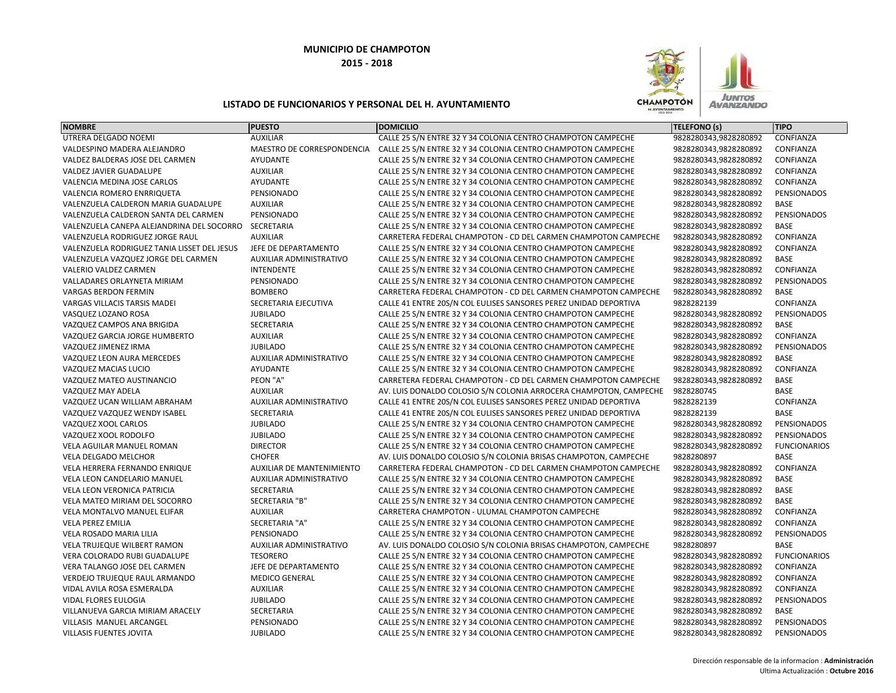**MUNICIPIO DE CHAMPOTON**

**2015 - 2018**

**LISTADO DE FUNCIONARIOS Y PERSONAL DEL H. AYUNTAMIENTO**

| NOMBRE | PUESTO | DOMICILIO | TELEFONO (s) | TIPO |
|---|---|---|---|---|
| UTRERA DELGADO NOEMI | AUXILIAR | CALLE 25 S/N ENTRE 32 Y 34 COLONIA CENTRO CHAMPOTON CAMPECHE | 9828280343,9828280892 | CONFIANZA |
| VALDESPINO MADERA ALEJANDRO | MAESTRO DE CORRESPONDENCIA | CALLE 25 S/N ENTRE 32 Y 34 COLONIA CENTRO CHAMPOTON CAMPECHE | 9828280343,9828280892 | CONFIANZA |
| VALDEZ BALDERAS JOSE DEL CARMEN | AYUDANTE | CALLE 25 S/N ENTRE 32 Y 34 COLONIA CENTRO CHAMPOTON CAMPECHE | 9828280343,9828280892 | CONFIANZA |
| VALDEZ JAVIER GUADALUPE | AUXILIAR | CALLE 25 S/N ENTRE 32 Y 34 COLONIA CENTRO CHAMPOTON CAMPECHE | 9828280343,9828280892 | CONFIANZA |
| VALENCIA MEDINA JOSE CARLOS | AYUDANTE | CALLE 25 S/N ENTRE 32 Y 34 COLONIA CENTRO CHAMPOTON CAMPECHE | 9828280343,9828280892 | CONFIANZA |
| VALENCIA ROMERO ENRRIQUETA | PENSIONADO | CALLE 25 S/N ENTRE 32 Y 34 COLONIA CENTRO CHAMPOTON CAMPECHE | 9828280343,9828280892 | PENSIONADOS |
| VALENZUELA CALDERON MARIA GUADALUPE | AUXILIAR | CALLE 25 S/N ENTRE 32 Y 34 COLONIA CENTRO CHAMPOTON CAMPECHE | 9828280343,9828280892 | BASE |
| VALENZUELA CALDERON SANTA DEL CARMEN | PENSIONADO | CALLE 25 S/N ENTRE 32 Y 34 COLONIA CENTRO CHAMPOTON CAMPECHE | 9828280343,9828280892 | PENSIONADOS |
| VALENZUELA CANEPA ALEJANDRINA DEL SOCORRO | SECRETARIA | CALLE 25 S/N ENTRE 32 Y 34 COLONIA CENTRO CHAMPOTON CAMPECHE | 9828280343,9828280892 | BASE |
| VALENZUELA RODRIGUEZ JORGE RAUL | AUXILIAR | CARRETERA FEDERAL CHAMPOTON - CD DEL CARMEN CHAMPOTON CAMPECHE | 9828280343,9828280892 | CONFIANZA |
| VALENZUELA RODRIGUEZ TANIA LISSET DEL JESUS | JEFE DE DEPARTAMENTO | CALLE 25 S/N ENTRE 32 Y 34 COLONIA CENTRO CHAMPOTON CAMPECHE | 9828280343,9828280892 | CONFIANZA |
| VALENZUELA VAZQUEZ JORGE DEL CARMEN | AUXILIAR ADMINISTRATIVO | CALLE 25 S/N ENTRE 32 Y 34 COLONIA CENTRO CHAMPOTON CAMPECHE | 9828280343,9828280892 | BASE |
| VALERIO VALDEZ CARMEN | INTENDENTE | CALLE 25 S/N ENTRE 32 Y 34 COLONIA CENTRO CHAMPOTON CAMPECHE | 9828280343,9828280892 | CONFIANZA |
| VALLADARES ORLAYNETA MIRIAM | PENSIONADO | CALLE 25 S/N ENTRE 32 Y 34 COLONIA CENTRO CHAMPOTON CAMPECHE | 9828280343,9828280892 | PENSIONADOS |
| VARGAS BERDON FERMIN | BOMBERO | CARRETERA FEDERAL CHAMPOTON - CD DEL CARMEN CHAMPOTON CAMPECHE | 9828280343,9828280892 | BASE |
| VARGAS VILLACIS TARSIS MADEI | SECRETARIA EJECUTIVA | CALLE 41 ENTRE 20S/N COL EULISES SANSORES PEREZ UNIDAD DEPORTIVA | 9828282139 | CONFIANZA |
| VASQUEZ LOZANO ROSA | JUBILADO | CALLE 25 S/N ENTRE 32 Y 34 COLONIA CENTRO CHAMPOTON CAMPECHE | 9828280343,9828280892 | PENSIONADOS |
| VAZQUEZ CAMPOS ANA BRIGIDA | SECRETARIA | CALLE 25 S/N ENTRE 32 Y 34 COLONIA CENTRO CHAMPOTON CAMPECHE | 9828280343,9828280892 | BASE |
| VAZQUEZ GARCIA JORGE HUMBERTO | AUXILIAR | CALLE 25 S/N ENTRE 32 Y 34 COLONIA CENTRO CHAMPOTON CAMPECHE | 9828280343,9828280892 | CONFIANZA |
| VAZQUEZ JIMENEZ IRMA | JUBILADO | CALLE 25 S/N ENTRE 32 Y 34 COLONIA CENTRO CHAMPOTON CAMPECHE | 9828280343,9828280892 | PENSIONADOS |
| VAZQUEZ LEON AURA MERCEDES | AUXILIAR ADMINISTRATIVO | CALLE 25 S/N ENTRE 32 Y 34 COLONIA CENTRO CHAMPOTON CAMPECHE | 9828280343,9828280892 | BASE |
| VAZQUEZ MACIAS LUCIO | AYUDANTE | CALLE 25 S/N ENTRE 32 Y 34 COLONIA CENTRO CHAMPOTON CAMPECHE | 9828280343,9828280892 | CONFIANZA |
| VAZQUEZ MATEO AUSTINANCIO | PEON "A" | CARRETERA FEDERAL CHAMPOTON - CD DEL CARMEN CHAMPOTON CAMPECHE | 9828280343,9828280892 | BASE |
| VAZQUEZ MAY ADELA | AUXILIAR | AV. LUIS DONALDO COLOSIO S/N COLONIA ARROCERA CHAMPOTON, CAMPECHE | 9828280745 | BASE |
| VAZQUEZ UCAN WILLIAM ABRAHAM | AUXILIAR ADMINISTRATIVO | CALLE 41 ENTRE 20S/N COL EULISES SANSORES PEREZ UNIDAD DEPORTIVA | 9828282139 | CONFIANZA |
| VAZQUEZ VAZQUEZ WENDY ISABEL | SECRETARIA | CALLE 41 ENTRE 20S/N COL EULISES SANSORES PEREZ UNIDAD DEPORTIVA | 9828282139 | BASE |
| VAZQUEZ XOOL CARLOS | JUBILADO | CALLE 25 S/N ENTRE 32 Y 34 COLONIA CENTRO CHAMPOTON CAMPECHE | 9828280343,9828280892 | PENSIONADOS |
| VAZQUEZ XOOL RODOLFO | JUBILADO | CALLE 25 S/N ENTRE 32 Y 34 COLONIA CENTRO CHAMPOTON CAMPECHE | 9828280343,9828280892 | PENSIONADOS |
| VELA AGUILAR MANUEL ROMAN | DIRECTOR | CALLE 25 S/N ENTRE 32 Y 34 COLONIA CENTRO CHAMPOTON CAMPECHE | 9828280343,9828280892 | FUNCIONARIOS |
| VELA DELGADO MELCHOR | CHOFER | AV. LUIS DONALDO COLOSIO S/N COLONIA BRISAS CHAMPOTON, CAMPECHE | 9828280897 | BASE |
| VELA HERRERA FERNANDO ENRIQUE | AUXILIAR DE MANTENIMIENTO | CARRETERA FEDERAL CHAMPOTON - CD DEL CARMEN CHAMPOTON CAMPECHE | 9828280343,9828280892 | CONFIANZA |
| VELA LEON CANDELARIO MANUEL | AUXILIAR ADMINISTRATIVO | CALLE 25 S/N ENTRE 32 Y 34 COLONIA CENTRO CHAMPOTON CAMPECHE | 9828280343,9828280892 | BASE |
| VELA LEON VERONICA PATRICIA | SECRETARIA | CALLE 25 S/N ENTRE 32 Y 34 COLONIA CENTRO CHAMPOTON CAMPECHE | 9828280343,9828280892 | BASE |
| VELA MATEO MIRIAM DEL SOCORRO | SECRETARIA "B" | CALLE 25 S/N ENTRE 32 Y 34 COLONIA CENTRO CHAMPOTON CAMPECHE | 9828280343,9828280892 | BASE |
| VELA MONTALVO MANUEL ELIFAR | AUXILIAR | CARRETERA CHAMPOTON - ULUMAL CHAMPOTON CAMPECHE | 9828280343,9828280892 | CONFIANZA |
| VELA PEREZ EMILIA | SECRETARIA "A" | CALLE 25 S/N ENTRE 32 Y 34 COLONIA CENTRO CHAMPOTON CAMPECHE | 9828280343,9828280892 | CONFIANZA |
| VELA ROSADO MARIA LILIA | PENSIONADO | CALLE 25 S/N ENTRE 32 Y 34 COLONIA CENTRO CHAMPOTON CAMPECHE | 9828280343,9828280892 | PENSIONADOS |
| VELA TRUJEQUE WILBERT RAMON | AUXILIAR ADMINISTRATIVO | AV. LUIS DONALDO COLOSIO S/N COLONIA BRISAS CHAMPOTON, CAMPECHE | 9828280897 | BASE |
| VERA COLORADO RUBI GUADALUPE | TESORERO | CALLE 25 S/N ENTRE 32 Y 34 COLONIA CENTRO CHAMPOTON CAMPECHE | 9828280343,9828280892 | FUNCIONARIOS |
| VERA TALANGO JOSE DEL CARMEN | JEFE DE DEPARTAMENTO | CALLE 25 S/N ENTRE 32 Y 34 COLONIA CENTRO CHAMPOTON CAMPECHE | 9828280343,9828280892 | CONFIANZA |
| VERDEJO TRUJEQUE RAUL ARMANDO | MEDICO GENERAL | CALLE 25 S/N ENTRE 32 Y 34 COLONIA CENTRO CHAMPOTON CAMPECHE | 9828280343,9828280892 | CONFIANZA |
| VIDAL AVILA ROSA ESMERALDA | AUXILIAR | CALLE 25 S/N ENTRE 32 Y 34 COLONIA CENTRO CHAMPOTON CAMPECHE | 9828280343,9828280892 | CONFIANZA |
| VIDAL FLORES EULOGIA | JUBILADO | CALLE 25 S/N ENTRE 32 Y 34 COLONIA CENTRO CHAMPOTON CAMPECHE | 9828280343,9828280892 | PENSIONADOS |
| VILLANUEVA GARCIA MIRIAM ARACELY | SECRETARIA | CALLE 25 S/N ENTRE 32 Y 34 COLONIA CENTRO CHAMPOTON CAMPECHE | 9828280343,9828280892 | BASE |
| VILLASIS MANUEL ARCANGEL | PENSIONADO | CALLE 25 S/N ENTRE 32 Y 34 COLONIA CENTRO CHAMPOTON CAMPECHE | 9828280343,9828280892 | PENSIONADOS |
| VILLASIS FUENTES JOVITA | JUBILADO | CALLE 25 S/N ENTRE 32 Y 34 COLONIA CENTRO CHAMPOTON CAMPECHE | 9828280343,9828280892 | PENSIONADOS |

Dirección responsable de la informacion : **Administración**

Ultima Actualización : **Octubre 2016**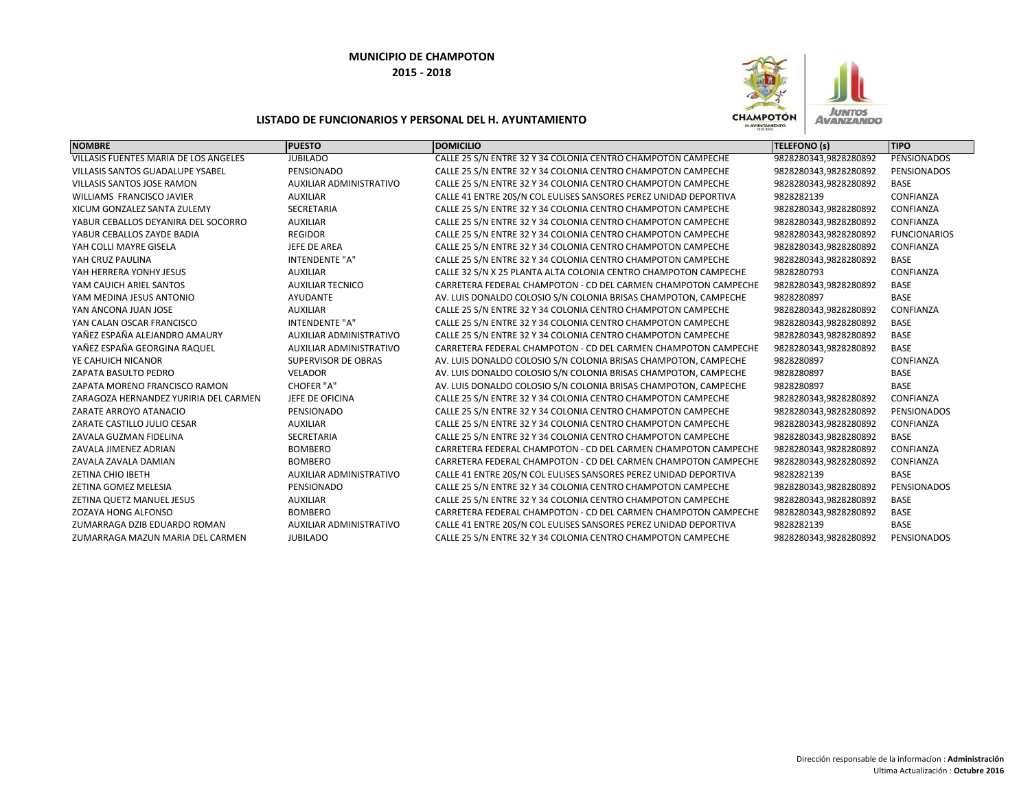**MUNICIPIO DE CHAMPOTON**

**2015 - 2018**

**LISTADO DE FUNCIONARIOS Y PERSONAL DEL H. AYUNTAMIENTO**

| NOMBRE | PUESTO | DOMICILIO | TELEFONO (s) | TIPO |
|---|---|---|---|---|
| VILLASIS FUENTES MARIA DE LOS ANGELES | JUBILADO | CALLE 25 S/N ENTRE 32 Y 34 COLONIA CENTRO CHAMPOTON CAMPECHE | 9828280343,9828280892 | PENSIONADOS |
| VILLASIS SANTOS GUADALUPE YSABEL | PENSIONADO | CALLE 25 S/N ENTRE 32 Y 34 COLONIA CENTRO CHAMPOTON CAMPECHE | 9828280343,9828280892 | PENSIONADOS |
| VILLASIS SANTOS JOSE RAMON | AUXILIAR ADMINISTRATIVO | CALLE 25 S/N ENTRE 32 Y 34 COLONIA CENTRO CHAMPOTON CAMPECHE | 9828280343,9828280892 | BASE |
| WILLIAMS FRANCISCO JAVIER | AUXILIAR | CALLE 41 ENTRE 20S/N COL EULISES SANSORES PEREZ UNIDAD DEPORTIVA | 9828282139 | CONFIANZA |
| XICUM GONZALEZ SANTA ZULEMY | SECRETARIA | CALLE 25 S/N ENTRE 32 Y 34 COLONIA CENTRO CHAMPOTON CAMPECHE | 9828280343,9828280892 | CONFIANZA |
| YABUR CEBALLOS DEYANIRA DEL SOCORRO | AUXILIAR | CALLE 25 S/N ENTRE 32 Y 34 COLONIA CENTRO CHAMPOTON CAMPECHE | 9828280343,9828280892 | CONFIANZA |
| YABUR CEBALLOS ZAYDE BADIA | REGIDOR | CALLE 25 S/N ENTRE 32 Y 34 COLONIA CENTRO CHAMPOTON CAMPECHE | 9828280343,9828280892 | FUNCIONARIOS |
| YAH COLLI MAYRE GISELA | JEFE DE AREA | CALLE 25 S/N ENTRE 32 Y 34 COLONIA CENTRO CHAMPOTON CAMPECHE | 9828280343,9828280892 | CONFIANZA |
| YAH CRUZ PAULINA | INTENDENTE "A" | CALLE 25 S/N ENTRE 32 Y 34 COLONIA CENTRO CHAMPOTON CAMPECHE | 9828280343,9828280892 | BASE |
| YAH HERRERA YONHY JESUS | AUXILIAR | CALLE 32 S/N X 25 PLANTA ALTA COLONIA CENTRO CHAMPOTON CAMPECHE | 9828280793 | CONFIANZA |
| YAM CAUICH ARIEL SANTOS | AUXILIAR TECNICO | CARRETERA FEDERAL CHAMPOTON - CD DEL CARMEN CHAMPOTON CAMPECHE | 9828280343,9828280892 | BASE |
| YAM MEDINA JESUS ANTONIO | AYUDANTE | AV. LUIS DONALDO COLOSIO S/N COLONIA BRISAS CHAMPOTON, CAMPECHE | 9828280897 | BASE |
| YAN ANCONA JUAN JOSE | AUXILIAR | CALLE 25 S/N ENTRE 32 Y 34 COLONIA CENTRO CHAMPOTON CAMPECHE | 9828280343,9828280892 | CONFIANZA |
| YAN CALAN OSCAR FRANCISCO | INTENDENTE "A" | CALLE 25 S/N ENTRE 32 Y 34 COLONIA CENTRO CHAMPOTON CAMPECHE | 9828280343,9828280892 | BASE |
| YAÑEZ ESPAÑA ALEJANDRO AMAURY | AUXILIAR ADMINISTRATIVO | CALLE 25 S/N ENTRE 32 Y 34 COLONIA CENTRO CHAMPOTON CAMPECHE | 9828280343,9828280892 | BASE |
| YAÑEZ ESPAÑA GEORGINA RAQUEL | AUXILIAR ADMINISTRATIVO | CARRETERA FEDERAL CHAMPOTON - CD DEL CARMEN CHAMPOTON CAMPECHE | 9828280343,9828280892 | BASE |
| YE CAHUICH NICANOR | SUPERVISOR DE OBRAS | AV. LUIS DONALDO COLOSIO S/N COLONIA BRISAS CHAMPOTON, CAMPECHE | 9828280897 | CONFIANZA |
| ZAPATA BASULTO PEDRO | VELADOR | AV. LUIS DONALDO COLOSIO S/N COLONIA BRISAS CHAMPOTON, CAMPECHE | 9828280897 | BASE |
| ZAPATA MORENO FRANCISCO RAMON | CHOFER "A" | AV. LUIS DONALDO COLOSIO S/N COLONIA BRISAS CHAMPOTON, CAMPECHE | 9828280897 | BASE |
| ZARAGOZA HERNANDEZ YURIRIA DEL CARMEN | JEFE DE OFICINA | CALLE 25 S/N ENTRE 32 Y 34 COLONIA CENTRO CHAMPOTON CAMPECHE | 9828280343,9828280892 | CONFIANZA |
| ZARATE ARROYO ATANACIO | PENSIONADO | CALLE 25 S/N ENTRE 32 Y 34 COLONIA CENTRO CHAMPOTON CAMPECHE | 9828280343,9828280892 | PENSIONADOS |
| ZARATE CASTILLO JULIO CESAR | AUXILIAR | CALLE 25 S/N ENTRE 32 Y 34 COLONIA CENTRO CHAMPOTON CAMPECHE | 9828280343,9828280892 | CONFIANZA |
| ZAVALA GUZMAN FIDELINA | SECRETARIA | CALLE 25 S/N ENTRE 32 Y 34 COLONIA CENTRO CHAMPOTON CAMPECHE | 9828280343,9828280892 | BASE |
| ZAVALA JIMENEZ ADRIAN | BOMBERO | CARRETERA FEDERAL CHAMPOTON - CD DEL CARMEN CHAMPOTON CAMPECHE | 9828280343,9828280892 | CONFIANZA |
| ZAVALA ZAVALA DAMIAN | BOMBERO | CARRETERA FEDERAL CHAMPOTON - CD DEL CARMEN CHAMPOTON CAMPECHE | 9828280343,9828280892 | CONFIANZA |
| ZETINA CHIO IBETH | AUXILIAR ADMINISTRATIVO | CALLE 41 ENTRE 20S/N COL EULISES SANSORES PEREZ UNIDAD DEPORTIVA | 9828282139 | BASE |
| ZETINA GOMEZ MELESIA | PENSIONADO | CALLE 25 S/N ENTRE 32 Y 34 COLONIA CENTRO CHAMPOTON CAMPECHE | 9828280343,9828280892 | PENSIONADOS |
| ZETINA QUETZ MANUEL JESUS | AUXILIAR | CALLE 25 S/N ENTRE 32 Y 34 COLONIA CENTRO CHAMPOTON CAMPECHE | 9828280343,9828280892 | BASE |
| ZOZAYA HONG ALFONSO | BOMBERO | CARRETERA FEDERAL CHAMPOTON - CD DEL CARMEN CHAMPOTON CAMPECHE | 9828280343,9828280892 | BASE |
| ZUMARRAGA DZIB EDUARDO ROMAN | AUXILIAR ADMINISTRATIVO | CALLE 41 ENTRE 20S/N COL EULISES SANSORES PEREZ UNIDAD DEPORTIVA | 9828282139 | BASE |
| ZUMARRAGA MAZUN MARIA DEL CARMEN | JUBILADO | CALLE 25 S/N ENTRE 32 Y 34 COLONIA CENTRO CHAMPOTON CAMPECHE | 9828280343,9828280892 | PENSIONADOS |

Dirección responsable de la informacion : **Administración**

Ultima Actualización : **Octubre 2016**